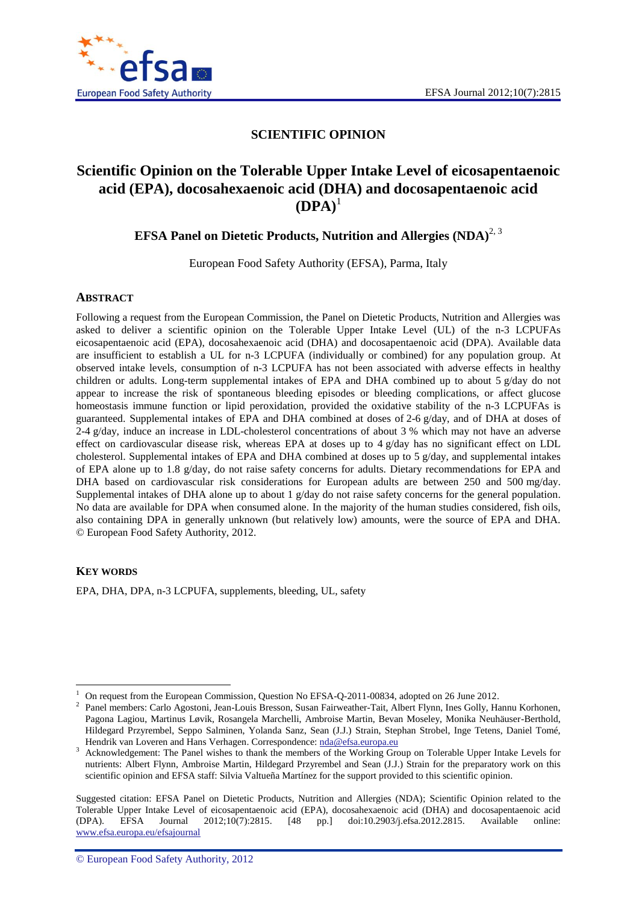# SCIENTIFIC OPINION

## Scientific Opinion on the Tolerable Upper Intake Level of eicosapentaenoic acid (EPA), docosahexaenoic acid (DHA) and docosapentaenoic acid (DPA)[1]

### EFSA Panel on Dietetic Products, Nutrition and Allergies (NDA)[2, 3]

European Food Safety Authority (EFSA), Parma, Italy

## ABSTRACT

Following a request from the European Commission, the Panel on Dietetic Products, Nutrition and Allergies was asked to deliver a scientific opinion on the Tolerable Upper Intake Level (UL) of the n-3 LCPUFAs eicosapentaenoic acid (EPA), docosahexaenoic acid (DHA) and docosapentaenoic acid (DPA). Available data are insufficient to establish a UL for n-3 LCPUFA (individually or combined) for any population group. At observed intake levels, consumption of n-3 LCPUFA has not been associated with adverse effects in healthy children or adults. Long-term supplemental intakes of EPA and DHA combined up to about 5 g/day do not appear to increase the risk of spontaneous bleeding episodes or bleeding complications, or affect glucose homeostasis immune function or lipid peroxidation, provided the oxidative stability of the n-3 LCPUFAs is guaranteed. Supplemental intakes of EPA and DHA combined at doses of 2-6 g/day, and of DHA at doses of 2-4 g/day, induce an increase in LDL-cholesterol concentrations of about 3 % which may not have an adverse effect on cardiovascular disease risk, whereas EPA at doses up to 4 g/day has no significant effect on LDL cholesterol. Supplemental intakes of EPA and DHA combined at doses up to 5 g/day, and supplemental intakes of EPA alone up to 1.8 g/day, do not raise safety concerns for adults. Dietary recommendations for EPA and DHA based on cardiovascular risk considerations for European adults are between 250 and 500 mg/day. Supplemental intakes of DHA alone up to about 1 g/day do not raise safety concerns for the general population. No data are available for DPA when consumed alone. In the majority of the human studies considered, fish oils, also containing DPA in generally unknown (but relatively low) amounts, were the source of EPA and DHA. © European Food Safety Authority, 2012.

## KEY WORDS

EPA, DHA, DPA, n-3 LCPUFA, supplements, bleeding, UL, safety

---

[1] On request from the European Commission, Question No EFSA-Q-2011-00834, adopted on 26 June 2012.

[2] Panel members: Carlo Agostoni, Jean-Louis Bresson, Susan Fairweather-Tait, Albert Flynn, Ines Golly, Hannu Korhonen, Pagona Lagiou, Martinus Løvik, Rosangela Marchelli, Ambroise Martin, Bevan Moseley, Monika Neuhäuser-Berthold, Hildegard Przyrembel, Seppo Salminen, Yolanda Sanz, Sean (J.J.) Strain, Stephan Strobel, Inge Tetens, Daniel Tomé, Hendrik van Loveren and Hans Verhagen. Correspondence: nda@efsa.europa.eu

[3] Acknowledgement: The Panel wishes to thank the members of the Working Group on Tolerable Upper Intake Levels for nutrients: Albert Flynn, Ambroise Martin, Hildegard Przyrembel and Sean (J.J.) Strain for the preparatory work on this scientific opinion and EFSA staff: Silvia Valtueña Martínez for the support provided to this scientific opinion.

Suggested citation: EFSA Panel on Dietetic Products, Nutrition and Allergies (NDA); Scientific Opinion related to the Tolerable Upper Intake Level of eicosapentaenoic acid (EPA), docosahexaenoic acid (DHA) and docosapentaenoic acid (DPA). EFSA Journal 2012;10(7):2815. [48 pp.] doi:10.2903/j.efsa.2012.2815. Available online: www.efsa.europa.eu/efsajournal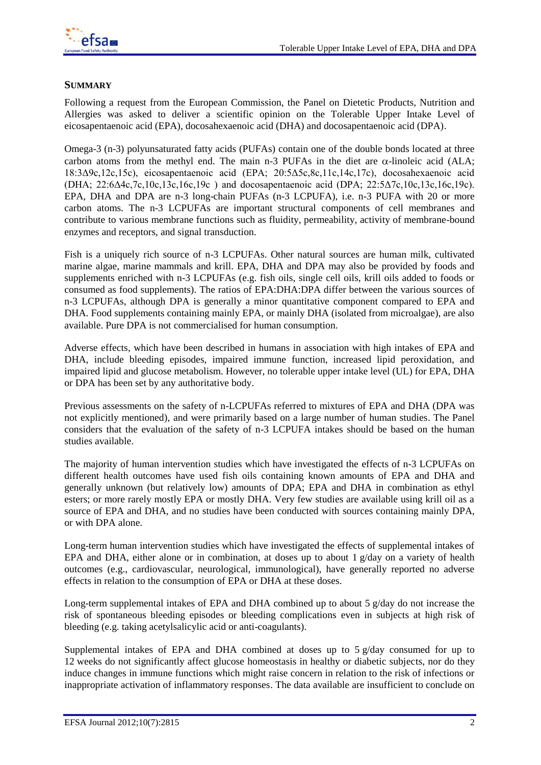## SUMMARY

Following a request from the European Commission, the Panel on Dietetic Products, Nutrition and Allergies was asked to deliver a scientific opinion on the Tolerable Upper Intake Level of eicosapentaenoic acid (EPA), docosahexaenoic acid (DHA) and docosapentaenoic acid (DPA).

Omega-3 (n-3) polyunsaturated fatty acids (PUFAs) contain one of the double bonds located at three carbon atoms from the methyl end. The main n-3 PUFAs in the diet are $\alpha$-linoleic acid (ALA; 18:3Δ9c,12c,15c), eicosapentaenoic acid (EPA; 20:5Δ5c,8c,11c,14c,17c), docosahexaenoic acid (DHA; 22:6Δ4c,7c,10c,13c,16c,19c ) and docosapentaenoic acid (DPA; 22:5Δ7c,10c,13c,16c,19c). EPA, DHA and DPA are n-3 long-chain PUFAs (n-3 LCPUFA), i.e. n-3 PUFA with 20 or more carbon atoms. The n-3 LCPUFAs are important structural components of cell membranes and contribute to various membrane functions such as fluidity, permeability, activity of membrane-bound enzymes and receptors, and signal transduction.

Fish is a uniquely rich source of n-3 LCPUFAs. Other natural sources are human milk, cultivated marine algae, marine mammals and krill. EPA, DHA and DPA may also be provided by foods and supplements enriched with n-3 LCPUFAs (e.g. fish oils, single cell oils, krill oils added to foods or consumed as food supplements). The ratios of EPA:DHA:DPA differ between the various sources of n-3 LCPUFAs, although DPA is generally a minor quantitative component compared to EPA and DHA. Food supplements containing mainly EPA, or mainly DHA (isolated from microalgae), are also available. Pure DPA is not commercialised for human consumption.

Adverse effects, which have been described in humans in association with high intakes of EPA and DHA, include bleeding episodes, impaired immune function, increased lipid peroxidation, and impaired lipid and glucose metabolism. However, no tolerable upper intake level (UL) for EPA, DHA or DPA has been set by any authoritative body.

Previous assessments on the safety of n-LCPUFAs referred to mixtures of EPA and DHA (DPA was not explicitly mentioned), and were primarily based on a large number of human studies. The Panel considers that the evaluation of the safety of n-3 LCPUFA intakes should be based on the human studies available.

The majority of human intervention studies which have investigated the effects of n-3 LCPUFAs on different health outcomes have used fish oils containing known amounts of EPA and DHA and generally unknown (but relatively low) amounts of DPA; EPA and DHA in combination as ethyl esters; or more rarely mostly EPA or mostly DHA. Very few studies are available using krill oil as a source of EPA and DHA, and no studies have been conducted with sources containing mainly DPA, or with DPA alone.

Long-term human intervention studies which have investigated the effects of supplemental intakes of EPA and DHA, either alone or in combination, at doses up to about 1 g/day on a variety of health outcomes (e.g., cardiovascular, neurological, immunological), have generally reported no adverse effects in relation to the consumption of EPA or DHA at these doses.

Long-term supplemental intakes of EPA and DHA combined up to about 5 g/day do not increase the risk of spontaneous bleeding episodes or bleeding complications even in subjects at high risk of bleeding (e.g. taking acetylsalicylic acid or anti-coagulants).

Supplemental intakes of EPA and DHA combined at doses up to 5 g/day consumed for up to 12 weeks do not significantly affect glucose homeostasis in healthy or diabetic subjects, nor do they induce changes in immune functions which might raise concern in relation to the risk of infections or inappropriate activation of inflammatory responses. The data available are insufficient to conclude on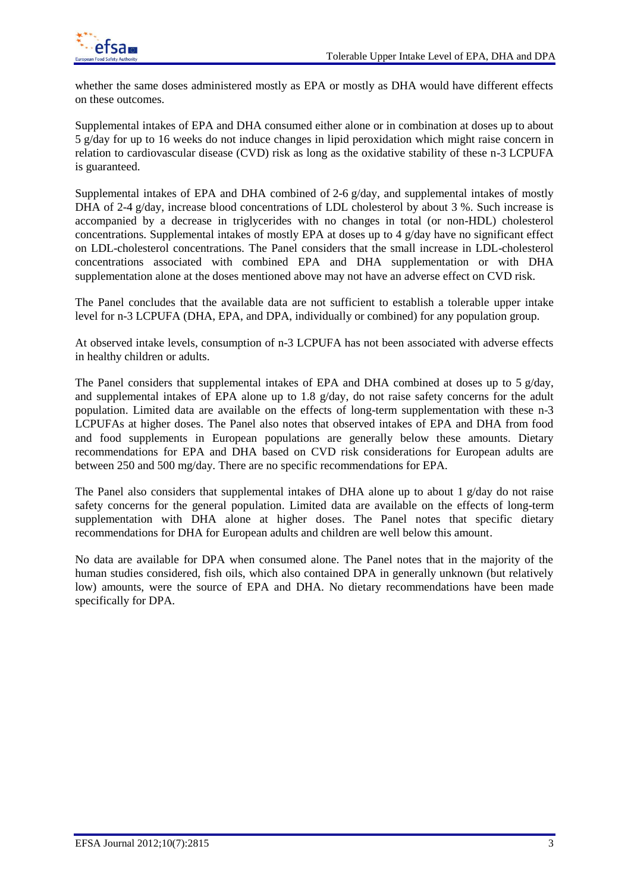whether the same doses administered mostly as EPA or mostly as DHA would have different effects on these outcomes.

Supplemental intakes of EPA and DHA consumed either alone or in combination at doses up to about 5 g/day for up to 16 weeks do not induce changes in lipid peroxidation which might raise concern in relation to cardiovascular disease (CVD) risk as long as the oxidative stability of these n-3 LCPUFA is guaranteed.

Supplemental intakes of EPA and DHA combined of 2-6 g/day, and supplemental intakes of mostly DHA of 2-4 g/day, increase blood concentrations of LDL cholesterol by about 3 %. Such increase is accompanied by a decrease in triglycerides with no changes in total (or non-HDL) cholesterol concentrations. Supplemental intakes of mostly EPA at doses up to 4 g/day have no significant effect on LDL-cholesterol concentrations. The Panel considers that the small increase in LDL-cholesterol concentrations associated with combined EPA and DHA supplementation or with DHA supplementation alone at the doses mentioned above may not have an adverse effect on CVD risk.

The Panel concludes that the available data are not sufficient to establish a tolerable upper intake level for n-3 LCPUFA (DHA, EPA, and DPA, individually or combined) for any population group.

At observed intake levels, consumption of n-3 LCPUFA has not been associated with adverse effects in healthy children or adults.

The Panel considers that supplemental intakes of EPA and DHA combined at doses up to 5 g/day, and supplemental intakes of EPA alone up to 1.8 g/day, do not raise safety concerns for the adult population. Limited data are available on the effects of long-term supplementation with these n-3 LCPUFAs at higher doses. The Panel also notes that observed intakes of EPA and DHA from food and food supplements in European populations are generally below these amounts. Dietary recommendations for EPA and DHA based on CVD risk considerations for European adults are between 250 and 500 mg/day. There are no specific recommendations for EPA.

The Panel also considers that supplemental intakes of DHA alone up to about 1 g/day do not raise safety concerns for the general population. Limited data are available on the effects of long-term supplementation with DHA alone at higher doses. The Panel notes that specific dietary recommendations for DHA for European adults and children are well below this amount.

No data are available for DPA when consumed alone. The Panel notes that in the majority of the human studies considered, fish oils, which also contained DPA in generally unknown (but relatively low) amounts, were the source of EPA and DHA. No dietary recommendations have been made specifically for DPA.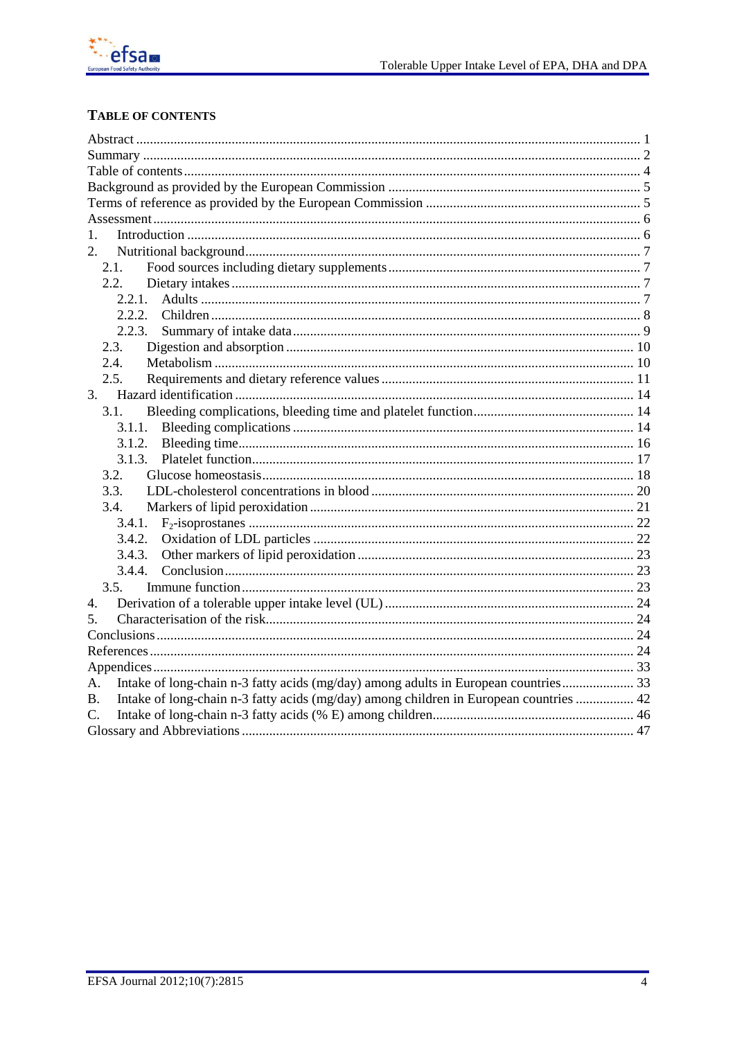## TABLE OF CONTENTS

Abstract .......... 1
Summary .......... 2
Table of contents .......... 4
Background as provided by the European Commission .......... 5
Terms of reference as provided by the European Commission .......... 5
Assessment .......... 6
1. Introduction .......... 6
2. Nutritional background .......... 7
 2.1. Food sources including dietary supplements .......... 7
 2.2. Dietary intakes .......... 7
  2.2.1. Adults .......... 7
  2.2.2. Children .......... 8
  2.2.3. Summary of intake data .......... 9
 2.3. Digestion and absorption .......... 10
 2.4. Metabolism .......... 10
 2.5. Requirements and dietary reference values .......... 11
3. Hazard identification .......... 14
 3.1. Bleeding complications, bleeding time and platelet function .......... 14
  3.1.1. Bleeding complications .......... 14
  3.1.2. Bleeding time .......... 16
  3.1.3. Platelet function .......... 17
 3.2. Glucose homeostasis .......... 18
 3.3. LDL-cholesterol concentrations in blood .......... 20
 3.4. Markers of lipid peroxidation .......... 21
  3.4.1. $F_2$-isoprostanes .......... 22
  3.4.2. Oxidation of LDL particles .......... 22
  3.4.3. Other markers of lipid peroxidation .......... 23
  3.4.4. Conclusion .......... 23
 3.5. Immune function .......... 23
4. Derivation of a tolerable upper intake level (UL) .......... 24
5. Characterisation of the risk .......... 24
Conclusions .......... 24
References .......... 24
Appendices .......... 33
A. Intake of long-chain n-3 fatty acids (mg/day) among adults in European countries .......... 33
B. Intake of long-chain n-3 fatty acids (mg/day) among children in European countries .......... 42
C. Intake of long-chain n-3 fatty acids (% E) among children .......... 46
Glossary and Abbreviations .......... 47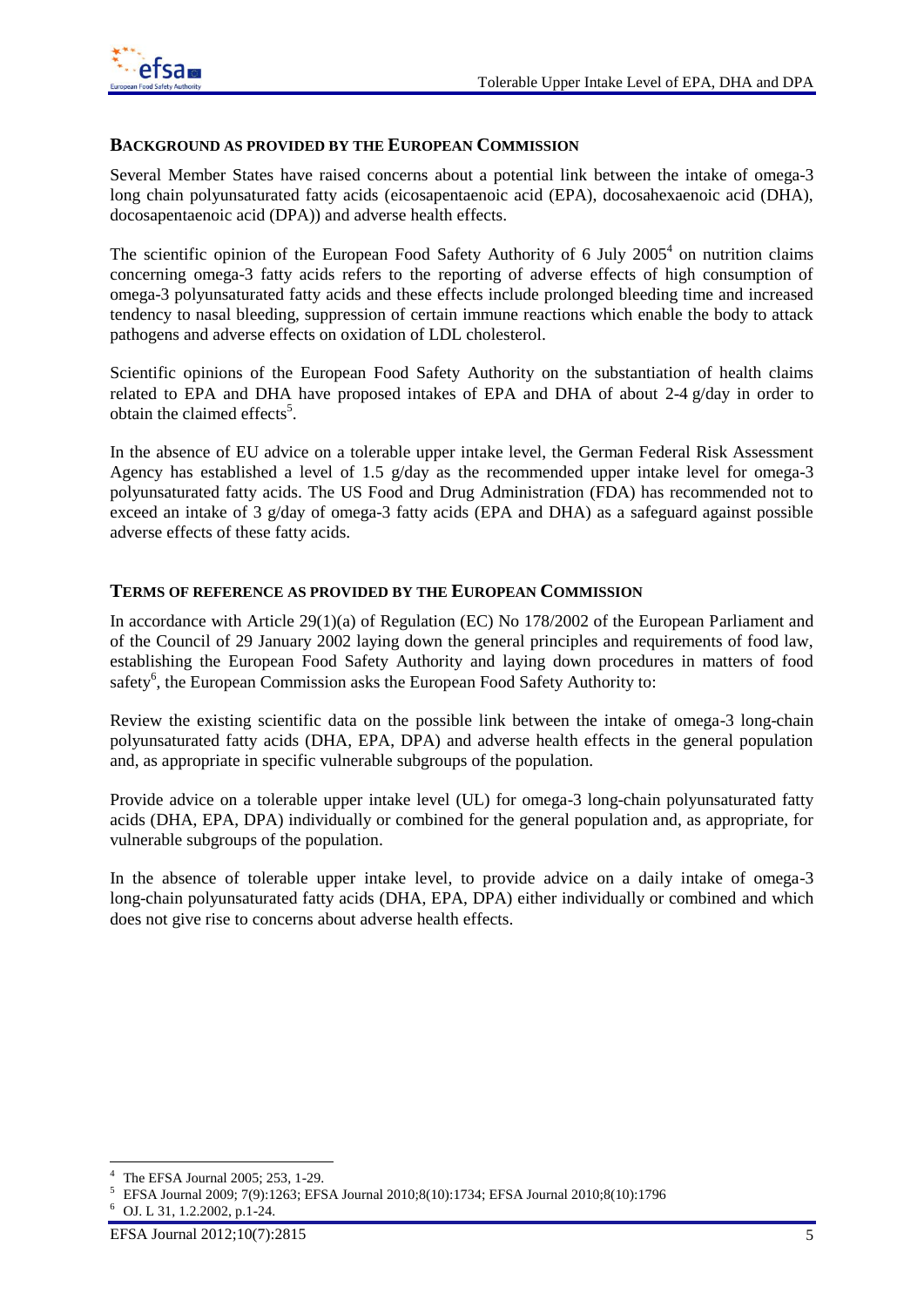## BACKGROUND AS PROVIDED BY THE EUROPEAN COMMISSION

Several Member States have raised concerns about a potential link between the intake of omega-3 long chain polyunsaturated fatty acids (eicosapentaenoic acid (EPA), docosahexaenoic acid (DHA), docosapentaenoic acid (DPA)) and adverse health effects.

The scientific opinion of the European Food Safety Authority of 6 July 2005[4] on nutrition claims concerning omega-3 fatty acids refers to the reporting of adverse effects of high consumption of omega-3 polyunsaturated fatty acids and these effects include prolonged bleeding time and increased tendency to nasal bleeding, suppression of certain immune reactions which enable the body to attack pathogens and adverse effects on oxidation of LDL cholesterol.

Scientific opinions of the European Food Safety Authority on the substantiation of health claims related to EPA and DHA have proposed intakes of EPA and DHA of about 2-4 g/day in order to obtain the claimed effects[5].

In the absence of EU advice on a tolerable upper intake level, the German Federal Risk Assessment Agency has established a level of 1.5 g/day as the recommended upper intake level for omega-3 polyunsaturated fatty acids. The US Food and Drug Administration (FDA) has recommended not to exceed an intake of 3 g/day of omega-3 fatty acids (EPA and DHA) as a safeguard against possible adverse effects of these fatty acids.

## TERMS OF REFERENCE AS PROVIDED BY THE EUROPEAN COMMISSION

In accordance with Article 29(1)(a) of Regulation (EC) No 178/2002 of the European Parliament and of the Council of 29 January 2002 laying down the general principles and requirements of food law, establishing the European Food Safety Authority and laying down procedures in matters of food safety[6], the European Commission asks the European Food Safety Authority to:

Review the existing scientific data on the possible link between the intake of omega-3 long-chain polyunsaturated fatty acids (DHA, EPA, DPA) and adverse health effects in the general population and, as appropriate in specific vulnerable subgroups of the population.

Provide advice on a tolerable upper intake level (UL) for omega-3 long-chain polyunsaturated fatty acids (DHA, EPA, DPA) individually or combined for the general population and, as appropriate, for vulnerable subgroups of the population.

In the absence of tolerable upper intake level, to provide advice on a daily intake of omega-3 long-chain polyunsaturated fatty acids (DHA, EPA, DPA) either individually or combined and which does not give rise to concerns about adverse health effects.

---

[4] The EFSA Journal 2005; 253, 1-29.

[5] EFSA Journal 2009; 7(9):1263; EFSA Journal 2010;8(10):1734; EFSA Journal 2010;8(10):1796

[6] OJ. L 31, 1.2.2002, p.1-24.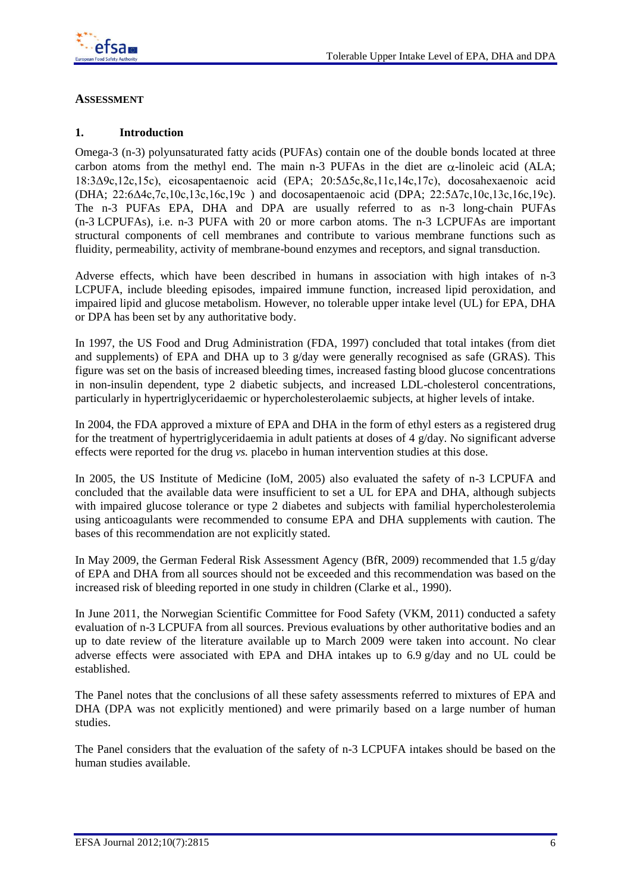## ASSESSMENT

### 1. Introduction

Omega-3 (n-3) polyunsaturated fatty acids (PUFAs) contain one of the double bonds located at three carbon atoms from the methyl end. The main n-3 PUFAs in the diet are $\alpha$-linoleic acid (ALA; 18:3Δ9c,12c,15c), eicosapentaenoic acid (EPA; 20:5Δ5c,8c,11c,14c,17c), docosahexaenoic acid (DHA; 22:6Δ4c,7c,10c,13c,16c,19c ) and docosapentaenoic acid (DPA; 22:5Δ7c,10c,13c,16c,19c). The n-3 PUFAs EPA, DHA and DPA are usually referred to as n-3 long-chain PUFAs (n-3 LCPUFAs), i.e. n-3 PUFA with 20 or more carbon atoms. The n-3 LCPUFAs are important structural components of cell membranes and contribute to various membrane functions such as fluidity, permeability, activity of membrane-bound enzymes and receptors, and signal transduction.

Adverse effects, which have been described in humans in association with high intakes of n-3 LCPUFA, include bleeding episodes, impaired immune function, increased lipid peroxidation, and impaired lipid and glucose metabolism. However, no tolerable upper intake level (UL) for EPA, DHA or DPA has been set by any authoritative body.

In 1997, the US Food and Drug Administration (FDA, 1997) concluded that total intakes (from diet and supplements) of EPA and DHA up to 3 g/day were generally recognised as safe (GRAS). This figure was set on the basis of increased bleeding times, increased fasting blood glucose concentrations in non-insulin dependent, type 2 diabetic subjects, and increased LDL-cholesterol concentrations, particularly in hypertriglyceridaemic or hypercholesterolaemic subjects, at higher levels of intake.

In 2004, the FDA approved a mixture of EPA and DHA in the form of ethyl esters as a registered drug for the treatment of hypertriglyceridaemia in adult patients at doses of 4 g/day. No significant adverse effects were reported for the drug *vs.* placebo in human intervention studies at this dose.

In 2005, the US Institute of Medicine (IoM, 2005) also evaluated the safety of n-3 LCPUFA and concluded that the available data were insufficient to set a UL for EPA and DHA, although subjects with impaired glucose tolerance or type 2 diabetes and subjects with familial hypercholesterolemia using anticoagulants were recommended to consume EPA and DHA supplements with caution. The bases of this recommendation are not explicitly stated.

In May 2009, the German Federal Risk Assessment Agency (BfR, 2009) recommended that 1.5 g/day of EPA and DHA from all sources should not be exceeded and this recommendation was based on the increased risk of bleeding reported in one study in children (Clarke et al., 1990).

In June 2011, the Norwegian Scientific Committee for Food Safety (VKM, 2011) conducted a safety evaluation of n-3 LCPUFA from all sources. Previous evaluations by other authoritative bodies and an up to date review of the literature available up to March 2009 were taken into account. No clear adverse effects were associated with EPA and DHA intakes up to 6.9 g/day and no UL could be established.

The Panel notes that the conclusions of all these safety assessments referred to mixtures of EPA and DHA (DPA was not explicitly mentioned) and were primarily based on a large number of human studies.

The Panel considers that the evaluation of the safety of n-3 LCPUFA intakes should be based on the human studies available.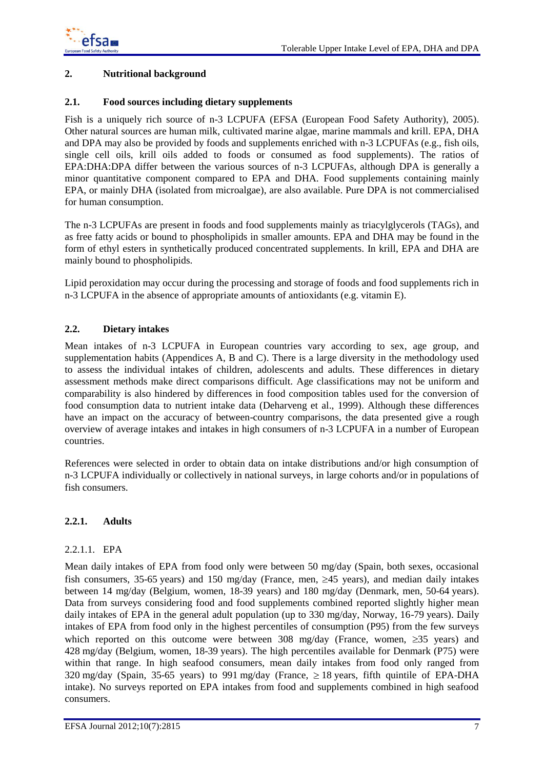## 2. Nutritional background

### 2.1. Food sources including dietary supplements

Fish is a uniquely rich source of n-3 LCPUFA (EFSA (European Food Safety Authority), 2005). Other natural sources are human milk, cultivated marine algae, marine mammals and krill. EPA, DHA and DPA may also be provided by foods and supplements enriched with n-3 LCPUFAs (e.g., fish oils, single cell oils, krill oils added to foods or consumed as food supplements). The ratios of EPA:DHA:DPA differ between the various sources of n-3 LCPUFAs, although DPA is generally a minor quantitative component compared to EPA and DHA. Food supplements containing mainly EPA, or mainly DHA (isolated from microalgae), are also available. Pure DPA is not commercialised for human consumption.

The n-3 LCPUFAs are present in foods and food supplements mainly as triacylglycerols (TAGs), and as free fatty acids or bound to phospholipids in smaller amounts. EPA and DHA may be found in the form of ethyl esters in synthetically produced concentrated supplements. In krill, EPA and DHA are mainly bound to phospholipids.

Lipid peroxidation may occur during the processing and storage of foods and food supplements rich in n-3 LCPUFA in the absence of appropriate amounts of antioxidants (e.g. vitamin E).

### 2.2. Dietary intakes

Mean intakes of n-3 LCPUFA in European countries vary according to sex, age group, and supplementation habits (Appendices A, B and C). There is a large diversity in the methodology used to assess the individual intakes of children, adolescents and adults. These differences in dietary assessment methods make direct comparisons difficult. Age classifications may not be uniform and comparability is also hindered by differences in food composition tables used for the conversion of food consumption data to nutrient intake data (Deharveng et al., 1999). Although these differences have an impact on the accuracy of between-country comparisons, the data presented give a rough overview of average intakes and intakes in high consumers of n-3 LCPUFA in a number of European countries.

References were selected in order to obtain data on intake distributions and/or high consumption of n-3 LCPUFA individually or collectively in national surveys, in large cohorts and/or in populations of fish consumers.

#### 2.2.1. Adults

##### 2.2.1.1. EPA

Mean daily intakes of EPA from food only were between 50 mg/day (Spain, both sexes, occasional fish consumers, 35-65 years) and 150 mg/day (France, men, ≥45 years), and median daily intakes between 14 mg/day (Belgium, women, 18-39 years) and 180 mg/day (Denmark, men, 50-64 years). Data from surveys considering food and food supplements combined reported slightly higher mean daily intakes of EPA in the general adult population (up to 330 mg/day, Norway, 16-79 years). Daily intakes of EPA from food only in the highest percentiles of consumption (P95) from the few surveys which reported on this outcome were between 308 mg/day (France, women, ≥35 years) and 428 mg/day (Belgium, women, 18-39 years). The high percentiles available for Denmark (P75) were within that range. In high seafood consumers, mean daily intakes from food only ranged from 320 mg/day (Spain, 35-65 years) to 991 mg/day (France, ≥ 18 years, fifth quintile of EPA-DHA intake). No surveys reported on EPA intakes from food and supplements combined in high seafood consumers.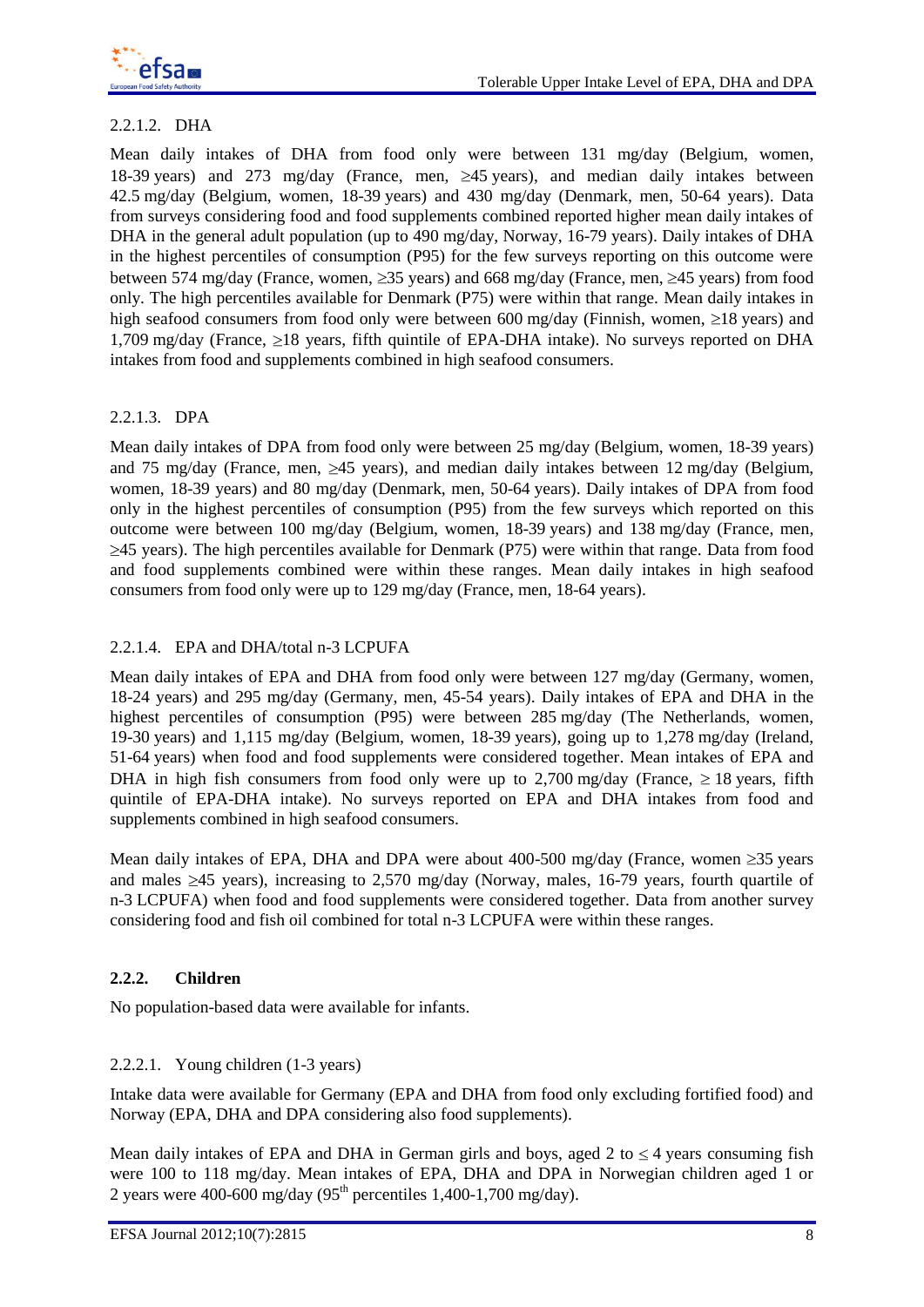#### 2.2.1.2. DHA

Mean daily intakes of DHA from food only were between 131 mg/day (Belgium, women, 18-39 years) and 273 mg/day (France, men, ≥45 years), and median daily intakes between 42.5 mg/day (Belgium, women, 18-39 years) and 430 mg/day (Denmark, men, 50-64 years). Data from surveys considering food and food supplements combined reported higher mean daily intakes of DHA in the general adult population (up to 490 mg/day, Norway, 16-79 years). Daily intakes of DHA in the highest percentiles of consumption (P95) for the few surveys reporting on this outcome were between 574 mg/day (France, women, ≥35 years) and 668 mg/day (France, men, ≥45 years) from food only. The high percentiles available for Denmark (P75) were within that range. Mean daily intakes in high seafood consumers from food only were between 600 mg/day (Finnish, women, ≥18 years) and 1,709 mg/day (France, ≥18 years, fifth quintile of EPA-DHA intake). No surveys reported on DHA intakes from food and supplements combined in high seafood consumers.

#### 2.2.1.3. DPA

Mean daily intakes of DPA from food only were between 25 mg/day (Belgium, women, 18-39 years) and 75 mg/day (France, men, ≥45 years), and median daily intakes between 12 mg/day (Belgium, women, 18-39 years) and 80 mg/day (Denmark, men, 50-64 years). Daily intakes of DPA from food only in the highest percentiles of consumption (P95) from the few surveys which reported on this outcome were between 100 mg/day (Belgium, women, 18-39 years) and 138 mg/day (France, men, ≥45 years). The high percentiles available for Denmark (P75) were within that range. Data from food and food supplements combined were within these ranges. Mean daily intakes in high seafood consumers from food only were up to 129 mg/day (France, men, 18-64 years).

#### 2.2.1.4. EPA and DHA/total n-3 LCPUFA

Mean daily intakes of EPA and DHA from food only were between 127 mg/day (Germany, women, 18-24 years) and 295 mg/day (Germany, men, 45-54 years). Daily intakes of EPA and DHA in the highest percentiles of consumption (P95) were between 285 mg/day (The Netherlands, women, 19-30 years) and 1,115 mg/day (Belgium, women, 18-39 years), going up to 1,278 mg/day (Ireland, 51-64 years) when food and food supplements were considered together. Mean intakes of EPA and DHA in high fish consumers from food only were up to 2,700 mg/day (France, ≥ 18 years, fifth quintile of EPA-DHA intake). No surveys reported on EPA and DHA intakes from food and supplements combined in high seafood consumers.

Mean daily intakes of EPA, DHA and DPA were about 400-500 mg/day (France, women ≥35 years and males ≥45 years), increasing to 2,570 mg/day (Norway, males, 16-79 years, fourth quartile of n-3 LCPUFA) when food and food supplements were considered together. Data from another survey considering food and fish oil combined for total n-3 LCPUFA were within these ranges.

### 2.2.2. Children

No population-based data were available for infants.

#### 2.2.2.1. Young children (1-3 years)

Intake data were available for Germany (EPA and DHA from food only excluding fortified food) and Norway (EPA, DHA and DPA considering also food supplements).

Mean daily intakes of EPA and DHA in German girls and boys, aged 2 to ≤ 4 years consuming fish were 100 to 118 mg/day. Mean intakes of EPA, DHA and DPA in Norwegian children aged 1 or 2 years were 400-600 mg/day (95th percentiles 1,400-1,700 mg/day).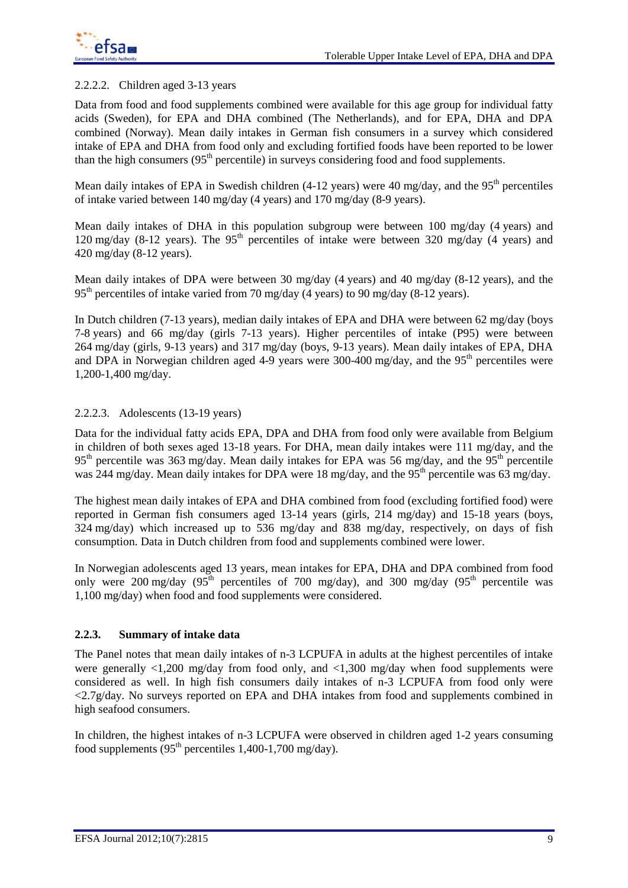#### 2.2.2.2. Children aged 3-13 years

Data from food and food supplements combined were available for this age group for individual fatty acids (Sweden), for EPA and DHA combined (The Netherlands), and for EPA, DHA and DPA combined (Norway). Mean daily intakes in German fish consumers in a survey which considered intake of EPA and DHA from food only and excluding fortified foods have been reported to be lower than the high consumers (95th percentile) in surveys considering food and food supplements.

Mean daily intakes of EPA in Swedish children (4-12 years) were 40 mg/day, and the 95th percentiles of intake varied between 140 mg/day (4 years) and 170 mg/day (8-9 years).

Mean daily intakes of DHA in this population subgroup were between 100 mg/day (4 years) and 120 mg/day (8-12 years). The 95th percentiles of intake were between 320 mg/day (4 years) and 420 mg/day (8-12 years).

Mean daily intakes of DPA were between 30 mg/day (4 years) and 40 mg/day (8-12 years), and the 95th percentiles of intake varied from 70 mg/day (4 years) to 90 mg/day (8-12 years).

In Dutch children (7-13 years), median daily intakes of EPA and DHA were between 62 mg/day (boys 7-8 years) and 66 mg/day (girls 7-13 years). Higher percentiles of intake (P95) were between 264 mg/day (girls, 9-13 years) and 317 mg/day (boys, 9-13 years). Mean daily intakes of EPA, DHA and DPA in Norwegian children aged 4-9 years were 300-400 mg/day, and the 95th percentiles were 1,200-1,400 mg/day.

#### 2.2.2.3. Adolescents (13-19 years)

Data for the individual fatty acids EPA, DPA and DHA from food only were available from Belgium in children of both sexes aged 13-18 years. For DHA, mean daily intakes were 111 mg/day, and the 95th percentile was 363 mg/day. Mean daily intakes for EPA was 56 mg/day, and the 95th percentile was 244 mg/day. Mean daily intakes for DPA were 18 mg/day, and the 95th percentile was 63 mg/day.

The highest mean daily intakes of EPA and DHA combined from food (excluding fortified food) were reported in German fish consumers aged 13-14 years (girls, 214 mg/day) and 15-18 years (boys, 324 mg/day) which increased up to 536 mg/day and 838 mg/day, respectively, on days of fish consumption. Data in Dutch children from food and supplements combined were lower.

In Norwegian adolescents aged 13 years, mean intakes for EPA, DHA and DPA combined from food only were 200 mg/day (95th percentiles of 700 mg/day), and 300 mg/day (95th percentile was 1,100 mg/day) when food and food supplements were considered.

### 2.2.3. Summary of intake data

The Panel notes that mean daily intakes of n-3 LCPUFA in adults at the highest percentiles of intake were generally <1,200 mg/day from food only, and <1,300 mg/day when food supplements were considered as well. In high fish consumers daily intakes of n-3 LCPUFA from food only were <2.7g/day. No surveys reported on EPA and DHA intakes from food and supplements combined in high seafood consumers.

In children, the highest intakes of n-3 LCPUFA were observed in children aged 1-2 years consuming food supplements (95th percentiles 1,400-1,700 mg/day).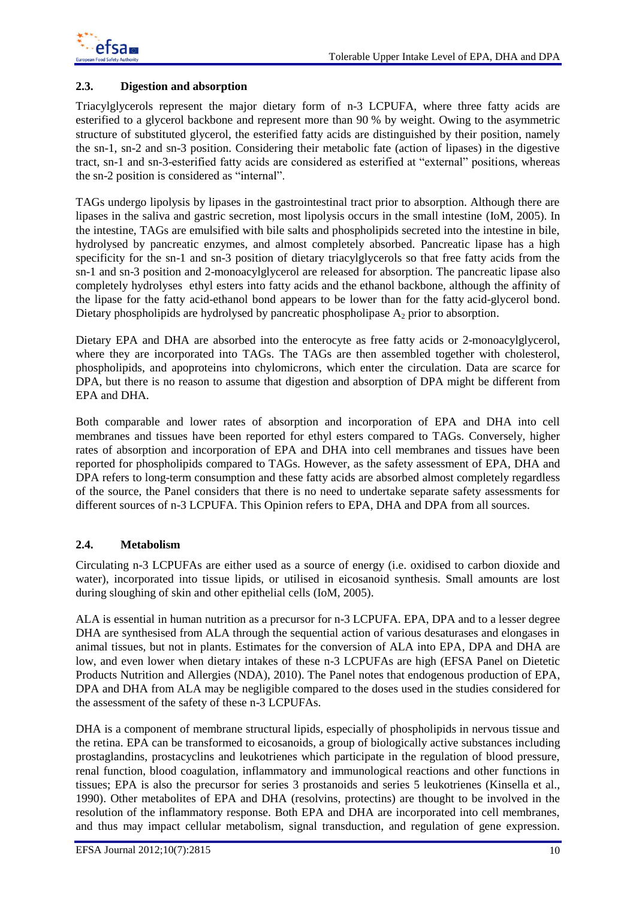## 2.3. Digestion and absorption

Triacylglycerols represent the major dietary form of n-3 LCPUFA, where three fatty acids are esterified to a glycerol backbone and represent more than 90 % by weight. Owing to the asymmetric structure of substituted glycerol, the esterified fatty acids are distinguished by their position, namely the sn-1, sn-2 and sn-3 position. Considering their metabolic fate (action of lipases) in the digestive tract, sn-1 and sn-3-esterified fatty acids are considered as esterified at "external" positions, whereas the sn-2 position is considered as "internal".

TAGs undergo lipolysis by lipases in the gastrointestinal tract prior to absorption. Although there are lipases in the saliva and gastric secretion, most lipolysis occurs in the small intestine (IoM, 2005). In the intestine, TAGs are emulsified with bile salts and phospholipids secreted into the intestine in bile, hydrolysed by pancreatic enzymes, and almost completely absorbed. Pancreatic lipase has a high specificity for the sn-1 and sn-3 position of dietary triacylglycerols so that free fatty acids from the sn-1 and sn-3 position and 2-monoacylglycerol are released for absorption. The pancreatic lipase also completely hydrolyses ethyl esters into fatty acids and the ethanol backbone, although the affinity of the lipase for the fatty acid-ethanol bond appears to be lower than for the fatty acid-glycerol bond. Dietary phospholipids are hydrolysed by pancreatic phospholipase $A_2$ prior to absorption.

Dietary EPA and DHA are absorbed into the enterocyte as free fatty acids or 2-monoacylglycerol, where they are incorporated into TAGs. The TAGs are then assembled together with cholesterol, phospholipids, and apoproteins into chylomicrons, which enter the circulation. Data are scarce for DPA, but there is no reason to assume that digestion and absorption of DPA might be different from EPA and DHA.

Both comparable and lower rates of absorption and incorporation of EPA and DHA into cell membranes and tissues have been reported for ethyl esters compared to TAGs. Conversely, higher rates of absorption and incorporation of EPA and DHA into cell membranes and tissues have been reported for phospholipids compared to TAGs. However, as the safety assessment of EPA, DHA and DPA refers to long-term consumption and these fatty acids are absorbed almost completely regardless of the source, the Panel considers that there is no need to undertake separate safety assessments for different sources of n-3 LCPUFA. This Opinion refers to EPA, DHA and DPA from all sources.

## 2.4. Metabolism

Circulating n-3 LCPUFAs are either used as a source of energy (i.e. oxidised to carbon dioxide and water), incorporated into tissue lipids, or utilised in eicosanoid synthesis. Small amounts are lost during sloughing of skin and other epithelial cells (IoM, 2005).

ALA is essential in human nutrition as a precursor for n-3 LCPUFA. EPA, DPA and to a lesser degree DHA are synthesised from ALA through the sequential action of various desaturases and elongases in animal tissues, but not in plants. Estimates for the conversion of ALA into EPA, DPA and DHA are low, and even lower when dietary intakes of these n-3 LCPUFAs are high (EFSA Panel on Dietetic Products Nutrition and Allergies (NDA), 2010). The Panel notes that endogenous production of EPA, DPA and DHA from ALA may be negligible compared to the doses used in the studies considered for the assessment of the safety of these n-3 LCPUFAs.

DHA is a component of membrane structural lipids, especially of phospholipids in nervous tissue and the retina. EPA can be transformed to eicosanoids, a group of biologically active substances including prostaglandins, prostacyclins and leukotrienes which participate in the regulation of blood pressure, renal function, blood coagulation, inflammatory and immunological reactions and other functions in tissues; EPA is also the precursor for series 3 prostanoids and series 5 leukotrienes (Kinsella et al., 1990). Other metabolites of EPA and DHA (resolvins, protectins) are thought to be involved in the resolution of the inflammatory response. Both EPA and DHA are incorporated into cell membranes, and thus may impact cellular metabolism, signal transduction, and regulation of gene expression.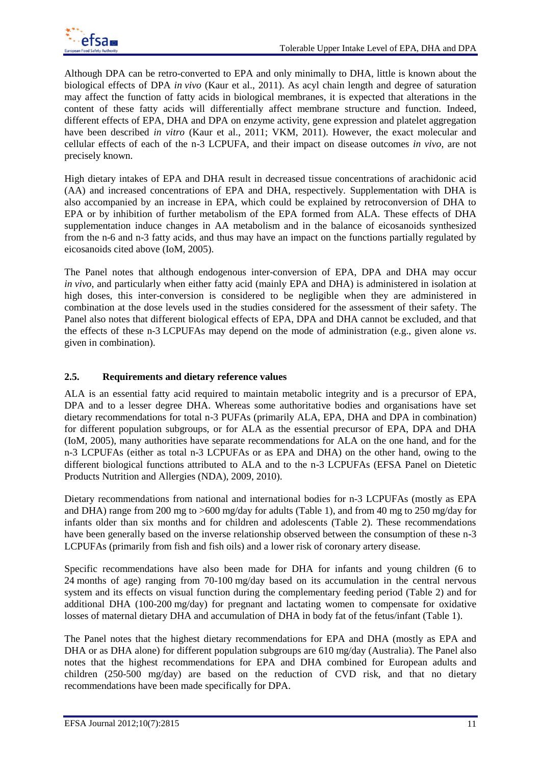Although DPA can be retro-converted to EPA and only minimally to DHA, little is known about the biological effects of DPA *in vivo* (Kaur et al., 2011). As acyl chain length and degree of saturation may affect the function of fatty acids in biological membranes, it is expected that alterations in the content of these fatty acids will differentially affect membrane structure and function. Indeed, different effects of EPA, DHA and DPA on enzyme activity, gene expression and platelet aggregation have been described *in vitro* (Kaur et al., 2011; VKM, 2011). However, the exact molecular and cellular effects of each of the n-3 LCPUFA, and their impact on disease outcomes *in vivo*, are not precisely known.

High dietary intakes of EPA and DHA result in decreased tissue concentrations of arachidonic acid (AA) and increased concentrations of EPA and DHA, respectively. Supplementation with DHA is also accompanied by an increase in EPA, which could be explained by retroconversion of DHA to EPA or by inhibition of further metabolism of the EPA formed from ALA. These effects of DHA supplementation induce changes in AA metabolism and in the balance of eicosanoids synthesized from the n-6 and n-3 fatty acids, and thus may have an impact on the functions partially regulated by eicosanoids cited above (IoM, 2005).

The Panel notes that although endogenous inter-conversion of EPA, DPA and DHA may occur *in vivo*, and particularly when either fatty acid (mainly EPA and DHA) is administered in isolation at high doses, this inter-conversion is considered to be negligible when they are administered in combination at the dose levels used in the studies considered for the assessment of their safety. The Panel also notes that different biological effects of EPA, DPA and DHA cannot be excluded, and that the effects of these n-3 LCPUFAs may depend on the mode of administration (e.g., given alone *vs*. given in combination).

## 2.5. Requirements and dietary reference values

ALA is an essential fatty acid required to maintain metabolic integrity and is a precursor of EPA, DPA and to a lesser degree DHA. Whereas some authoritative bodies and organisations have set dietary recommendations for total n-3 PUFAs (primarily ALA, EPA, DHA and DPA in combination) for different population subgroups, or for ALA as the essential precursor of EPA, DPA and DHA (IoM, 2005), many authorities have separate recommendations for ALA on the one hand, and for the n-3 LCPUFAs (either as total n-3 LCPUFAs or as EPA and DHA) on the other hand, owing to the different biological functions attributed to ALA and to the n-3 LCPUFAs (EFSA Panel on Dietetic Products Nutrition and Allergies (NDA), 2009, 2010).

Dietary recommendations from national and international bodies for n-3 LCPUFAs (mostly as EPA and DHA) range from 200 mg to >600 mg/day for adults (Table 1), and from 40 mg to 250 mg/day for infants older than six months and for children and adolescents (Table 2). These recommendations have been generally based on the inverse relationship observed between the consumption of these n-3 LCPUFAs (primarily from fish and fish oils) and a lower risk of coronary artery disease.

Specific recommendations have also been made for DHA for infants and young children (6 to 24 months of age) ranging from 70-100 mg/day based on its accumulation in the central nervous system and its effects on visual function during the complementary feeding period (Table 2) and for additional DHA (100-200 mg/day) for pregnant and lactating women to compensate for oxidative losses of maternal dietary DHA and accumulation of DHA in body fat of the fetus/infant (Table 1).

The Panel notes that the highest dietary recommendations for EPA and DHA (mostly as EPA and DHA or as DHA alone) for different population subgroups are 610 mg/day (Australia). The Panel also notes that the highest recommendations for EPA and DHA combined for European adults and children (250-500 mg/day) are based on the reduction of CVD risk, and that no dietary recommendations have been made specifically for DPA.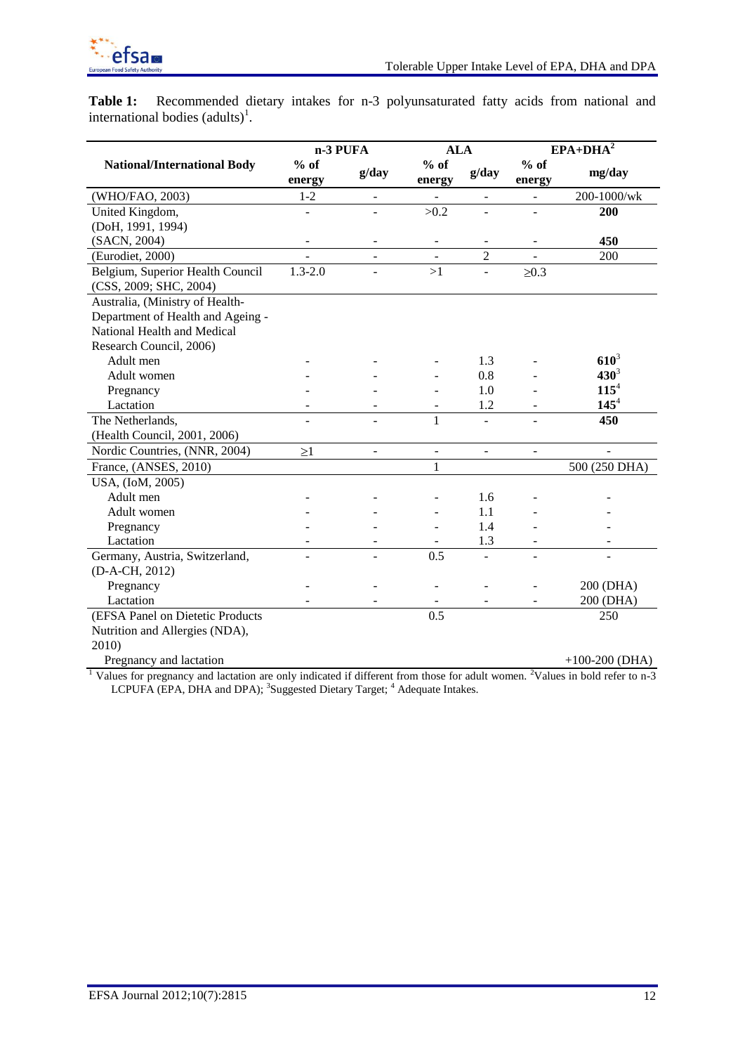**Table 1:** Recommended dietary intakes for n-3 polyunsaturated fatty acids from national and international bodies (adults)[1].

| National/International Body | n-3 PUFA | | ALA | | EPA+DHA[2] | |
|---|---|---|---|---|---|---|
| | % of energy | g/day | % of energy | g/day | % of energy | mg/day |
| (WHO/FAO, 2003) | 1-2 | - | - | - | - | 200-1000/wk |
| United Kingdom, (DoH, 1991, 1994) | - | - | >0.2 | - | - | **200** |
| (SACN, 2004) | - | - | - | - | - | **450** |
| (Eurodiet, 2000) | - | - | - | 2 | - | 200 |
| Belgium, Superior Health Council (CSS, 2009; SHC, 2004) | 1.3-2.0 | - | >1 | - | ≥0.3 | |
| Australia, (Ministry of Health-Department of Health and Ageing - National Health and Medical Research Council, 2006) | | | | | | |
| Adult men | - | - | - | 1.3 | - | **610**[3] |
| Adult women | - | - | - | 0.8 | - | **430**[3] |
| Pregnancy | - | - | - | 1.0 | - | **115**[4] |
| Lactation | - | - | - | 1.2 | - | **145**[4] |
| The Netherlands, (Health Council, 2001, 2006) | - | - | 1 | - | - | **450** |
| Nordic Countries, (NNR, 2004) | ≥1 | - | - | - | - | - |
| France, (ANSES, 2010) | | | 1 | | | 500 (250 DHA) |
| USA, (IoM, 2005) | | | | | | |
| Adult men | - | - | - | 1.6 | - | - |
| Adult women | - | - | - | 1.1 | - | - |
| Pregnancy | - | - | - | 1.4 | - | - |
| Lactation | - | - | - | 1.3 | - | - |
| Germany, Austria, Switzerland, (D-A-CH, 2012) | - | - | 0.5 | - | - | - |
| Pregnancy | - | - | - | - | - | 200 (DHA) |
| Lactation | - | - | - | - | - | 200 (DHA) |
| (EFSA Panel on Dietetic Products Nutrition and Allergies (NDA), 2010) | | | 0.5 | | | 250 |
| Pregnancy and lactation | | | | | | +100-200 (DHA) |

[1] Values for pregnancy and lactation are only indicated if different from those for adult women. [2]Values in bold refer to n-3 LCPUFA (EPA, DHA and DPA); [3]Suggested Dietary Target; [4] Adequate Intakes.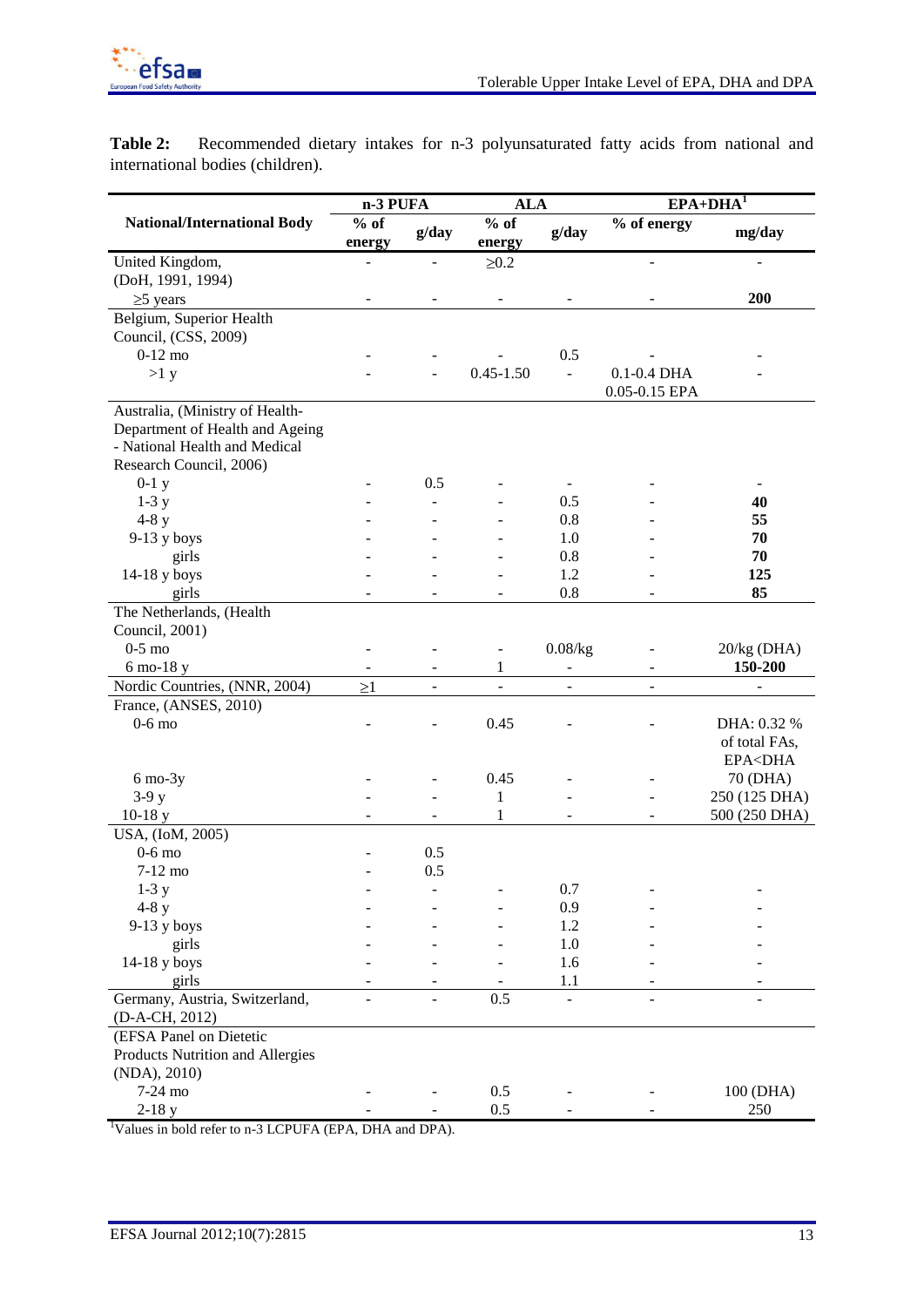**Table 2:** Recommended dietary intakes for n-3 polyunsaturated fatty acids from national and international bodies (children).

| National/International Body | n-3 PUFA | | ALA | | EPA+DHA[1] | |
|---|---|---|---|---|---|---|
| | % of energy | g/day | % of energy | g/day | % of energy | mg/day |
| United Kingdom, (DoH, 1991, 1994) | - | - | ≥0.2 | | - | - |
| ≥5 years | - | - | - | - | - | **200** |
| Belgium, Superior Health Council, (CSS, 2009) | | | | | | |
| 0-12 mo | - | - | - | 0.5 | - | - |
| >1 y | - | - | 0.45-1.50 | - | 0.1-0.4 DHA 0.05-0.15 EPA | - |
| Australia, (Ministry of Health-Department of Health and Ageing - National Health and Medical Research Council, 2006) | | | | | | |
| 0-1 y | - | 0.5 | - | - | - | - |
| 1-3 y | - | - | - | 0.5 | - | **40** |
| 4-8 y | - | - | - | 0.8 | - | **55** |
| 9-13 y boys | - | - | - | 1.0 | - | **70** |
| girls | - | - | - | 0.8 | - | **70** |
| 14-18 y boys | - | - | - | 1.2 | - | **125** |
| girls | - | - | - | 0.8 | - | **85** |
| The Netherlands, (Health Council, 2001) | | | | | | |
| 0-5 mo | - | - | - | 0.08/kg | - | 20/kg (DHA) |
| 6 mo-18 y | - | - | 1 | - | - | **150-200** |
| Nordic Countries, (NNR, 2004) | ≥1 | - | - | - | - | - |
| France, (ANSES, 2010) | | | | | | |
| 0-6 mo | - | - | 0.45 | - | - | DHA: 0.32 % of total FAs, EPA<DHA |
| 6 mo-3y | - | - | 0.45 | - | - | 70 (DHA) |
| 3-9 y | - | - | 1 | - | - | 250 (125 DHA) |
| 10-18 y | - | - | 1 | - | - | 500 (250 DHA) |
| USA, (IoM, 2005) | | | | | | |
| 0-6 mo | - | 0.5 | | | | |
| 7-12 mo | - | 0.5 | | | | |
| 1-3 y | - | - | - | 0.7 | - | - |
| 4-8 y | - | - | - | 0.9 | - | - |
| 9-13 y boys | - | - | - | 1.2 | - | - |
| girls | - | - | - | 1.0 | - | - |
| 14-18 y boys | - | - | - | 1.6 | - | - |
| girls | - | - | - | 1.1 | - | - |
| Germany, Austria, Switzerland, (D-A-CH, 2012) | - | - | 0.5 | - | - | - |
| (EFSA Panel on Dietetic Products Nutrition and Allergies (NDA), 2010) | | | | | | |
| 7-24 mo | - | - | 0.5 | - | - | 100 (DHA) |
| 2-18 y | - | - | 0.5 | - | - | 250 |

[1]Values in bold refer to n-3 LCPUFA (EPA, DHA and DPA).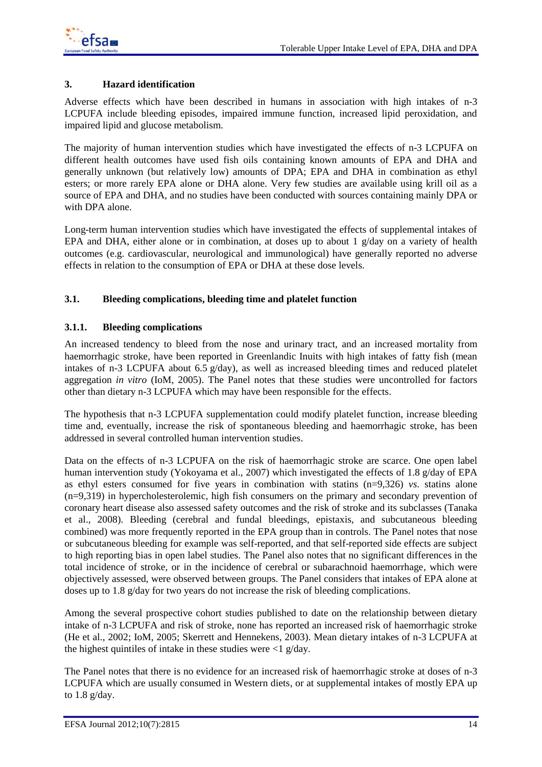## 3. Hazard identification

Adverse effects which have been described in humans in association with high intakes of n-3 LCPUFA include bleeding episodes, impaired immune function, increased lipid peroxidation, and impaired lipid and glucose metabolism.

The majority of human intervention studies which have investigated the effects of n-3 LCPUFA on different health outcomes have used fish oils containing known amounts of EPA and DHA and generally unknown (but relatively low) amounts of DPA; EPA and DHA in combination as ethyl esters; or more rarely EPA alone or DHA alone. Very few studies are available using krill oil as a source of EPA and DHA, and no studies have been conducted with sources containing mainly DPA or with DPA alone.

Long-term human intervention studies which have investigated the effects of supplemental intakes of EPA and DHA, either alone or in combination, at doses up to about 1 g/day on a variety of health outcomes (e.g. cardiovascular, neurological and immunological) have generally reported no adverse effects in relation to the consumption of EPA or DHA at these dose levels.

### 3.1. Bleeding complications, bleeding time and platelet function

#### 3.1.1. Bleeding complications

An increased tendency to bleed from the nose and urinary tract, and an increased mortality from haemorrhagic stroke, have been reported in Greenlandic Inuits with high intakes of fatty fish (mean intakes of n-3 LCPUFA about 6.5 g/day), as well as increased bleeding times and reduced platelet aggregation *in vitro* (IoM, 2005). The Panel notes that these studies were uncontrolled for factors other than dietary n-3 LCPUFA which may have been responsible for the effects.

The hypothesis that n-3 LCPUFA supplementation could modify platelet function, increase bleeding time and, eventually, increase the risk of spontaneous bleeding and haemorrhagic stroke, has been addressed in several controlled human intervention studies.

Data on the effects of n-3 LCPUFA on the risk of haemorrhagic stroke are scarce. One open label human intervention study (Yokoyama et al., 2007) which investigated the effects of 1.8 g/day of EPA as ethyl esters consumed for five years in combination with statins (n=9,326) *vs.* statins alone (n=9,319) in hypercholesterolemic, high fish consumers on the primary and secondary prevention of coronary heart disease also assessed safety outcomes and the risk of stroke and its subclasses (Tanaka et al., 2008). Bleeding (cerebral and fundal bleedings, epistaxis, and subcutaneous bleeding combined) was more frequently reported in the EPA group than in controls. The Panel notes that nose or subcutaneous bleeding for example was self-reported, and that self-reported side effects are subject to high reporting bias in open label studies. The Panel also notes that no significant differences in the total incidence of stroke, or in the incidence of cerebral or subarachnoid haemorrhage, which were objectively assessed, were observed between groups. The Panel considers that intakes of EPA alone at doses up to 1.8 g/day for two years do not increase the risk of bleeding complications.

Among the several prospective cohort studies published to date on the relationship between dietary intake of n-3 LCPUFA and risk of stroke, none has reported an increased risk of haemorrhagic stroke (He et al., 2002; IoM, 2005; Skerrett and Hennekens, 2003). Mean dietary intakes of n-3 LCPUFA at the highest quintiles of intake in these studies were <1 g/day.

The Panel notes that there is no evidence for an increased risk of haemorrhagic stroke at doses of n-3 LCPUFA which are usually consumed in Western diets, or at supplemental intakes of mostly EPA up to 1.8 g/day.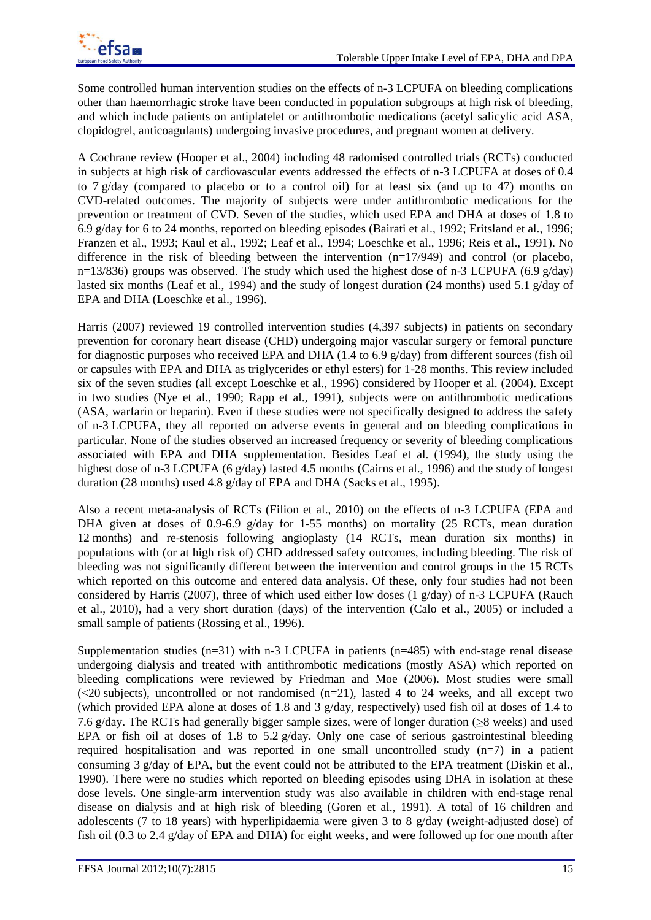Some controlled human intervention studies on the effects of n-3 LCPUFA on bleeding complications other than haemorrhagic stroke have been conducted in population subgroups at high risk of bleeding, and which include patients on antiplatelet or antithrombotic medications (acetyl salicylic acid ASA, clopidogrel, anticoagulants) undergoing invasive procedures, and pregnant women at delivery.

A Cochrane review (Hooper et al., 2004) including 48 radomised controlled trials (RCTs) conducted in subjects at high risk of cardiovascular events addressed the effects of n-3 LCPUFA at doses of 0.4 to 7 g/day (compared to placebo or to a control oil) for at least six (and up to 47) months on CVD-related outcomes. The majority of subjects were under antithrombotic medications for the prevention or treatment of CVD. Seven of the studies, which used EPA and DHA at doses of 1.8 to 6.9 g/day for 6 to 24 months, reported on bleeding episodes (Bairati et al., 1992; Eritsland et al., 1996; Franzen et al., 1993; Kaul et al., 1992; Leaf et al., 1994; Loeschke et al., 1996; Reis et al., 1991). No difference in the risk of bleeding between the intervention (n=17/949) and control (or placebo, n=13/836) groups was observed. The study which used the highest dose of n-3 LCPUFA (6.9 g/day) lasted six months (Leaf et al., 1994) and the study of longest duration (24 months) used 5.1 g/day of EPA and DHA (Loeschke et al., 1996).

Harris (2007) reviewed 19 controlled intervention studies (4,397 subjects) in patients on secondary prevention for coronary heart disease (CHD) undergoing major vascular surgery or femoral puncture for diagnostic purposes who received EPA and DHA (1.4 to 6.9 g/day) from different sources (fish oil or capsules with EPA and DHA as triglycerides or ethyl esters) for 1-28 months. This review included six of the seven studies (all except Loeschke et al., 1996) considered by Hooper et al. (2004). Except in two studies (Nye et al., 1990; Rapp et al., 1991), subjects were on antithrombotic medications (ASA, warfarin or heparin). Even if these studies were not specifically designed to address the safety of n-3 LCPUFA, they all reported on adverse events in general and on bleeding complications in particular. None of the studies observed an increased frequency or severity of bleeding complications associated with EPA and DHA supplementation. Besides Leaf et al. (1994), the study using the highest dose of n-3 LCPUFA (6 g/day) lasted 4.5 months (Cairns et al., 1996) and the study of longest duration (28 months) used 4.8 g/day of EPA and DHA (Sacks et al., 1995).

Also a recent meta-analysis of RCTs (Filion et al., 2010) on the effects of n-3 LCPUFA (EPA and DHA given at doses of 0.9-6.9 g/day for 1-55 months) on mortality (25 RCTs, mean duration 12 months) and re-stenosis following angioplasty (14 RCTs, mean duration six months) in populations with (or at high risk of) CHD addressed safety outcomes, including bleeding. The risk of bleeding was not significantly different between the intervention and control groups in the 15 RCTs which reported on this outcome and entered data analysis. Of these, only four studies had not been considered by Harris (2007), three of which used either low doses (1 g/day) of n-3 LCPUFA (Rauch et al., 2010), had a very short duration (days) of the intervention (Calo et al., 2005) or included a small sample of patients (Rossing et al., 1996).

Supplementation studies (n=31) with n-3 LCPUFA in patients (n=485) with end-stage renal disease undergoing dialysis and treated with antithrombotic medications (mostly ASA) which reported on bleeding complications were reviewed by Friedman and Moe (2006). Most studies were small (<20 subjects), uncontrolled or not randomised (n=21), lasted 4 to 24 weeks, and all except two (which provided EPA alone at doses of 1.8 and 3 g/day, respectively) used fish oil at doses of 1.4 to 7.6 g/day. The RCTs had generally bigger sample sizes, were of longer duration ($\geq$8 weeks) and used EPA or fish oil at doses of 1.8 to 5.2 g/day. Only one case of serious gastrointestinal bleeding required hospitalisation and was reported in one small uncontrolled study (n=7) in a patient consuming 3 g/day of EPA, but the event could not be attributed to the EPA treatment (Diskin et al., 1990). There were no studies which reported on bleeding episodes using DHA in isolation at these dose levels. One single-arm intervention study was also available in children with end-stage renal disease on dialysis and at high risk of bleeding (Goren et al., 1991). A total of 16 children and adolescents (7 to 18 years) with hyperlipidaemia were given 3 to 8 g/day (weight-adjusted dose) of fish oil (0.3 to 2.4 g/day of EPA and DHA) for eight weeks, and were followed up for one month after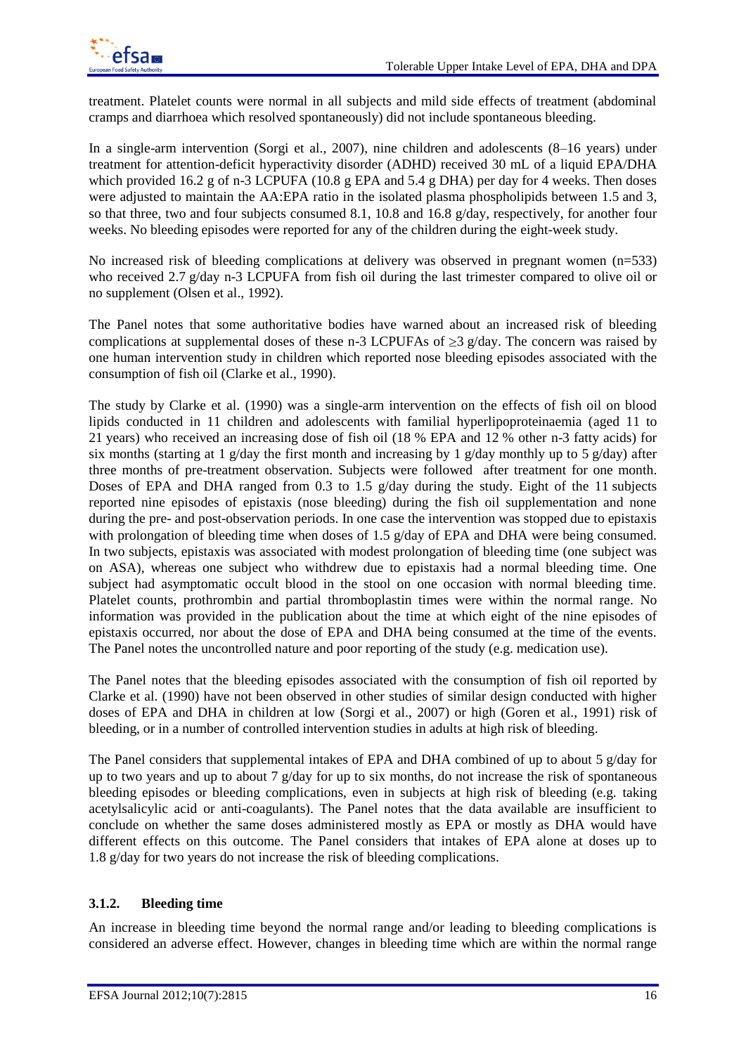treatment. Platelet counts were normal in all subjects and mild side effects of treatment (abdominal cramps and diarrhoea which resolved spontaneously) did not include spontaneous bleeding.

In a single-arm intervention (Sorgi et al., 2007), nine children and adolescents (8–16 years) under treatment for attention-deficit hyperactivity disorder (ADHD) received 30 mL of a liquid EPA/DHA which provided 16.2 g of n-3 LCPUFA (10.8 g EPA and 5.4 g DHA) per day for 4 weeks. Then doses were adjusted to maintain the AA:EPA ratio in the isolated plasma phospholipids between 1.5 and 3, so that three, two and four subjects consumed 8.1, 10.8 and 16.8 g/day, respectively, for another four weeks. No bleeding episodes were reported for any of the children during the eight-week study.

No increased risk of bleeding complications at delivery was observed in pregnant women (n=533) who received 2.7 g/day n-3 LCPUFA from fish oil during the last trimester compared to olive oil or no supplement (Olsen et al., 1992).

The Panel notes that some authoritative bodies have warned about an increased risk of bleeding complications at supplemental doses of these n-3 LCPUFAs of ≥3 g/day. The concern was raised by one human intervention study in children which reported nose bleeding episodes associated with the consumption of fish oil (Clarke et al., 1990).

The study by Clarke et al. (1990) was a single-arm intervention on the effects of fish oil on blood lipids conducted in 11 children and adolescents with familial hyperlipoproteinaemia (aged 11 to 21 years) who received an increasing dose of fish oil (18 % EPA and 12 % other n-3 fatty acids) for six months (starting at 1 g/day the first month and increasing by 1 g/day monthly up to 5 g/day) after three months of pre-treatment observation. Subjects were followed after treatment for one month. Doses of EPA and DHA ranged from 0.3 to 1.5 g/day during the study. Eight of the 11 subjects reported nine episodes of epistaxis (nose bleeding) during the fish oil supplementation and none during the pre- and post-observation periods. In one case the intervention was stopped due to epistaxis with prolongation of bleeding time when doses of 1.5 g/day of EPA and DHA were being consumed. In two subjects, epistaxis was associated with modest prolongation of bleeding time (one subject was on ASA), whereas one subject who withdrew due to epistaxis had a normal bleeding time. One subject had asymptomatic occult blood in the stool on one occasion with normal bleeding time. Platelet counts, prothrombin and partial thromboplastin times were within the normal range. No information was provided in the publication about the time at which eight of the nine episodes of epistaxis occurred, nor about the dose of EPA and DHA being consumed at the time of the events. The Panel notes the uncontrolled nature and poor reporting of the study (e.g. medication use).

The Panel notes that the bleeding episodes associated with the consumption of fish oil reported by Clarke et al. (1990) have not been observed in other studies of similar design conducted with higher doses of EPA and DHA in children at low (Sorgi et al., 2007) or high (Goren et al., 1991) risk of bleeding, or in a number of controlled intervention studies in adults at high risk of bleeding.

The Panel considers that supplemental intakes of EPA and DHA combined of up to about 5 g/day for up to two years and up to about 7 g/day for up to six months, do not increase the risk of spontaneous bleeding episodes or bleeding complications, even in subjects at high risk of bleeding (e.g. taking acetylsalicylic acid or anti-coagulants). The Panel notes that the data available are insufficient to conclude on whether the same doses administered mostly as EPA or mostly as DHA would have different effects on this outcome. The Panel considers that intakes of EPA alone at doses up to 1.8 g/day for two years do not increase the risk of bleeding complications.

### 3.1.2. Bleeding time

An increase in bleeding time beyond the normal range and/or leading to bleeding complications is considered an adverse effect. However, changes in bleeding time which are within the normal range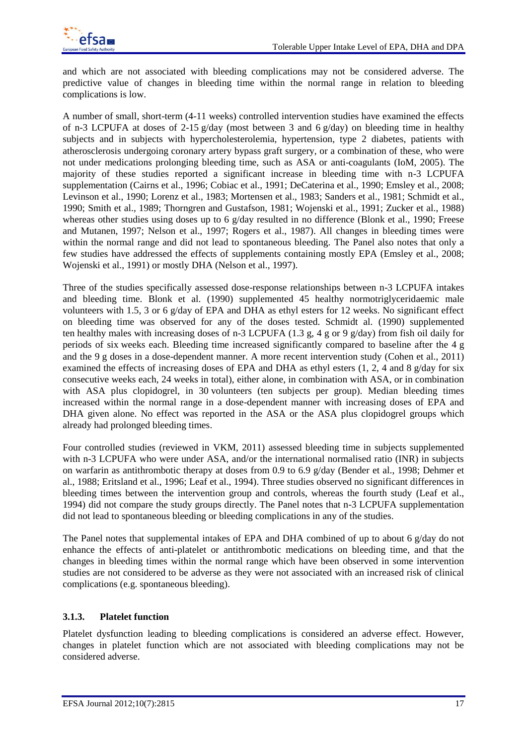and which are not associated with bleeding complications may not be considered adverse. The predictive value of changes in bleeding time within the normal range in relation to bleeding complications is low.

A number of small, short-term (4-11 weeks) controlled intervention studies have examined the effects of n-3 LCPUFA at doses of 2-15 g/day (most between 3 and 6 g/day) on bleeding time in healthy subjects and in subjects with hypercholesterolemia, hypertension, type 2 diabetes, patients with atherosclerosis undergoing coronary artery bypass graft surgery, or a combination of these, who were not under medications prolonging bleeding time, such as ASA or anti-coagulants (IoM, 2005). The majority of these studies reported a significant increase in bleeding time with n-3 LCPUFA supplementation (Cairns et al., 1996; Cobiac et al., 1991; DeCaterina et al., 1990; Emsley et al., 2008; Levinson et al., 1990; Lorenz et al., 1983; Mortensen et al., 1983; Sanders et al., 1981; Schmidt et al., 1990; Smith et al., 1989; Thorngren and Gustafson, 1981; Wojenski et al., 1991; Zucker et al., 1988) whereas other studies using doses up to 6 g/day resulted in no difference (Blonk et al., 1990; Freese and Mutanen, 1997; Nelson et al., 1997; Rogers et al., 1987). All changes in bleeding times were within the normal range and did not lead to spontaneous bleeding. The Panel also notes that only a few studies have addressed the effects of supplements containing mostly EPA (Emsley et al., 2008; Wojenski et al., 1991) or mostly DHA (Nelson et al., 1997).

Three of the studies specifically assessed dose-response relationships between n-3 LCPUFA intakes and bleeding time. Blonk et al. (1990) supplemented 45 healthy normotriglyceridaemic male volunteers with 1.5, 3 or 6 g/day of EPA and DHA as ethyl esters for 12 weeks. No significant effect on bleeding time was observed for any of the doses tested. Schmidt al. (1990) supplemented ten healthy males with increasing doses of n-3 LCPUFA (1.3 g, 4 g or 9 g/day) from fish oil daily for periods of six weeks each. Bleeding time increased significantly compared to baseline after the 4 g and the 9 g doses in a dose-dependent manner. A more recent intervention study (Cohen et al., 2011) examined the effects of increasing doses of EPA and DHA as ethyl esters (1, 2, 4 and 8 g/day for six consecutive weeks each, 24 weeks in total), either alone, in combination with ASA, or in combination with ASA plus clopidogrel, in 30 volunteers (ten subjects per group). Median bleeding times increased within the normal range in a dose-dependent manner with increasing doses of EPA and DHA given alone. No effect was reported in the ASA or the ASA plus clopidogrel groups which already had prolonged bleeding times.

Four controlled studies (reviewed in VKM, 2011) assessed bleeding time in subjects supplemented with n-3 LCPUFA who were under ASA, and/or the international normalised ratio (INR) in subjects on warfarin as antithrombotic therapy at doses from 0.9 to 6.9 g/day (Bender et al., 1998; Dehmer et al., 1988; Eritsland et al., 1996; Leaf et al., 1994). Three studies observed no significant differences in bleeding times between the intervention group and controls, whereas the fourth study (Leaf et al., 1994) did not compare the study groups directly. The Panel notes that n-3 LCPUFA supplementation did not lead to spontaneous bleeding or bleeding complications in any of the studies.

The Panel notes that supplemental intakes of EPA and DHA combined of up to about 6 g/day do not enhance the effects of anti-platelet or antithrombotic medications on bleeding time, and that the changes in bleeding times within the normal range which have been observed in some intervention studies are not considered to be adverse as they were not associated with an increased risk of clinical complications (e.g. spontaneous bleeding).

### 3.1.3. Platelet function

Platelet dysfunction leading to bleeding complications is considered an adverse effect. However, changes in platelet function which are not associated with bleeding complications may not be considered adverse.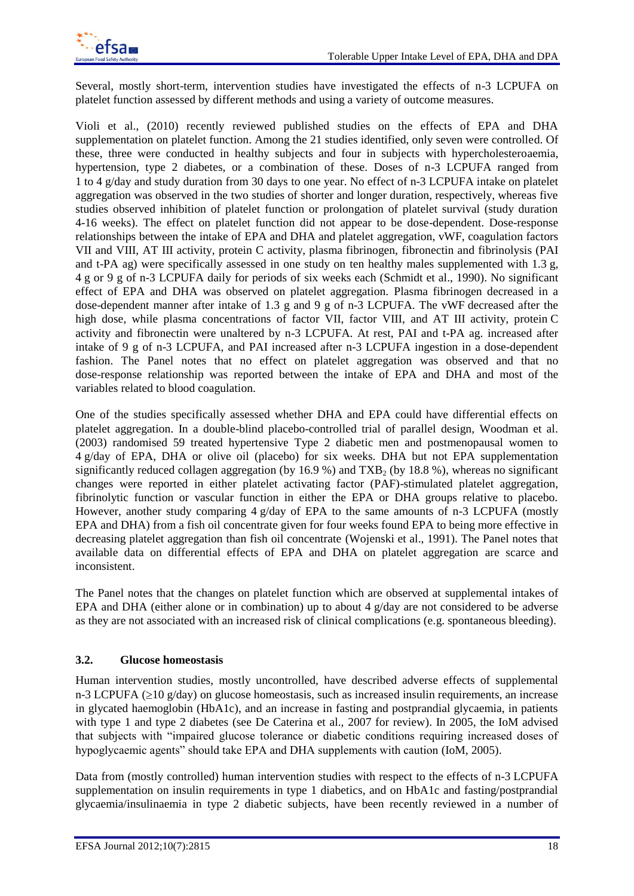Several, mostly short-term, intervention studies have investigated the effects of n-3 LCPUFA on platelet function assessed by different methods and using a variety of outcome measures.

Violi et al., (2010) recently reviewed published studies on the effects of EPA and DHA supplementation on platelet function. Among the 21 studies identified, only seven were controlled. Of these, three were conducted in healthy subjects and four in subjects with hypercholesteroaemia, hypertension, type 2 diabetes, or a combination of these. Doses of n-3 LCPUFA ranged from 1 to 4 g/day and study duration from 30 days to one year. No effect of n-3 LCPUFA intake on platelet aggregation was observed in the two studies of shorter and longer duration, respectively, whereas five studies observed inhibition of platelet function or prolongation of platelet survival (study duration 4-16 weeks). The effect on platelet function did not appear to be dose-dependent. Dose-response relationships between the intake of EPA and DHA and platelet aggregation, vWF, coagulation factors VII and VIII, AT III activity, protein C activity, plasma fibrinogen, fibronectin and fibrinolysis (PAI and t-PA ag) were specifically assessed in one study on ten healthy males supplemented with 1.3 g, 4 g or 9 g of n-3 LCPUFA daily for periods of six weeks each (Schmidt et al., 1990). No significant effect of EPA and DHA was observed on platelet aggregation. Plasma fibrinogen decreased in a dose-dependent manner after intake of 1.3 g and 9 g of n-3 LCPUFA. The vWF decreased after the high dose, while plasma concentrations of factor VII, factor VIII, and AT III activity, protein C activity and fibronectin were unaltered by n-3 LCPUFA. At rest, PAI and t-PA ag. increased after intake of 9 g of n-3 LCPUFA, and PAI increased after n-3 LCPUFA ingestion in a dose-dependent fashion. The Panel notes that no effect on platelet aggregation was observed and that no dose-response relationship was reported between the intake of EPA and DHA and most of the variables related to blood coagulation.

One of the studies specifically assessed whether DHA and EPA could have differential effects on platelet aggregation. In a double-blind placebo-controlled trial of parallel design, Woodman et al. (2003) randomised 59 treated hypertensive Type 2 diabetic men and postmenopausal women to 4 g/day of EPA, DHA or olive oil (placebo) for six weeks. DHA but not EPA supplementation significantly reduced collagen aggregation (by 16.9 %) and $TXB_2$ (by 18.8 %), whereas no significant changes were reported in either platelet activating factor (PAF)-stimulated platelet aggregation, fibrinolytic function or vascular function in either the EPA or DHA groups relative to placebo. However, another study comparing 4 g/day of EPA to the same amounts of n-3 LCPUFA (mostly EPA and DHA) from a fish oil concentrate given for four weeks found EPA to being more effective in decreasing platelet aggregation than fish oil concentrate (Wojenski et al., 1991). The Panel notes that available data on differential effects of EPA and DHA on platelet aggregation are scarce and inconsistent.

The Panel notes that the changes on platelet function which are observed at supplemental intakes of EPA and DHA (either alone or in combination) up to about 4 g/day are not considered to be adverse as they are not associated with an increased risk of clinical complications (e.g. spontaneous bleeding).

### 3.2. Glucose homeostasis

Human intervention studies, mostly uncontrolled, have described adverse effects of supplemental n-3 LCPUFA (≥10 g/day) on glucose homeostasis, such as increased insulin requirements, an increase in glycated haemoglobin (HbA1c), and an increase in fasting and postprandial glycaemia, in patients with type 1 and type 2 diabetes (see De Caterina et al., 2007 for review). In 2005, the IoM advised that subjects with "impaired glucose tolerance or diabetic conditions requiring increased doses of hypoglycaemic agents" should take EPA and DHA supplements with caution (IoM, 2005).

Data from (mostly controlled) human intervention studies with respect to the effects of n-3 LCPUFA supplementation on insulin requirements in type 1 diabetics, and on HbA1c and fasting/postprandial glycaemia/insulinaemia in type 2 diabetic subjects, have been recently reviewed in a number of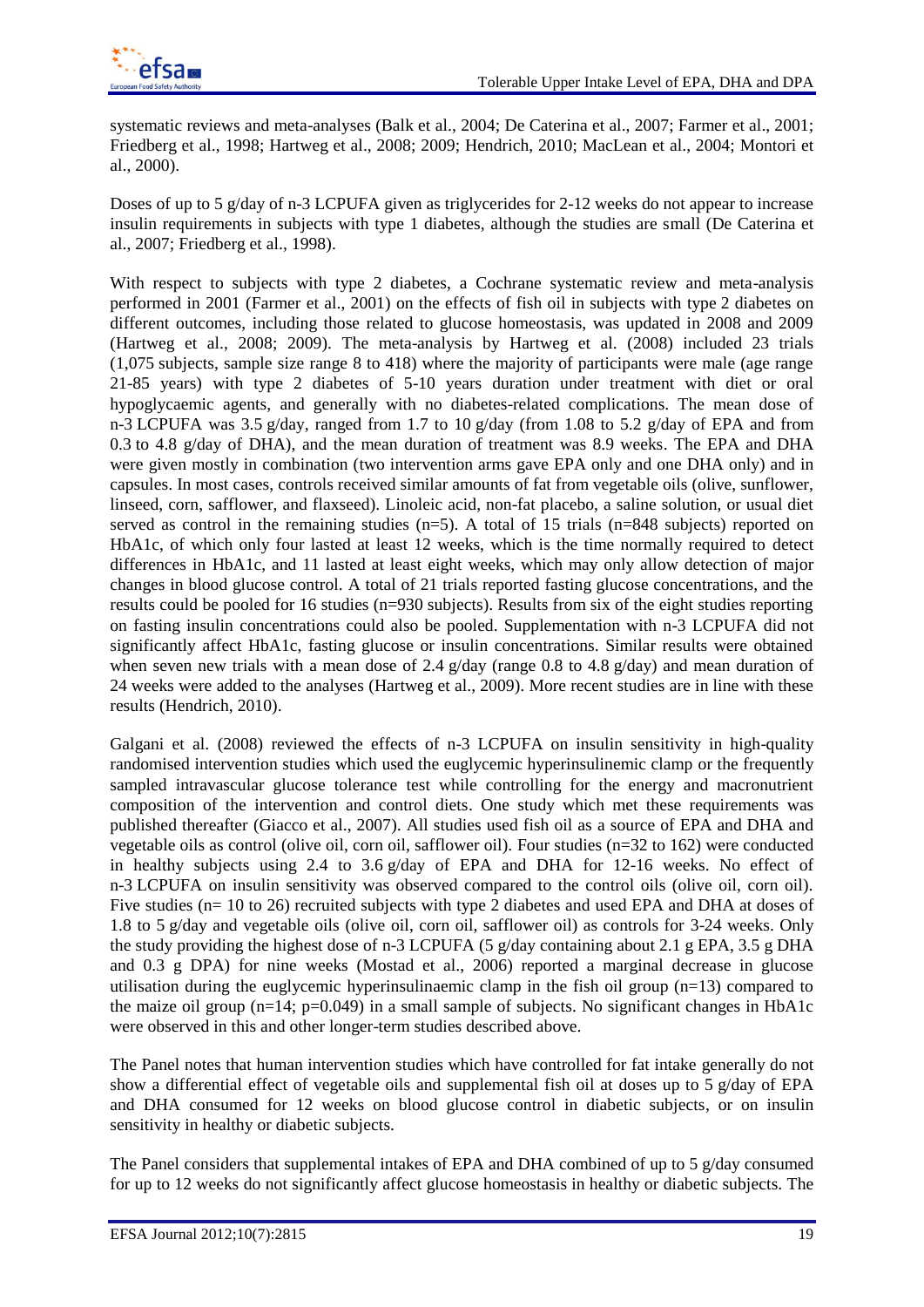systematic reviews and meta-analyses (Balk et al., 2004; De Caterina et al., 2007; Farmer et al., 2001; Friedberg et al., 1998; Hartweg et al., 2008; 2009; Hendrich, 2010; MacLean et al., 2004; Montori et al., 2000).

Doses of up to 5 g/day of n-3 LCPUFA given as triglycerides for 2-12 weeks do not appear to increase insulin requirements in subjects with type 1 diabetes, although the studies are small (De Caterina et al., 2007; Friedberg et al., 1998).

With respect to subjects with type 2 diabetes, a Cochrane systematic review and meta-analysis performed in 2001 (Farmer et al., 2001) on the effects of fish oil in subjects with type 2 diabetes on different outcomes, including those related to glucose homeostasis, was updated in 2008 and 2009 (Hartweg et al., 2008; 2009). The meta-analysis by Hartweg et al. (2008) included 23 trials (1,075 subjects, sample size range 8 to 418) where the majority of participants were male (age range 21-85 years) with type 2 diabetes of 5-10 years duration under treatment with diet or oral hypoglycaemic agents, and generally with no diabetes-related complications. The mean dose of n-3 LCPUFA was 3.5 g/day, ranged from 1.7 to 10 g/day (from 1.08 to 5.2 g/day of EPA and from 0.3 to 4.8 g/day of DHA), and the mean duration of treatment was 8.9 weeks. The EPA and DHA were given mostly in combination (two intervention arms gave EPA only and one DHA only) and in capsules. In most cases, controls received similar amounts of fat from vegetable oils (olive, sunflower, linseed, corn, safflower, and flaxseed). Linoleic acid, non-fat placebo, a saline solution, or usual diet served as control in the remaining studies (n=5). A total of 15 trials (n=848 subjects) reported on HbA1c, of which only four lasted at least 12 weeks, which is the time normally required to detect differences in HbA1c, and 11 lasted at least eight weeks, which may only allow detection of major changes in blood glucose control. A total of 21 trials reported fasting glucose concentrations, and the results could be pooled for 16 studies (n=930 subjects). Results from six of the eight studies reporting on fasting insulin concentrations could also be pooled. Supplementation with n-3 LCPUFA did not significantly affect HbA1c, fasting glucose or insulin concentrations. Similar results were obtained when seven new trials with a mean dose of 2.4 g/day (range 0.8 to 4.8 g/day) and mean duration of 24 weeks were added to the analyses (Hartweg et al., 2009). More recent studies are in line with these results (Hendrich, 2010).

Galgani et al. (2008) reviewed the effects of n-3 LCPUFA on insulin sensitivity in high-quality randomised intervention studies which used the euglycemic hyperinsulinemic clamp or the frequently sampled intravascular glucose tolerance test while controlling for the energy and macronutrient composition of the intervention and control diets. One study which met these requirements was published thereafter (Giacco et al., 2007). All studies used fish oil as a source of EPA and DHA and vegetable oils as control (olive oil, corn oil, safflower oil). Four studies (n=32 to 162) were conducted in healthy subjects using 2.4 to 3.6 g/day of EPA and DHA for 12-16 weeks. No effect of n-3 LCPUFA on insulin sensitivity was observed compared to the control oils (olive oil, corn oil). Five studies (n= 10 to 26) recruited subjects with type 2 diabetes and used EPA and DHA at doses of 1.8 to 5 g/day and vegetable oils (olive oil, corn oil, safflower oil) as controls for 3-24 weeks. Only the study providing the highest dose of n-3 LCPUFA (5 g/day containing about 2.1 g EPA, 3.5 g DHA and 0.3 g DPA) for nine weeks (Mostad et al., 2006) reported a marginal decrease in glucose utilisation during the euglycemic hyperinsulinaemic clamp in the fish oil group (n=13) compared to the maize oil group (n=14; p=0.049) in a small sample of subjects. No significant changes in HbA1c were observed in this and other longer-term studies described above.

The Panel notes that human intervention studies which have controlled for fat intake generally do not show a differential effect of vegetable oils and supplemental fish oil at doses up to 5 g/day of EPA and DHA consumed for 12 weeks on blood glucose control in diabetic subjects, or on insulin sensitivity in healthy or diabetic subjects.

The Panel considers that supplemental intakes of EPA and DHA combined of up to 5 g/day consumed for up to 12 weeks do not significantly affect glucose homeostasis in healthy or diabetic subjects. The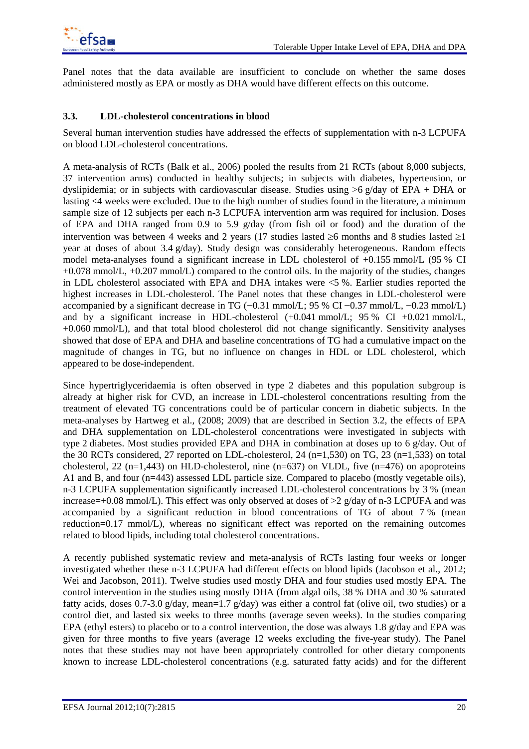Panel notes that the data available are insufficient to conclude on whether the same doses administered mostly as EPA or mostly as DHA would have different effects on this outcome.

### 3.3. LDL-cholesterol concentrations in blood

Several human intervention studies have addressed the effects of supplementation with n-3 LCPUFA on blood LDL-cholesterol concentrations.

A meta-analysis of RCTs (Balk et al., 2006) pooled the results from 21 RCTs (about 8,000 subjects, 37 intervention arms) conducted in healthy subjects; in subjects with diabetes, hypertension, or dyslipidemia; or in subjects with cardiovascular disease. Studies using >6 g/day of EPA + DHA or lasting <4 weeks were excluded. Due to the high number of studies found in the literature, a minimum sample size of 12 subjects per each n-3 LCPUFA intervention arm was required for inclusion. Doses of EPA and DHA ranged from 0.9 to 5.9 g/day (from fish oil or food) and the duration of the intervention was between 4 weeks and 2 years (17 studies lasted ≥6 months and 8 studies lasted ≥1 year at doses of about 3.4 g/day). Study design was considerably heterogeneous. Random effects model meta-analyses found a significant increase in LDL cholesterol of +0.155 mmol/L (95 % CI +0.078 mmol/L, +0.207 mmol/L) compared to the control oils. In the majority of the studies, changes in LDL cholesterol associated with EPA and DHA intakes were <5 %. Earlier studies reported the highest increases in LDL-cholesterol. The Panel notes that these changes in LDL-cholesterol were accompanied by a significant decrease in TG (−0.31 mmol/L; 95 % CI −0.37 mmol/L, −0.23 mmol/L) and by a significant increase in HDL-cholesterol (+0.041 mmol/L; 95 % CI +0.021 mmol/L, +0.060 mmol/L), and that total blood cholesterol did not change significantly. Sensitivity analyses showed that dose of EPA and DHA and baseline concentrations of TG had a cumulative impact on the magnitude of changes in TG, but no influence on changes in HDL or LDL cholesterol, which appeared to be dose-independent.

Since hypertriglyceridaemia is often observed in type 2 diabetes and this population subgroup is already at higher risk for CVD, an increase in LDL-cholesterol concentrations resulting from the treatment of elevated TG concentrations could be of particular concern in diabetic subjects. In the meta-analyses by Hartweg et al., (2008; 2009) that are described in Section 3.2, the effects of EPA and DHA supplementation on LDL-cholesterol concentrations were investigated in subjects with type 2 diabetes. Most studies provided EPA and DHA in combination at doses up to 6 g/day. Out of the 30 RCTs considered, 27 reported on LDL-cholesterol, 24 (n=1,530) on TG, 23 (n=1,533) on total cholesterol, 22 (n=1,443) on HLD-cholesterol, nine (n=637) on VLDL, five (n=476) on apoproteins A1 and B, and four (n=443) assessed LDL particle size. Compared to placebo (mostly vegetable oils), n-3 LCPUFA supplementation significantly increased LDL-cholesterol concentrations by 3 % (mean increase=+0.08 mmol/L). This effect was only observed at doses of >2 g/day of n-3 LCPUFA and was accompanied by a significant reduction in blood concentrations of TG of about 7 % (mean reduction=0.17 mmol/L), whereas no significant effect was reported on the remaining outcomes related to blood lipids, including total cholesterol concentrations.

A recently published systematic review and meta-analysis of RCTs lasting four weeks or longer investigated whether these n-3 LCPUFA had different effects on blood lipids (Jacobson et al., 2012; Wei and Jacobson, 2011). Twelve studies used mostly DHA and four studies used mostly EPA. The control intervention in the studies using mostly DHA (from algal oils, 38 % DHA and 30 % saturated fatty acids, doses 0.7-3.0 g/day, mean=1.7 g/day) was either a control fat (olive oil, two studies) or a control diet, and lasted six weeks to three months (average seven weeks). In the studies comparing EPA (ethyl esters) to placebo or to a control intervention, the dose was always 1.8 g/day and EPA was given for three months to five years (average 12 weeks excluding the five-year study). The Panel notes that these studies may not have been appropriately controlled for other dietary components known to increase LDL-cholesterol concentrations (e.g. saturated fatty acids) and for the different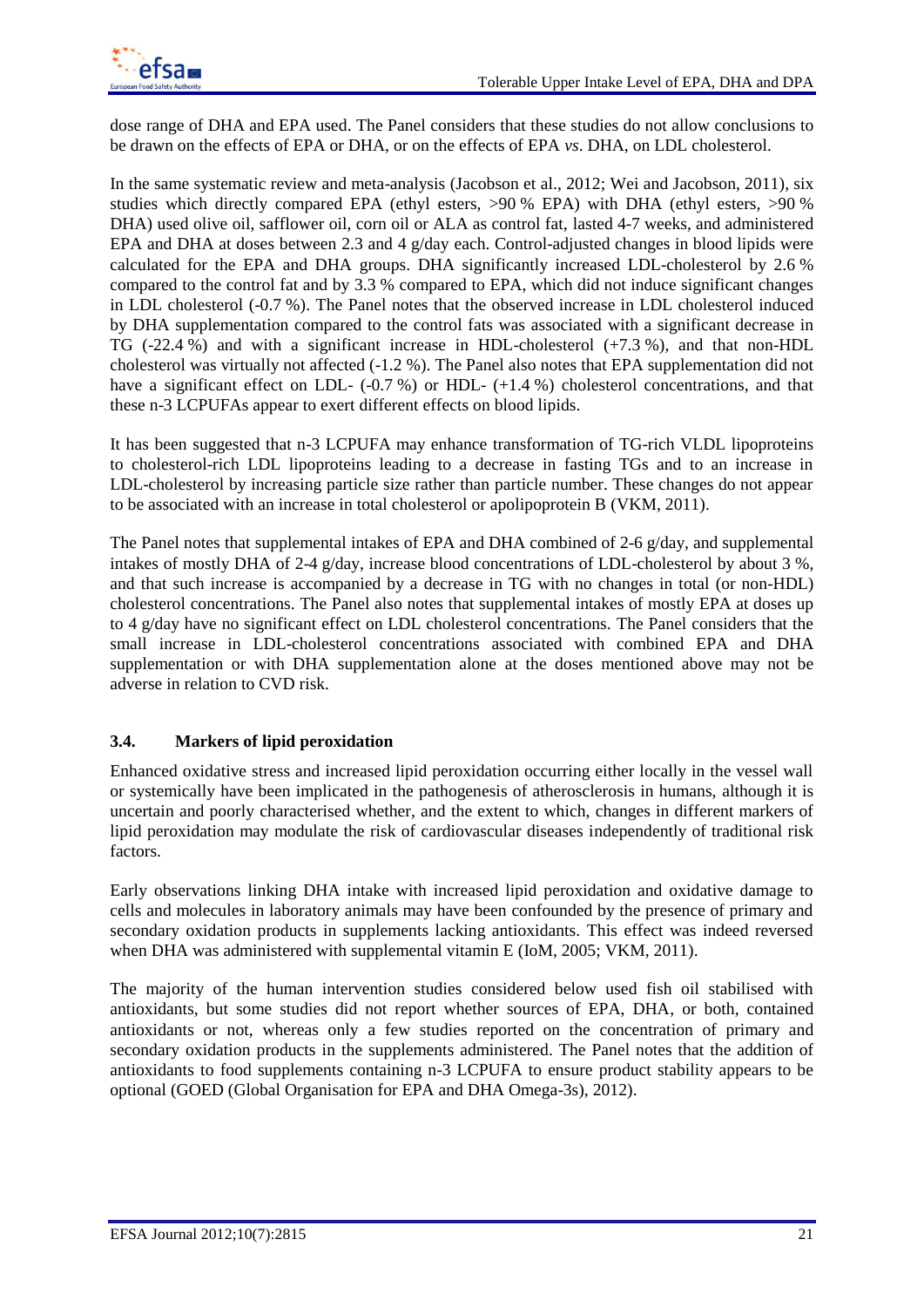dose range of DHA and EPA used. The Panel considers that these studies do not allow conclusions to be drawn on the effects of EPA or DHA, or on the effects of EPA *vs*. DHA, on LDL cholesterol.

In the same systematic review and meta-analysis (Jacobson et al., 2012; Wei and Jacobson, 2011), six studies which directly compared EPA (ethyl esters, >90 % EPA) with DHA (ethyl esters, >90 % DHA) used olive oil, safflower oil, corn oil or ALA as control fat, lasted 4-7 weeks, and administered EPA and DHA at doses between 2.3 and 4 g/day each. Control-adjusted changes in blood lipids were calculated for the EPA and DHA groups. DHA significantly increased LDL-cholesterol by 2.6 % compared to the control fat and by 3.3 % compared to EPA, which did not induce significant changes in LDL cholesterol (-0.7 %). The Panel notes that the observed increase in LDL cholesterol induced by DHA supplementation compared to the control fats was associated with a significant decrease in TG (-22.4 %) and with a significant increase in HDL-cholesterol (+7.3 %), and that non-HDL cholesterol was virtually not affected (-1.2 %). The Panel also notes that EPA supplementation did not have a significant effect on LDL- (-0.7 %) or HDL- (+1.4 %) cholesterol concentrations, and that these n-3 LCPUFAs appear to exert different effects on blood lipids.

It has been suggested that n-3 LCPUFA may enhance transformation of TG-rich VLDL lipoproteins to cholesterol-rich LDL lipoproteins leading to a decrease in fasting TGs and to an increase in LDL-cholesterol by increasing particle size rather than particle number. These changes do not appear to be associated with an increase in total cholesterol or apolipoprotein B (VKM, 2011).

The Panel notes that supplemental intakes of EPA and DHA combined of 2-6 g/day, and supplemental intakes of mostly DHA of 2-4 g/day, increase blood concentrations of LDL-cholesterol by about 3 %, and that such increase is accompanied by a decrease in TG with no changes in total (or non-HDL) cholesterol concentrations. The Panel also notes that supplemental intakes of mostly EPA at doses up to 4 g/day have no significant effect on LDL cholesterol concentrations. The Panel considers that the small increase in LDL-cholesterol concentrations associated with combined EPA and DHA supplementation or with DHA supplementation alone at the doses mentioned above may not be adverse in relation to CVD risk.

### 3.4. Markers of lipid peroxidation

Enhanced oxidative stress and increased lipid peroxidation occurring either locally in the vessel wall or systemically have been implicated in the pathogenesis of atherosclerosis in humans, although it is uncertain and poorly characterised whether, and the extent to which, changes in different markers of lipid peroxidation may modulate the risk of cardiovascular diseases independently of traditional risk factors.

Early observations linking DHA intake with increased lipid peroxidation and oxidative damage to cells and molecules in laboratory animals may have been confounded by the presence of primary and secondary oxidation products in supplements lacking antioxidants. This effect was indeed reversed when DHA was administered with supplemental vitamin E (IoM, 2005; VKM, 2011).

The majority of the human intervention studies considered below used fish oil stabilised with antioxidants, but some studies did not report whether sources of EPA, DHA, or both, contained antioxidants or not, whereas only a few studies reported on the concentration of primary and secondary oxidation products in the supplements administered. The Panel notes that the addition of antioxidants to food supplements containing n-3 LCPUFA to ensure product stability appears to be optional (GOED (Global Organisation for EPA and DHA Omega-3s), 2012).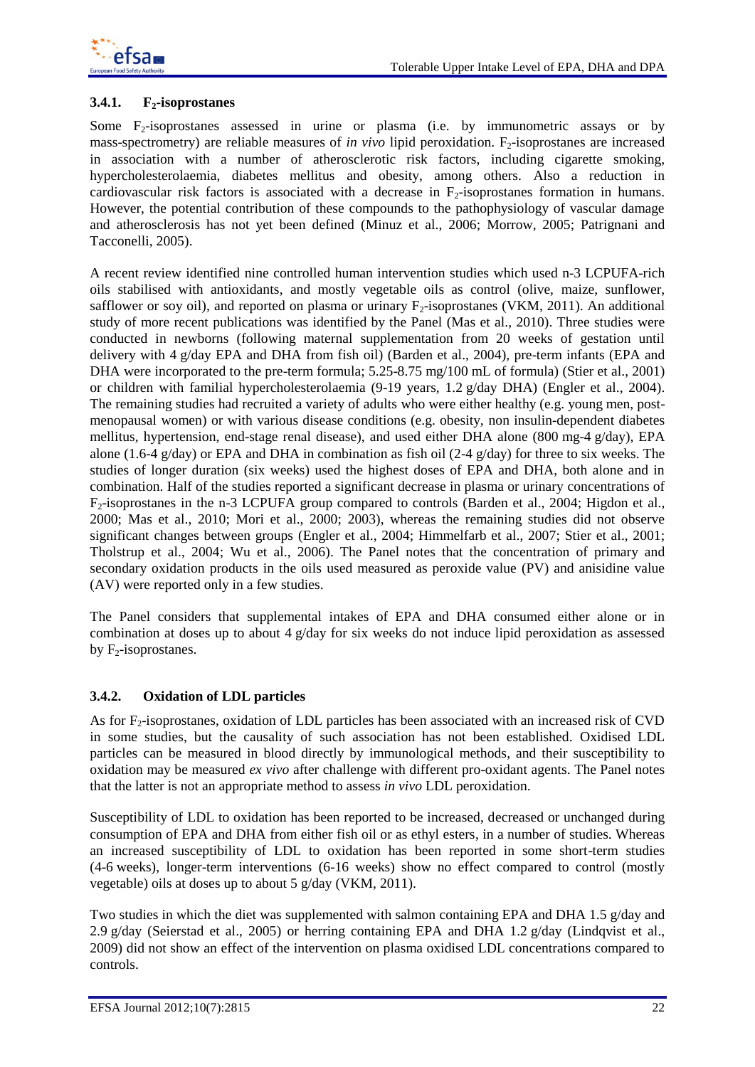### 3.4.1. $F_2$-isoprostanes

Some $F_2$-isoprostanes assessed in urine or plasma (i.e. by immunometric assays or by mass-spectrometry) are reliable measures of *in vivo* lipid peroxidation. $F_2$-isoprostanes are increased in association with a number of atherosclerotic risk factors, including cigarette smoking, hypercholesterolaemia, diabetes mellitus and obesity, among others. Also a reduction in cardiovascular risk factors is associated with a decrease in $F_2$-isoprostanes formation in humans. However, the potential contribution of these compounds to the pathophysiology of vascular damage and atherosclerosis has not yet been defined (Minuz et al., 2006; Morrow, 2005; Patrignani and Tacconelli, 2005).

A recent review identified nine controlled human intervention studies which used n-3 LCPUFA-rich oils stabilised with antioxidants, and mostly vegetable oils as control (olive, maize, sunflower, safflower or soy oil), and reported on plasma or urinary $F_2$-isoprostanes (VKM, 2011). An additional study of more recent publications was identified by the Panel (Mas et al., 2010). Three studies were conducted in newborns (following maternal supplementation from 20 weeks of gestation until delivery with 4 g/day EPA and DHA from fish oil) (Barden et al., 2004), pre-term infants (EPA and DHA were incorporated to the pre-term formula; 5.25-8.75 mg/100 mL of formula) (Stier et al., 2001) or children with familial hypercholesterolaemia (9-19 years, 1.2 g/day DHA) (Engler et al., 2004). The remaining studies had recruited a variety of adults who were either healthy (e.g. young men, post-menopausal women) or with various disease conditions (e.g. obesity, non insulin-dependent diabetes mellitus, hypertension, end-stage renal disease), and used either DHA alone (800 mg-4 g/day), EPA alone (1.6-4 g/day) or EPA and DHA in combination as fish oil (2-4 g/day) for three to six weeks. The studies of longer duration (six weeks) used the highest doses of EPA and DHA, both alone and in combination. Half of the studies reported a significant decrease in plasma or urinary concentrations of $F_2$-isoprostanes in the n-3 LCPUFA group compared to controls (Barden et al., 2004; Higdon et al., 2000; Mas et al., 2010; Mori et al., 2000; 2003), whereas the remaining studies did not observe significant changes between groups (Engler et al., 2004; Himmelfarb et al., 2007; Stier et al., 2001; Tholstrup et al., 2004; Wu et al., 2006). The Panel notes that the concentration of primary and secondary oxidation products in the oils used measured as peroxide value (PV) and anisidine value (AV) were reported only in a few studies.

The Panel considers that supplemental intakes of EPA and DHA consumed either alone or in combination at doses up to about 4 g/day for six weeks do not induce lipid peroxidation as assessed by $F_2$-isoprostanes.

### 3.4.2. Oxidation of LDL particles

As for $F_2$-isoprostanes, oxidation of LDL particles has been associated with an increased risk of CVD in some studies, but the causality of such association has not been established. Oxidised LDL particles can be measured in blood directly by immunological methods, and their susceptibility to oxidation may be measured *ex vivo* after challenge with different pro-oxidant agents. The Panel notes that the latter is not an appropriate method to assess *in vivo* LDL peroxidation.

Susceptibility of LDL to oxidation has been reported to be increased, decreased or unchanged during consumption of EPA and DHA from either fish oil or as ethyl esters, in a number of studies. Whereas an increased susceptibility of LDL to oxidation has been reported in some short-term studies (4-6 weeks), longer-term interventions (6-16 weeks) show no effect compared to control (mostly vegetable) oils at doses up to about 5 g/day (VKM, 2011).

Two studies in which the diet was supplemented with salmon containing EPA and DHA 1.5 g/day and 2.9 g/day (Seierstad et al., 2005) or herring containing EPA and DHA 1.2 g/day (Lindqvist et al., 2009) did not show an effect of the intervention on plasma oxidised LDL concentrations compared to controls.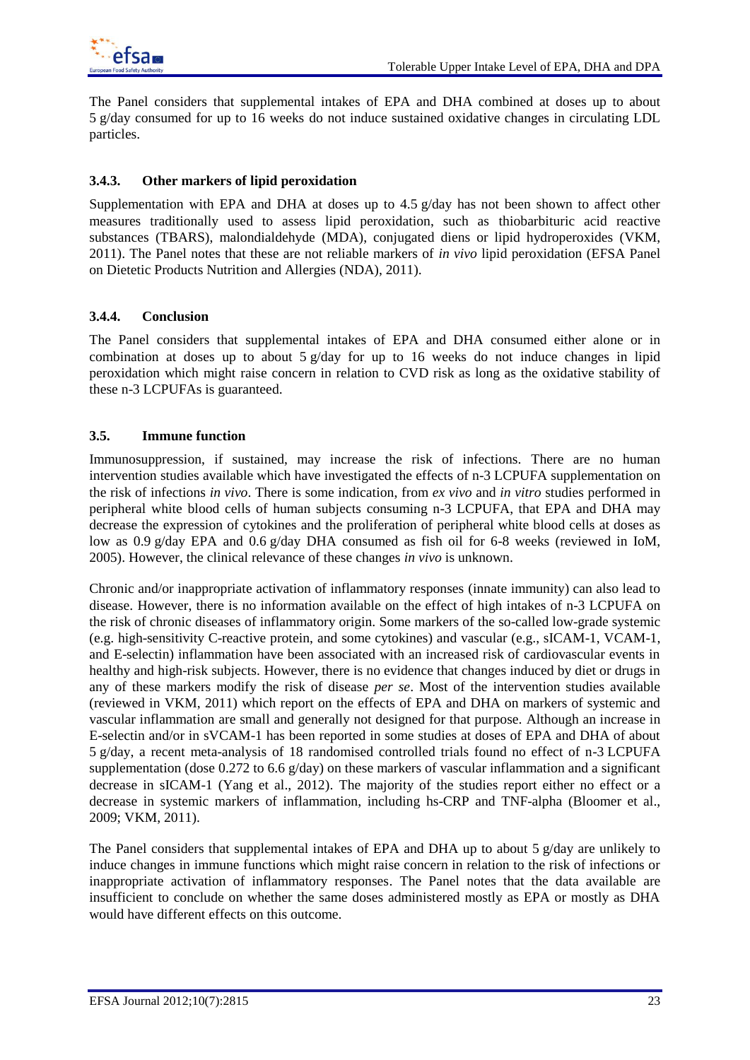The Panel considers that supplemental intakes of EPA and DHA combined at doses up to about 5 g/day consumed for up to 16 weeks do not induce sustained oxidative changes in circulating LDL particles.

### 3.4.3. Other markers of lipid peroxidation

Supplementation with EPA and DHA at doses up to 4.5 g/day has not been shown to affect other measures traditionally used to assess lipid peroxidation, such as thiobarbituric acid reactive substances (TBARS), malondialdehyde (MDA), conjugated diens or lipid hydroperoxides (VKM, 2011). The Panel notes that these are not reliable markers of *in vivo* lipid peroxidation (EFSA Panel on Dietetic Products Nutrition and Allergies (NDA), 2011).

### 3.4.4. Conclusion

The Panel considers that supplemental intakes of EPA and DHA consumed either alone or in combination at doses up to about 5 g/day for up to 16 weeks do not induce changes in lipid peroxidation which might raise concern in relation to CVD risk as long as the oxidative stability of these n-3 LCPUFAs is guaranteed.

## 3.5. Immune function

Immunosuppression, if sustained, may increase the risk of infections. There are no human intervention studies available which have investigated the effects of n-3 LCPUFA supplementation on the risk of infections *in vivo*. There is some indication, from *ex vivo* and *in vitro* studies performed in peripheral white blood cells of human subjects consuming n-3 LCPUFA, that EPA and DHA may decrease the expression of cytokines and the proliferation of peripheral white blood cells at doses as low as 0.9 g/day EPA and 0.6 g/day DHA consumed as fish oil for 6-8 weeks (reviewed in IoM, 2005). However, the clinical relevance of these changes *in vivo* is unknown.

Chronic and/or inappropriate activation of inflammatory responses (innate immunity) can also lead to disease. However, there is no information available on the effect of high intakes of n-3 LCPUFA on the risk of chronic diseases of inflammatory origin. Some markers of the so-called low-grade systemic (e.g. high-sensitivity C-reactive protein, and some cytokines) and vascular (e.g., sICAM-1, VCAM-1, and E-selectin) inflammation have been associated with an increased risk of cardiovascular events in healthy and high-risk subjects. However, there is no evidence that changes induced by diet or drugs in any of these markers modify the risk of disease *per se*. Most of the intervention studies available (reviewed in VKM, 2011) which report on the effects of EPA and DHA on markers of systemic and vascular inflammation are small and generally not designed for that purpose. Although an increase in E-selectin and/or in sVCAM-1 has been reported in some studies at doses of EPA and DHA of about 5 g/day, a recent meta-analysis of 18 randomised controlled trials found no effect of n-3 LCPUFA supplementation (dose 0.272 to 6.6 g/day) on these markers of vascular inflammation and a significant decrease in sICAM-1 (Yang et al., 2012). The majority of the studies report either no effect or a decrease in systemic markers of inflammation, including hs-CRP and TNF-alpha (Bloomer et al., 2009; VKM, 2011).

The Panel considers that supplemental intakes of EPA and DHA up to about 5 g/day are unlikely to induce changes in immune functions which might raise concern in relation to the risk of infections or inappropriate activation of inflammatory responses. The Panel notes that the data available are insufficient to conclude on whether the same doses administered mostly as EPA or mostly as DHA would have different effects on this outcome.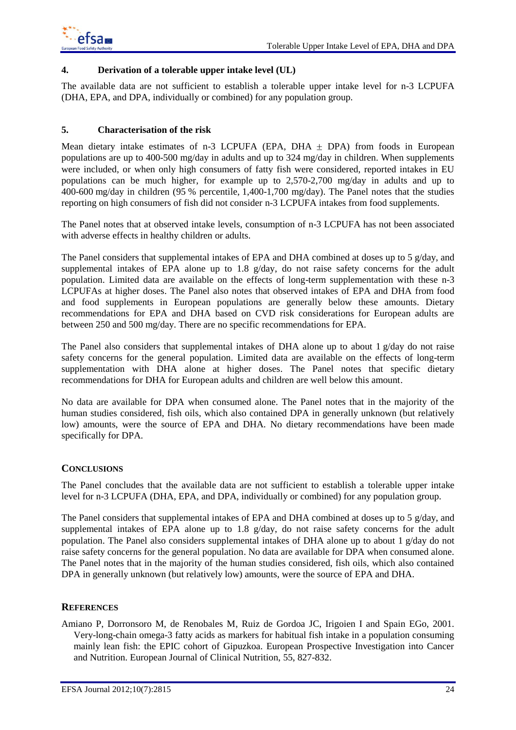## 4. Derivation of a tolerable upper intake level (UL)

The available data are not sufficient to establish a tolerable upper intake level for n-3 LCPUFA (DHA, EPA, and DPA, individually or combined) for any population group.

## 5. Characterisation of the risk

Mean dietary intake estimates of n-3 LCPUFA (EPA, DHA $\pm$ DPA) from foods in European populations are up to 400-500 mg/day in adults and up to 324 mg/day in children. When supplements were included, or when only high consumers of fatty fish were considered, reported intakes in EU populations can be much higher, for example up to 2,570-2,700 mg/day in adults and up to 400-600 mg/day in children (95 % percentile, 1,400-1,700 mg/day). The Panel notes that the studies reporting on high consumers of fish did not consider n-3 LCPUFA intakes from food supplements.

The Panel notes that at observed intake levels, consumption of n-3 LCPUFA has not been associated with adverse effects in healthy children or adults.

The Panel considers that supplemental intakes of EPA and DHA combined at doses up to 5 g/day, and supplemental intakes of EPA alone up to 1.8 g/day, do not raise safety concerns for the adult population. Limited data are available on the effects of long-term supplementation with these n-3 LCPUFAs at higher doses. The Panel also notes that observed intakes of EPA and DHA from food and food supplements in European populations are generally below these amounts. Dietary recommendations for EPA and DHA based on CVD risk considerations for European adults are between 250 and 500 mg/day. There are no specific recommendations for EPA.

The Panel also considers that supplemental intakes of DHA alone up to about 1 g/day do not raise safety concerns for the general population. Limited data are available on the effects of long-term supplementation with DHA alone at higher doses. The Panel notes that specific dietary recommendations for DHA for European adults and children are well below this amount.

No data are available for DPA when consumed alone. The Panel notes that in the majority of the human studies considered, fish oils, which also contained DPA in generally unknown (but relatively low) amounts, were the source of EPA and DHA. No dietary recommendations have been made specifically for DPA.

## CONCLUSIONS

The Panel concludes that the available data are not sufficient to establish a tolerable upper intake level for n-3 LCPUFA (DHA, EPA, and DPA, individually or combined) for any population group.

The Panel considers that supplemental intakes of EPA and DHA combined at doses up to 5 g/day, and supplemental intakes of EPA alone up to 1.8 g/day, do not raise safety concerns for the adult population. The Panel also considers supplemental intakes of DHA alone up to about 1 g/day do not raise safety concerns for the general population. No data are available for DPA when consumed alone. The Panel notes that in the majority of the human studies considered, fish oils, which also contained DPA in generally unknown (but relatively low) amounts, were the source of EPA and DHA.

## REFERENCES

Amiano P, Dorronsoro M, de Renobales M, Ruiz de Gordoa JC, Irigoien I and Spain EGo, 2001. Very-long-chain omega-3 fatty acids as markers for habitual fish intake in a population consuming mainly lean fish: the EPIC cohort of Gipuzkoa. European Prospective Investigation into Cancer and Nutrition. European Journal of Clinical Nutrition, 55, 827-832.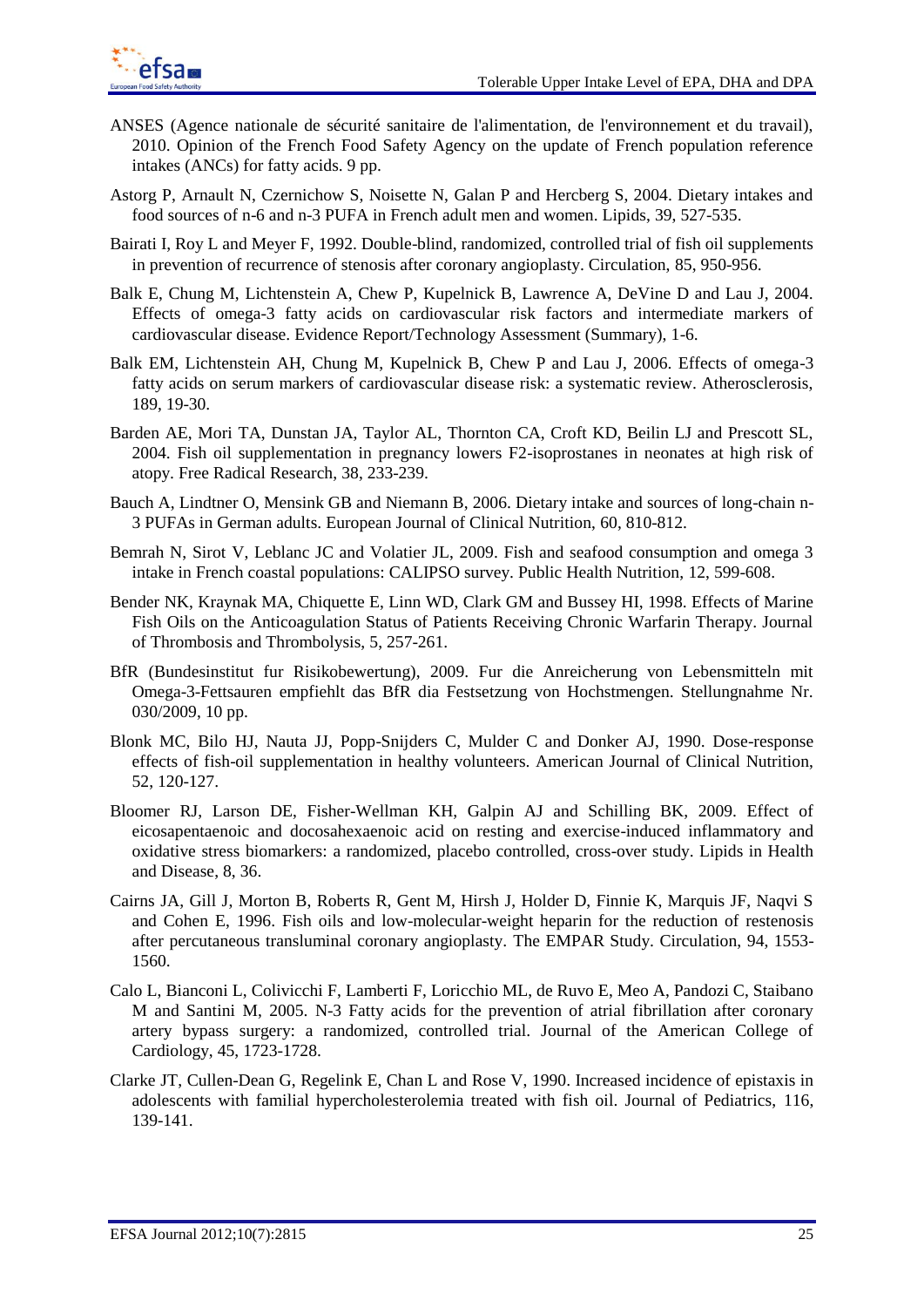ANSES (Agence nationale de sécurité sanitaire de l'alimentation, de l'environnement et du travail), 2010. Opinion of the French Food Safety Agency on the update of French population reference intakes (ANCs) for fatty acids. 9 pp.

Astorg P, Arnault N, Czernichow S, Noisette N, Galan P and Hercberg S, 2004. Dietary intakes and food sources of n-6 and n-3 PUFA in French adult men and women. Lipids, 39, 527-535.

Bairati I, Roy L and Meyer F, 1992. Double-blind, randomized, controlled trial of fish oil supplements in prevention of recurrence of stenosis after coronary angioplasty. Circulation, 85, 950-956.

Balk E, Chung M, Lichtenstein A, Chew P, Kupelnick B, Lawrence A, DeVine D and Lau J, 2004. Effects of omega-3 fatty acids on cardiovascular risk factors and intermediate markers of cardiovascular disease. Evidence Report/Technology Assessment (Summary), 1-6.

Balk EM, Lichtenstein AH, Chung M, Kupelnick B, Chew P and Lau J, 2006. Effects of omega-3 fatty acids on serum markers of cardiovascular disease risk: a systematic review. Atherosclerosis, 189, 19-30.

Barden AE, Mori TA, Dunstan JA, Taylor AL, Thornton CA, Croft KD, Beilin LJ and Prescott SL, 2004. Fish oil supplementation in pregnancy lowers F2-isoprostanes in neonates at high risk of atopy. Free Radical Research, 38, 233-239.

Bauch A, Lindtner O, Mensink GB and Niemann B, 2006. Dietary intake and sources of long-chain n-3 PUFAs in German adults. European Journal of Clinical Nutrition, 60, 810-812.

Bemrah N, Sirot V, Leblanc JC and Volatier JL, 2009. Fish and seafood consumption and omega 3 intake in French coastal populations: CALIPSO survey. Public Health Nutrition, 12, 599-608.

Bender NK, Kraynak MA, Chiquette E, Linn WD, Clark GM and Bussey HI, 1998. Effects of Marine Fish Oils on the Anticoagulation Status of Patients Receiving Chronic Warfarin Therapy. Journal of Thrombosis and Thrombolysis, 5, 257-261.

BfR (Bundesinstitut fur Risikobewertung), 2009. Fur die Anreicherung von Lebensmitteln mit Omega-3-Fettsauren empfiehlt das BfR dia Festsetzung von Hochstmengen. Stellungnahme Nr. 030/2009, 10 pp.

Blonk MC, Bilo HJ, Nauta JJ, Popp-Snijders C, Mulder C and Donker AJ, 1990. Dose-response effects of fish-oil supplementation in healthy volunteers. American Journal of Clinical Nutrition, 52, 120-127.

Bloomer RJ, Larson DE, Fisher-Wellman KH, Galpin AJ and Schilling BK, 2009. Effect of eicosapentaenoic and docosahexaenoic acid on resting and exercise-induced inflammatory and oxidative stress biomarkers: a randomized, placebo controlled, cross-over study. Lipids in Health and Disease, 8, 36.

Cairns JA, Gill J, Morton B, Roberts R, Gent M, Hirsh J, Holder D, Finnie K, Marquis JF, Naqvi S and Cohen E, 1996. Fish oils and low-molecular-weight heparin for the reduction of restenosis after percutaneous transluminal coronary angioplasty. The EMPAR Study. Circulation, 94, 1553-1560.

Calo L, Bianconi L, Colivicchi F, Lamberti F, Loricchio ML, de Ruvo E, Meo A, Pandozi C, Staibano M and Santini M, 2005. N-3 Fatty acids for the prevention of atrial fibrillation after coronary artery bypass surgery: a randomized, controlled trial. Journal of the American College of Cardiology, 45, 1723-1728.

Clarke JT, Cullen-Dean G, Regelink E, Chan L and Rose V, 1990. Increased incidence of epistaxis in adolescents with familial hypercholesterolemia treated with fish oil. Journal of Pediatrics, 116, 139-141.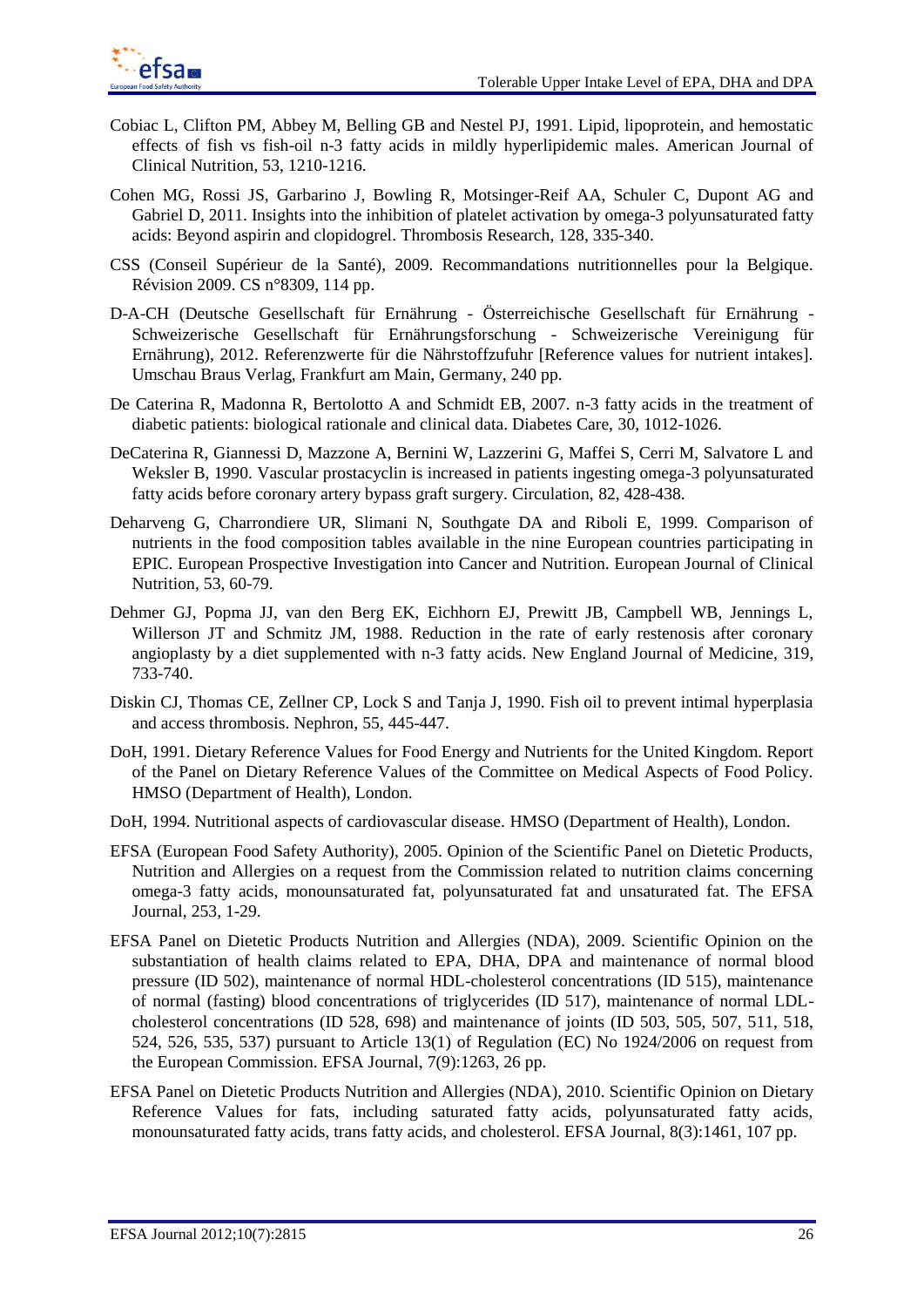Cobiac L, Clifton PM, Abbey M, Belling GB and Nestel PJ, 1991. Lipid, lipoprotein, and hemostatic effects of fish vs fish-oil n-3 fatty acids in mildly hyperlipidemic males. American Journal of Clinical Nutrition, 53, 1210-1216.

Cohen MG, Rossi JS, Garbarino J, Bowling R, Motsinger-Reif AA, Schuler C, Dupont AG and Gabriel D, 2011. Insights into the inhibition of platelet activation by omega-3 polyunsaturated fatty acids: Beyond aspirin and clopidogrel. Thrombosis Research, 128, 335-340.

CSS (Conseil Supérieur de la Santé), 2009. Recommandations nutritionnelles pour la Belgique. Révision 2009. CS n°8309, 114 pp.

D-A-CH (Deutsche Gesellschaft für Ernährung - Österreichische Gesellschaft für Ernährung - Schweizerische Gesellschaft für Ernährungsforschung - Schweizerische Vereinigung für Ernährung), 2012. Referenzwerte für die Nährstoffzufuhr [Reference values for nutrient intakes]. Umschau Braus Verlag, Frankfurt am Main, Germany, 240 pp.

De Caterina R, Madonna R, Bertolotto A and Schmidt EB, 2007. n-3 fatty acids in the treatment of diabetic patients: biological rationale and clinical data. Diabetes Care, 30, 1012-1026.

DeCaterina R, Giannessi D, Mazzone A, Bernini W, Lazzerini G, Maffei S, Cerri M, Salvatore L and Weksler B, 1990. Vascular prostacyclin is increased in patients ingesting omega-3 polyunsaturated fatty acids before coronary artery bypass graft surgery. Circulation, 82, 428-438.

Deharveng G, Charrondiere UR, Slimani N, Southgate DA and Riboli E, 1999. Comparison of nutrients in the food composition tables available in the nine European countries participating in EPIC. European Prospective Investigation into Cancer and Nutrition. European Journal of Clinical Nutrition, 53, 60-79.

Dehmer GJ, Popma JJ, van den Berg EK, Eichhorn EJ, Prewitt JB, Campbell WB, Jennings L, Willerson JT and Schmitz JM, 1988. Reduction in the rate of early restenosis after coronary angioplasty by a diet supplemented with n-3 fatty acids. New England Journal of Medicine, 319, 733-740.

Diskin CJ, Thomas CE, Zellner CP, Lock S and Tanja J, 1990. Fish oil to prevent intimal hyperplasia and access thrombosis. Nephron, 55, 445-447.

DoH, 1991. Dietary Reference Values for Food Energy and Nutrients for the United Kingdom. Report of the Panel on Dietary Reference Values of the Committee on Medical Aspects of Food Policy. HMSO (Department of Health), London.

DoH, 1994. Nutritional aspects of cardiovascular disease. HMSO (Department of Health), London.

EFSA (European Food Safety Authority), 2005. Opinion of the Scientific Panel on Dietetic Products, Nutrition and Allergies on a request from the Commission related to nutrition claims concerning omega-3 fatty acids, monounsaturated fat, polyunsaturated fat and unsaturated fat. The EFSA Journal, 253, 1-29.

EFSA Panel on Dietetic Products Nutrition and Allergies (NDA), 2009. Scientific Opinion on the substantiation of health claims related to EPA, DHA, DPA and maintenance of normal blood pressure (ID 502), maintenance of normal HDL-cholesterol concentrations (ID 515), maintenance of normal (fasting) blood concentrations of triglycerides (ID 517), maintenance of normal LDL-cholesterol concentrations (ID 528, 698) and maintenance of joints (ID 503, 505, 507, 511, 518, 524, 526, 535, 537) pursuant to Article 13(1) of Regulation (EC) No 1924/2006 on request from the European Commission. EFSA Journal, 7(9):1263, 26 pp.

EFSA Panel on Dietetic Products Nutrition and Allergies (NDA), 2010. Scientific Opinion on Dietary Reference Values for fats, including saturated fatty acids, polyunsaturated fatty acids, monounsaturated fatty acids, trans fatty acids, and cholesterol. EFSA Journal, 8(3):1461, 107 pp.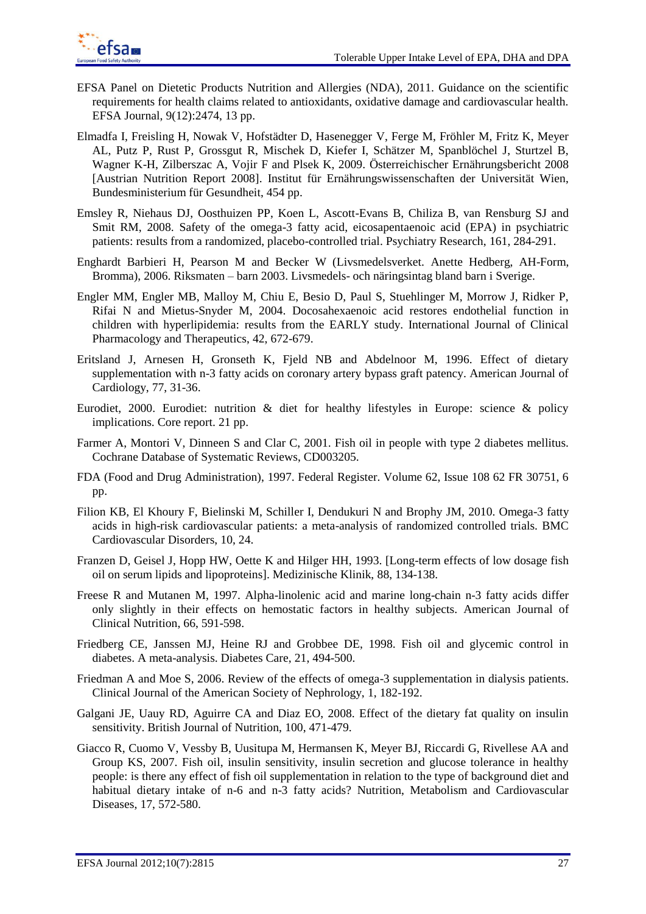EFSA Panel on Dietetic Products Nutrition and Allergies (NDA), 2011. Guidance on the scientific requirements for health claims related to antioxidants, oxidative damage and cardiovascular health. EFSA Journal, 9(12):2474, 13 pp.

Elmadfa I, Freisling H, Nowak V, Hofstädter D, Hasenegger V, Ferge M, Fröhler M, Fritz K, Meyer AL, Putz P, Rust P, Grossgut R, Mischek D, Kiefer I, Schätzer M, Spanblöchel J, Sturtzel B, Wagner K-H, Zilberszac A, Vojir F and Plsek K, 2009. Österreichischer Ernährungsbericht 2008 [Austrian Nutrition Report 2008]. Institut für Ernährungswissenschaften der Universität Wien, Bundesministerium für Gesundheit, 454 pp.

Emsley R, Niehaus DJ, Oosthuizen PP, Koen L, Ascott-Evans B, Chiliza B, van Rensburg SJ and Smit RM, 2008. Safety of the omega-3 fatty acid, eicosapentaenoic acid (EPA) in psychiatric patients: results from a randomized, placebo-controlled trial. Psychiatry Research, 161, 284-291.

Enghardt Barbieri H, Pearson M and Becker W (Livsmedelsverket. Anette Hedberg, AH-Form, Bromma), 2006. Riksmaten – barn 2003. Livsmedels- och näringsintag bland barn i Sverige.

Engler MM, Engler MB, Malloy M, Chiu E, Besio D, Paul S, Stuehlinger M, Morrow J, Ridker P, Rifai N and Mietus-Snyder M, 2004. Docosahexaenoic acid restores endothelial function in children with hyperlipidemia: results from the EARLY study. International Journal of Clinical Pharmacology and Therapeutics, 42, 672-679.

Eritsland J, Arnesen H, Gronseth K, Fjeld NB and Abdelnoor M, 1996. Effect of dietary supplementation with n-3 fatty acids on coronary artery bypass graft patency. American Journal of Cardiology, 77, 31-36.

Eurodiet, 2000. Eurodiet: nutrition & diet for healthy lifestyles in Europe: science & policy implications. Core report. 21 pp.

Farmer A, Montori V, Dinneen S and Clar C, 2001. Fish oil in people with type 2 diabetes mellitus. Cochrane Database of Systematic Reviews, CD003205.

FDA (Food and Drug Administration), 1997. Federal Register. Volume 62, Issue 108 62 FR 30751, 6 pp.

Filion KB, El Khoury F, Bielinski M, Schiller I, Dendukuri N and Brophy JM, 2010. Omega-3 fatty acids in high-risk cardiovascular patients: a meta-analysis of randomized controlled trials. BMC Cardiovascular Disorders, 10, 24.

Franzen D, Geisel J, Hopp HW, Oette K and Hilger HH, 1993. [Long-term effects of low dosage fish oil on serum lipids and lipoproteins]. Medizinische Klinik, 88, 134-138.

Freese R and Mutanen M, 1997. Alpha-linolenic acid and marine long-chain n-3 fatty acids differ only slightly in their effects on hemostatic factors in healthy subjects. American Journal of Clinical Nutrition, 66, 591-598.

Friedberg CE, Janssen MJ, Heine RJ and Grobbee DE, 1998. Fish oil and glycemic control in diabetes. A meta-analysis. Diabetes Care, 21, 494-500.

Friedman A and Moe S, 2006. Review of the effects of omega-3 supplementation in dialysis patients. Clinical Journal of the American Society of Nephrology, 1, 182-192.

Galgani JE, Uauy RD, Aguirre CA and Diaz EO, 2008. Effect of the dietary fat quality on insulin sensitivity. British Journal of Nutrition, 100, 471-479.

Giacco R, Cuomo V, Vessby B, Uusitupa M, Hermansen K, Meyer BJ, Riccardi G, Rivellese AA and Group KS, 2007. Fish oil, insulin sensitivity, insulin secretion and glucose tolerance in healthy people: is there any effect of fish oil supplementation in relation to the type of background diet and habitual dietary intake of n-6 and n-3 fatty acids? Nutrition, Metabolism and Cardiovascular Diseases, 17, 572-580.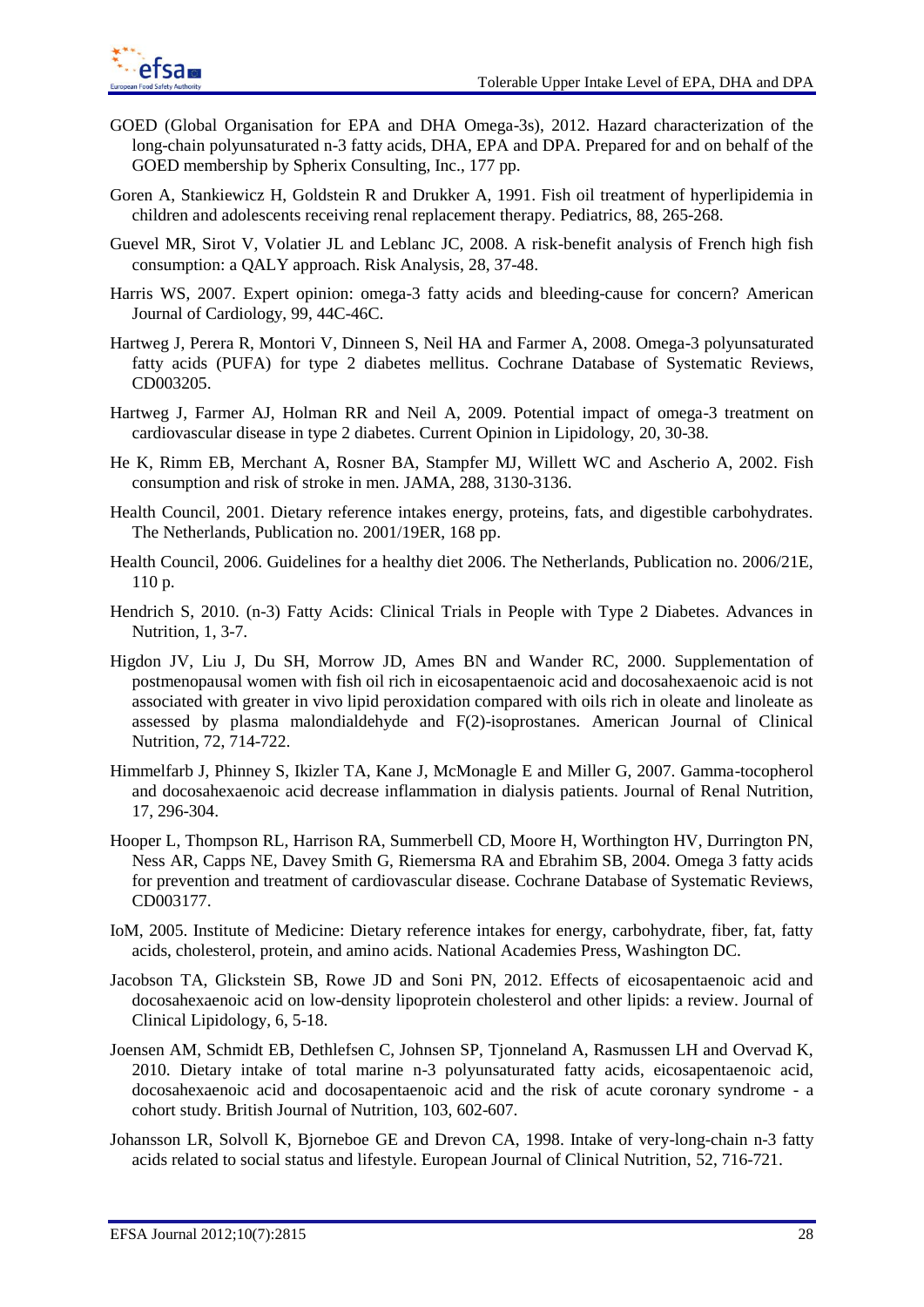GOED (Global Organisation for EPA and DHA Omega-3s), 2012. Hazard characterization of the long-chain polyunsaturated n-3 fatty acids, DHA, EPA and DPA. Prepared for and on behalf of the GOED membership by Spherix Consulting, Inc., 177 pp.

Goren A, Stankiewicz H, Goldstein R and Drukker A, 1991. Fish oil treatment of hyperlipidemia in children and adolescents receiving renal replacement therapy. Pediatrics, 88, 265-268.

Guevel MR, Sirot V, Volatier JL and Leblanc JC, 2008. A risk-benefit analysis of French high fish consumption: a QALY approach. Risk Analysis, 28, 37-48.

Harris WS, 2007. Expert opinion: omega-3 fatty acids and bleeding-cause for concern? American Journal of Cardiology, 99, 44C-46C.

Hartweg J, Perera R, Montori V, Dinneen S, Neil HA and Farmer A, 2008. Omega-3 polyunsaturated fatty acids (PUFA) for type 2 diabetes mellitus. Cochrane Database of Systematic Reviews, CD003205.

Hartweg J, Farmer AJ, Holman RR and Neil A, 2009. Potential impact of omega-3 treatment on cardiovascular disease in type 2 diabetes. Current Opinion in Lipidology, 20, 30-38.

He K, Rimm EB, Merchant A, Rosner BA, Stampfer MJ, Willett WC and Ascherio A, 2002. Fish consumption and risk of stroke in men. JAMA, 288, 3130-3136.

Health Council, 2001. Dietary reference intakes energy, proteins, fats, and digestible carbohydrates. The Netherlands, Publication no. 2001/19ER, 168 pp.

Health Council, 2006. Guidelines for a healthy diet 2006. The Netherlands, Publication no. 2006/21E, 110 p.

Hendrich S, 2010. (n-3) Fatty Acids: Clinical Trials in People with Type 2 Diabetes. Advances in Nutrition, 1, 3-7.

Higdon JV, Liu J, Du SH, Morrow JD, Ames BN and Wander RC, 2000. Supplementation of postmenopausal women with fish oil rich in eicosapentaenoic acid and docosahexaenoic acid is not associated with greater in vivo lipid peroxidation compared with oils rich in oleate and linoleate as assessed by plasma malondialdehyde and F(2)-isoprostanes. American Journal of Clinical Nutrition, 72, 714-722.

Himmelfarb J, Phinney S, Ikizler TA, Kane J, McMonagle E and Miller G, 2007. Gamma-tocopherol and docosahexaenoic acid decrease inflammation in dialysis patients. Journal of Renal Nutrition, 17, 296-304.

Hooper L, Thompson RL, Harrison RA, Summerbell CD, Moore H, Worthington HV, Durrington PN, Ness AR, Capps NE, Davey Smith G, Riemersma RA and Ebrahim SB, 2004. Omega 3 fatty acids for prevention and treatment of cardiovascular disease. Cochrane Database of Systematic Reviews, CD003177.

IoM, 2005. Institute of Medicine: Dietary reference intakes for energy, carbohydrate, fiber, fat, fatty acids, cholesterol, protein, and amino acids. National Academies Press, Washington DC.

Jacobson TA, Glickstein SB, Rowe JD and Soni PN, 2012. Effects of eicosapentaenoic acid and docosahexaenoic acid on low-density lipoprotein cholesterol and other lipids: a review. Journal of Clinical Lipidology, 6, 5-18.

Joensen AM, Schmidt EB, Dethlefsen C, Johnsen SP, Tjonneland A, Rasmussen LH and Overvad K, 2010. Dietary intake of total marine n-3 polyunsaturated fatty acids, eicosapentaenoic acid, docosahexaenoic acid and docosapentaenoic acid and the risk of acute coronary syndrome - a cohort study. British Journal of Nutrition, 103, 602-607.

Johansson LR, Solvoll K, Bjorneboe GE and Drevon CA, 1998. Intake of very-long-chain n-3 fatty acids related to social status and lifestyle. European Journal of Clinical Nutrition, 52, 716-721.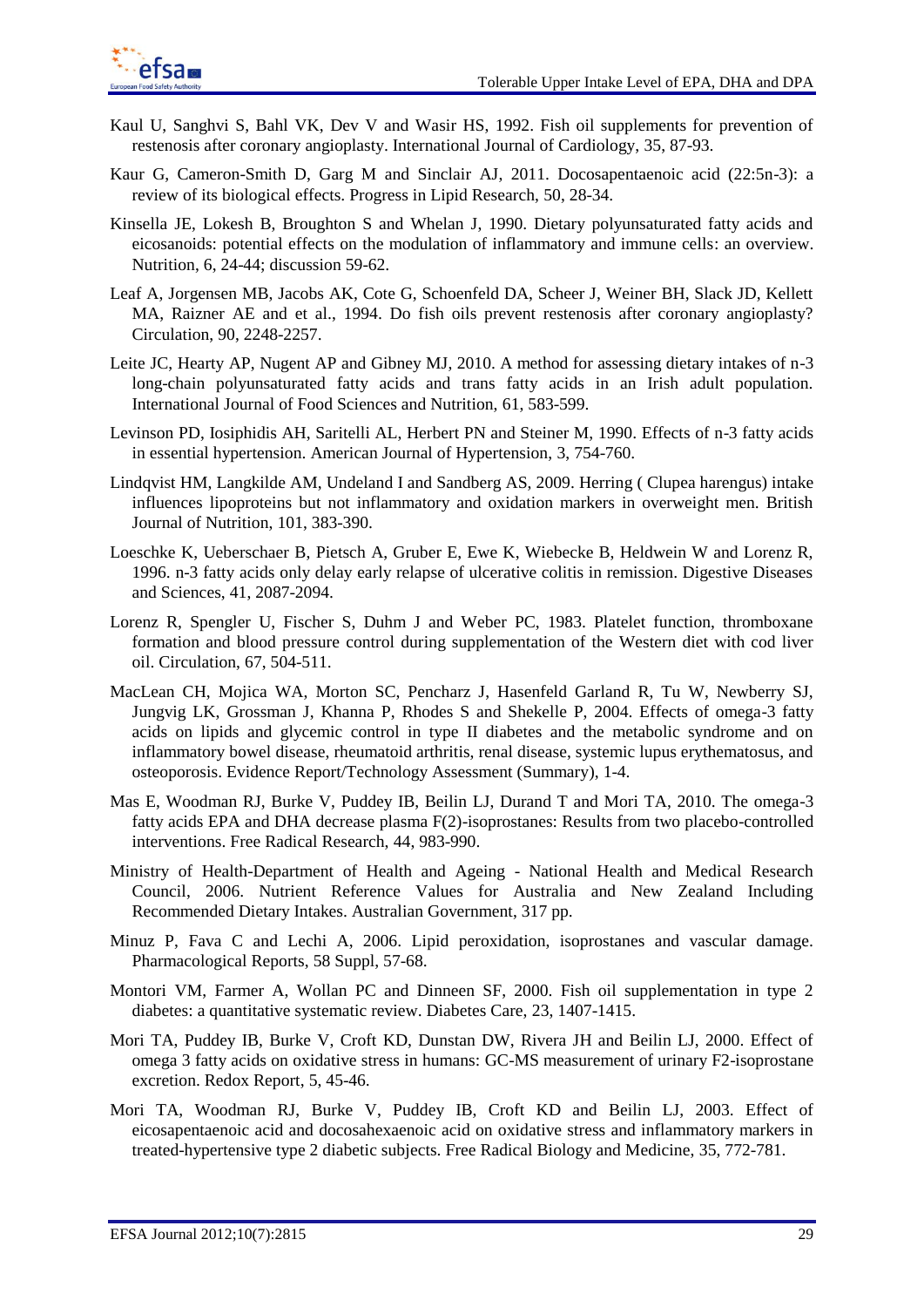Kaul U, Sanghvi S, Bahl VK, Dev V and Wasir HS, 1992. Fish oil supplements for prevention of restenosis after coronary angioplasty. International Journal of Cardiology, 35, 87-93.

Kaur G, Cameron-Smith D, Garg M and Sinclair AJ, 2011. Docosapentaenoic acid (22:5n-3): a review of its biological effects. Progress in Lipid Research, 50, 28-34.

Kinsella JE, Lokesh B, Broughton S and Whelan J, 1990. Dietary polyunsaturated fatty acids and eicosanoids: potential effects on the modulation of inflammatory and immune cells: an overview. Nutrition, 6, 24-44; discussion 59-62.

Leaf A, Jorgensen MB, Jacobs AK, Cote G, Schoenfeld DA, Scheer J, Weiner BH, Slack JD, Kellett MA, Raizner AE and et al., 1994. Do fish oils prevent restenosis after coronary angioplasty? Circulation, 90, 2248-2257.

Leite JC, Hearty AP, Nugent AP and Gibney MJ, 2010. A method for assessing dietary intakes of n-3 long-chain polyunsaturated fatty acids and trans fatty acids in an Irish adult population. International Journal of Food Sciences and Nutrition, 61, 583-599.

Levinson PD, Iosiphidis AH, Saritelli AL, Herbert PN and Steiner M, 1990. Effects of n-3 fatty acids in essential hypertension. American Journal of Hypertension, 3, 754-760.

Lindqvist HM, Langkilde AM, Undeland I and Sandberg AS, 2009. Herring ( Clupea harengus) intake influences lipoproteins but not inflammatory and oxidation markers in overweight men. British Journal of Nutrition, 101, 383-390.

Loeschke K, Ueberschaer B, Pietsch A, Gruber E, Ewe K, Wiebecke B, Heldwein W and Lorenz R, 1996. n-3 fatty acids only delay early relapse of ulcerative colitis in remission. Digestive Diseases and Sciences, 41, 2087-2094.

Lorenz R, Spengler U, Fischer S, Duhm J and Weber PC, 1983. Platelet function, thromboxane formation and blood pressure control during supplementation of the Western diet with cod liver oil. Circulation, 67, 504-511.

MacLean CH, Mojica WA, Morton SC, Pencharz J, Hasenfeld Garland R, Tu W, Newberry SJ, Jungvig LK, Grossman J, Khanna P, Rhodes S and Shekelle P, 2004. Effects of omega-3 fatty acids on lipids and glycemic control in type II diabetes and the metabolic syndrome and on inflammatory bowel disease, rheumatoid arthritis, renal disease, systemic lupus erythematosus, and osteoporosis. Evidence Report/Technology Assessment (Summary), 1-4.

Mas E, Woodman RJ, Burke V, Puddey IB, Beilin LJ, Durand T and Mori TA, 2010. The omega-3 fatty acids EPA and DHA decrease plasma F(2)-isoprostanes: Results from two placebo-controlled interventions. Free Radical Research, 44, 983-990.

Ministry of Health-Department of Health and Ageing - National Health and Medical Research Council, 2006. Nutrient Reference Values for Australia and New Zealand Including Recommended Dietary Intakes. Australian Government, 317 pp.

Minuz P, Fava C and Lechi A, 2006. Lipid peroxidation, isoprostanes and vascular damage. Pharmacological Reports, 58 Suppl, 57-68.

Montori VM, Farmer A, Wollan PC and Dinneen SF, 2000. Fish oil supplementation in type 2 diabetes: a quantitative systematic review. Diabetes Care, 23, 1407-1415.

Mori TA, Puddey IB, Burke V, Croft KD, Dunstan DW, Rivera JH and Beilin LJ, 2000. Effect of omega 3 fatty acids on oxidative stress in humans: GC-MS measurement of urinary F2-isoprostane excretion. Redox Report, 5, 45-46.

Mori TA, Woodman RJ, Burke V, Puddey IB, Croft KD and Beilin LJ, 2003. Effect of eicosapentaenoic acid and docosahexaenoic acid on oxidative stress and inflammatory markers in treated-hypertensive type 2 diabetic subjects. Free Radical Biology and Medicine, 35, 772-781.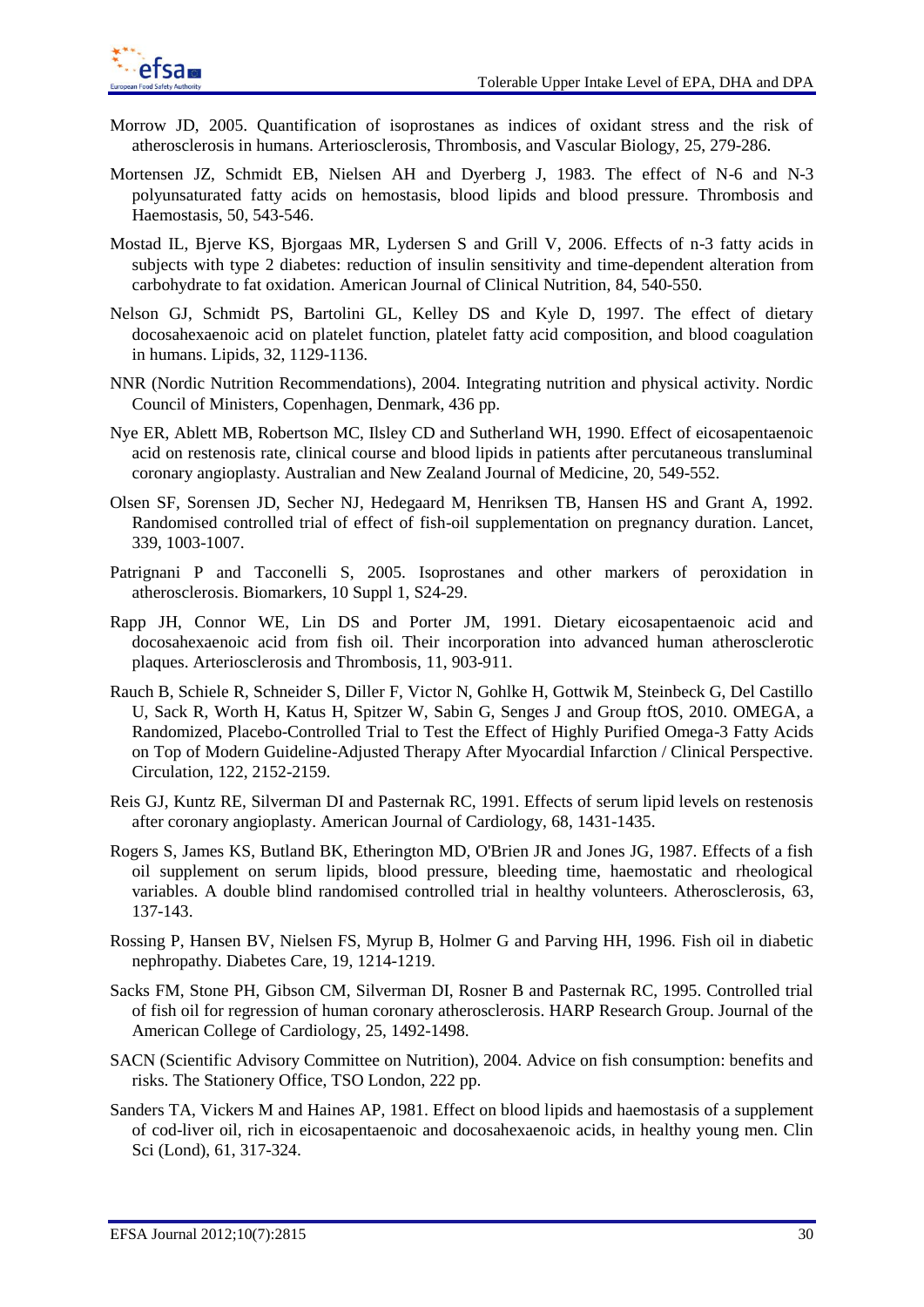Morrow JD, 2005. Quantification of isoprostanes as indices of oxidant stress and the risk of atherosclerosis in humans. Arteriosclerosis, Thrombosis, and Vascular Biology, 25, 279-286.

Mortensen JZ, Schmidt EB, Nielsen AH and Dyerberg J, 1983. The effect of N-6 and N-3 polyunsaturated fatty acids on hemostasis, blood lipids and blood pressure. Thrombosis and Haemostasis, 50, 543-546.

Mostad IL, Bjerve KS, Bjorgaas MR, Lydersen S and Grill V, 2006. Effects of n-3 fatty acids in subjects with type 2 diabetes: reduction of insulin sensitivity and time-dependent alteration from carbohydrate to fat oxidation. American Journal of Clinical Nutrition, 84, 540-550.

Nelson GJ, Schmidt PS, Bartolini GL, Kelley DS and Kyle D, 1997. The effect of dietary docosahexaenoic acid on platelet function, platelet fatty acid composition, and blood coagulation in humans. Lipids, 32, 1129-1136.

NNR (Nordic Nutrition Recommendations), 2004. Integrating nutrition and physical activity. Nordic Council of Ministers, Copenhagen, Denmark, 436 pp.

Nye ER, Ablett MB, Robertson MC, Ilsley CD and Sutherland WH, 1990. Effect of eicosapentaenoic acid on restenosis rate, clinical course and blood lipids in patients after percutaneous transluminal coronary angioplasty. Australian and New Zealand Journal of Medicine, 20, 549-552.

Olsen SF, Sorensen JD, Secher NJ, Hedegaard M, Henriksen TB, Hansen HS and Grant A, 1992. Randomised controlled trial of effect of fish-oil supplementation on pregnancy duration. Lancet, 339, 1003-1007.

Patrignani P and Tacconelli S, 2005. Isoprostanes and other markers of peroxidation in atherosclerosis. Biomarkers, 10 Suppl 1, S24-29.

Rapp JH, Connor WE, Lin DS and Porter JM, 1991. Dietary eicosapentaenoic acid and docosahexaenoic acid from fish oil. Their incorporation into advanced human atherosclerotic plaques. Arteriosclerosis and Thrombosis, 11, 903-911.

Rauch B, Schiele R, Schneider S, Diller F, Victor N, Gohlke H, Gottwik M, Steinbeck G, Del Castillo U, Sack R, Worth H, Katus H, Spitzer W, Sabin G, Senges J and Group ftOS, 2010. OMEGA, a Randomized, Placebo-Controlled Trial to Test the Effect of Highly Purified Omega-3 Fatty Acids on Top of Modern Guideline-Adjusted Therapy After Myocardial Infarction / Clinical Perspective. Circulation, 122, 2152-2159.

Reis GJ, Kuntz RE, Silverman DI and Pasternak RC, 1991. Effects of serum lipid levels on restenosis after coronary angioplasty. American Journal of Cardiology, 68, 1431-1435.

Rogers S, James KS, Butland BK, Etherington MD, O'Brien JR and Jones JG, 1987. Effects of a fish oil supplement on serum lipids, blood pressure, bleeding time, haemostatic and rheological variables. A double blind randomised controlled trial in healthy volunteers. Atherosclerosis, 63, 137-143.

Rossing P, Hansen BV, Nielsen FS, Myrup B, Holmer G and Parving HH, 1996. Fish oil in diabetic nephropathy. Diabetes Care, 19, 1214-1219.

Sacks FM, Stone PH, Gibson CM, Silverman DI, Rosner B and Pasternak RC, 1995. Controlled trial of fish oil for regression of human coronary atherosclerosis. HARP Research Group. Journal of the American College of Cardiology, 25, 1492-1498.

SACN (Scientific Advisory Committee on Nutrition), 2004. Advice on fish consumption: benefits and risks. The Stationery Office, TSO London, 222 pp.

Sanders TA, Vickers M and Haines AP, 1981. Effect on blood lipids and haemostasis of a supplement of cod-liver oil, rich in eicosapentaenoic and docosahexaenoic acids, in healthy young men. Clin Sci (Lond), 61, 317-324.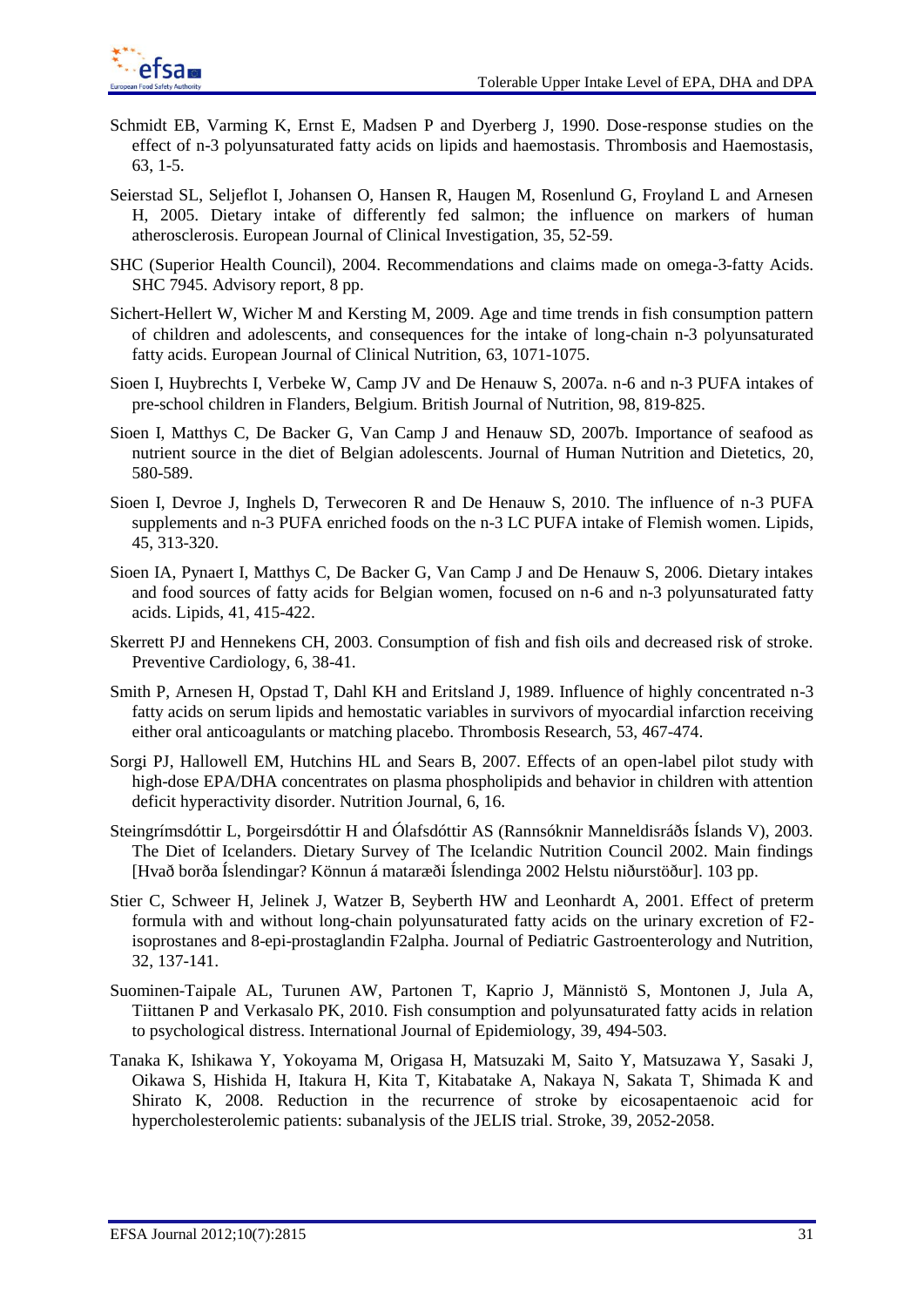Schmidt EB, Varming K, Ernst E, Madsen P and Dyerberg J, 1990. Dose-response studies on the effect of n-3 polyunsaturated fatty acids on lipids and haemostasis. Thrombosis and Haemostasis, 63, 1-5.

Seierstad SL, Seljeflot I, Johansen O, Hansen R, Haugen M, Rosenlund G, Froyland L and Arnesen H, 2005. Dietary intake of differently fed salmon; the influence on markers of human atherosclerosis. European Journal of Clinical Investigation, 35, 52-59.

SHC (Superior Health Council), 2004. Recommendations and claims made on omega-3-fatty Acids. SHC 7945. Advisory report, 8 pp.

Sichert-Hellert W, Wicher M and Kersting M, 2009. Age and time trends in fish consumption pattern of children and adolescents, and consequences for the intake of long-chain n-3 polyunsaturated fatty acids. European Journal of Clinical Nutrition, 63, 1071-1075.

Sioen I, Huybrechts I, Verbeke W, Camp JV and De Henauw S, 2007a. n-6 and n-3 PUFA intakes of pre-school children in Flanders, Belgium. British Journal of Nutrition, 98, 819-825.

Sioen I, Matthys C, De Backer G, Van Camp J and Henauw SD, 2007b. Importance of seafood as nutrient source in the diet of Belgian adolescents. Journal of Human Nutrition and Dietetics, 20, 580-589.

Sioen I, Devroe J, Inghels D, Terwecoren R and De Henauw S, 2010. The influence of n-3 PUFA supplements and n-3 PUFA enriched foods on the n-3 LC PUFA intake of Flemish women. Lipids, 45, 313-320.

Sioen IA, Pynaert I, Matthys C, De Backer G, Van Camp J and De Henauw S, 2006. Dietary intakes and food sources of fatty acids for Belgian women, focused on n-6 and n-3 polyunsaturated fatty acids. Lipids, 41, 415-422.

Skerrett PJ and Hennekens CH, 2003. Consumption of fish and fish oils and decreased risk of stroke. Preventive Cardiology, 6, 38-41.

Smith P, Arnesen H, Opstad T, Dahl KH and Eritsland J, 1989. Influence of highly concentrated n-3 fatty acids on serum lipids and hemostatic variables in survivors of myocardial infarction receiving either oral anticoagulants or matching placebo. Thrombosis Research, 53, 467-474.

Sorgi PJ, Hallowell EM, Hutchins HL and Sears B, 2007. Effects of an open-label pilot study with high-dose EPA/DHA concentrates on plasma phospholipids and behavior in children with attention deficit hyperactivity disorder. Nutrition Journal, 6, 16.

Steingrímsdóttir L, Þorgeirsdóttir H and Ólafsdóttir AS (Rannsóknir Manneldisráðs Íslands V), 2003. The Diet of Icelanders. Dietary Survey of The Icelandic Nutrition Council 2002. Main findings [Hvað borða Íslendingar? Könnun á mataræði Íslendinga 2002 Helstu niðurstöður]. 103 pp.

Stier C, Schweer H, Jelinek J, Watzer B, Seyberth HW and Leonhardt A, 2001. Effect of preterm formula with and without long-chain polyunsaturated fatty acids on the urinary excretion of F2-isoprostanes and 8-epi-prostaglandin F2alpha. Journal of Pediatric Gastroenterology and Nutrition, 32, 137-141.

Suominen-Taipale AL, Turunen AW, Partonen T, Kaprio J, Männistö S, Montonen J, Jula A, Tiittanen P and Verkasalo PK, 2010. Fish consumption and polyunsaturated fatty acids in relation to psychological distress. International Journal of Epidemiology, 39, 494-503.

Tanaka K, Ishikawa Y, Yokoyama M, Origasa H, Matsuzaki M, Saito Y, Matsuzawa Y, Sasaki J, Oikawa S, Hishida H, Itakura H, Kita T, Kitabatake A, Nakaya N, Sakata T, Shimada K and Shirato K, 2008. Reduction in the recurrence of stroke by eicosapentaenoic acid for hypercholesterolemic patients: subanalysis of the JELIS trial. Stroke, 39, 2052-2058.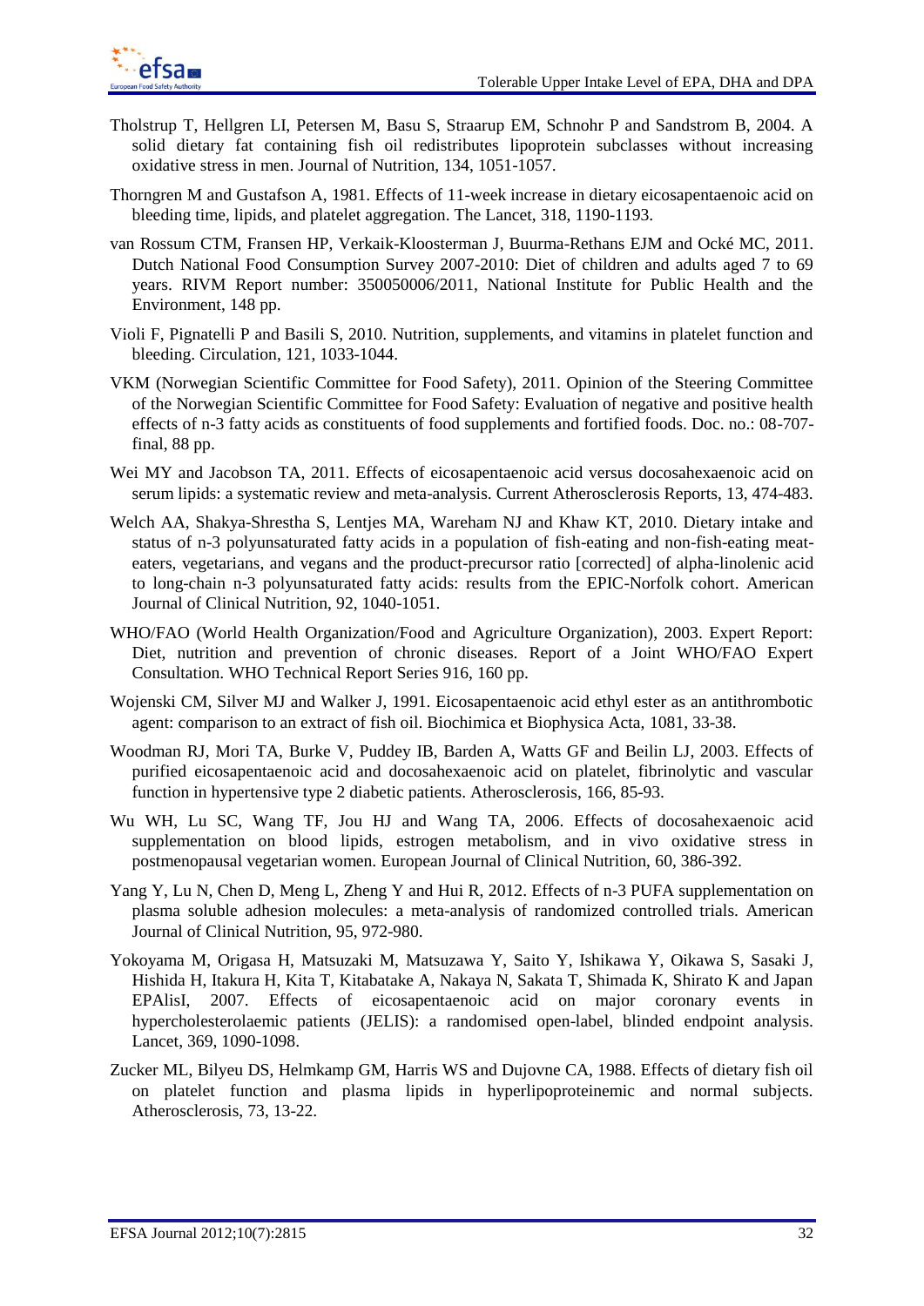Tholstrup T, Hellgren LI, Petersen M, Basu S, Straarup EM, Schnohr P and Sandstrom B, 2004. A solid dietary fat containing fish oil redistributes lipoprotein subclasses without increasing oxidative stress in men. Journal of Nutrition, 134, 1051-1057.

Thorngren M and Gustafson A, 1981. Effects of 11-week increase in dietary eicosapentaenoic acid on bleeding time, lipids, and platelet aggregation. The Lancet, 318, 1190-1193.

van Rossum CTM, Fransen HP, Verkaik-Kloosterman J, Buurma-Rethans EJM and Ocké MC, 2011. Dutch National Food Consumption Survey 2007-2010: Diet of children and adults aged 7 to 69 years. RIVM Report number: 350050006/2011, National Institute for Public Health and the Environment, 148 pp.

Violi F, Pignatelli P and Basili S, 2010. Nutrition, supplements, and vitamins in platelet function and bleeding. Circulation, 121, 1033-1044.

VKM (Norwegian Scientific Committee for Food Safety), 2011. Opinion of the Steering Committee of the Norwegian Scientific Committee for Food Safety: Evaluation of negative and positive health effects of n-3 fatty acids as constituents of food supplements and fortified foods. Doc. no.: 08-707-final, 88 pp.

Wei MY and Jacobson TA, 2011. Effects of eicosapentaenoic acid versus docosahexaenoic acid on serum lipids: a systematic review and meta-analysis. Current Atherosclerosis Reports, 13, 474-483.

Welch AA, Shakya-Shrestha S, Lentjes MA, Wareham NJ and Khaw KT, 2010. Dietary intake and status of n-3 polyunsaturated fatty acids in a population of fish-eating and non-fish-eating meat-eaters, vegetarians, and vegans and the product-precursor ratio [corrected] of alpha-linolenic acid to long-chain n-3 polyunsaturated fatty acids: results from the EPIC-Norfolk cohort. American Journal of Clinical Nutrition, 92, 1040-1051.

WHO/FAO (World Health Organization/Food and Agriculture Organization), 2003. Expert Report: Diet, nutrition and prevention of chronic diseases. Report of a Joint WHO/FAO Expert Consultation. WHO Technical Report Series 916, 160 pp.

Wojenski CM, Silver MJ and Walker J, 1991. Eicosapentaenoic acid ethyl ester as an antithrombotic agent: comparison to an extract of fish oil. Biochimica et Biophysica Acta, 1081, 33-38.

Woodman RJ, Mori TA, Burke V, Puddey IB, Barden A, Watts GF and Beilin LJ, 2003. Effects of purified eicosapentaenoic acid and docosahexaenoic acid on platelet, fibrinolytic and vascular function in hypertensive type 2 diabetic patients. Atherosclerosis, 166, 85-93.

Wu WH, Lu SC, Wang TF, Jou HJ and Wang TA, 2006. Effects of docosahexaenoic acid supplementation on blood lipids, estrogen metabolism, and in vivo oxidative stress in postmenopausal vegetarian women. European Journal of Clinical Nutrition, 60, 386-392.

Yang Y, Lu N, Chen D, Meng L, Zheng Y and Hui R, 2012. Effects of n-3 PUFA supplementation on plasma soluble adhesion molecules: a meta-analysis of randomized controlled trials. American Journal of Clinical Nutrition, 95, 972-980.

Yokoyama M, Origasa H, Matsuzaki M, Matsuzawa Y, Saito Y, Ishikawa Y, Oikawa S, Sasaki J, Hishida H, Itakura H, Kita T, Kitabatake A, Nakaya N, Sakata T, Shimada K, Shirato K and Japan EPAlisI, 2007. Effects of eicosapentaenoic acid on major coronary events in hypercholesterolaemic patients (JELIS): a randomised open-label, blinded endpoint analysis. Lancet, 369, 1090-1098.

Zucker ML, Bilyeu DS, Helmkamp GM, Harris WS and Dujovne CA, 1988. Effects of dietary fish oil on platelet function and plasma lipids in hyperlipoproteinemic and normal subjects. Atherosclerosis, 73, 13-22.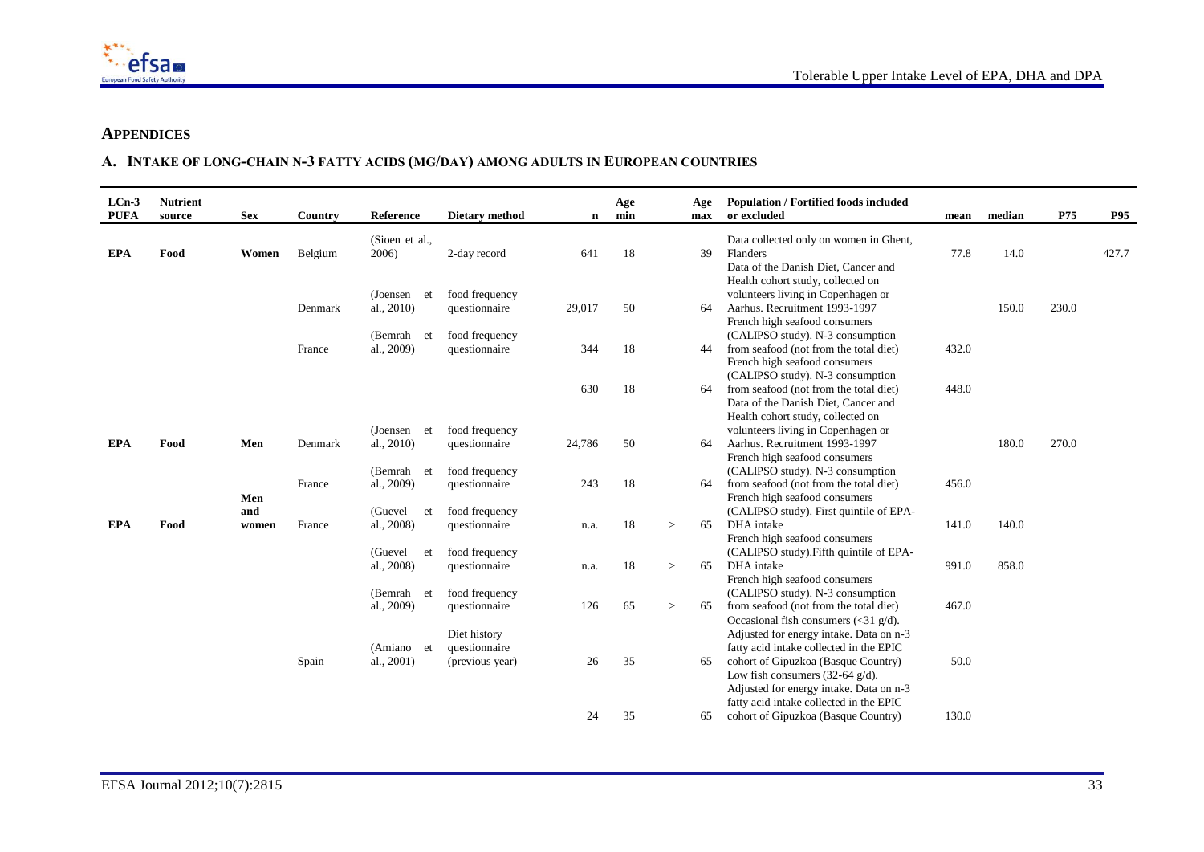# APPENDICES

## A. INTAKE OF LONG-CHAIN N-3 FATTY ACIDS (MG/DAY) AMONG ADULTS IN EUROPEAN COUNTRIES

| LCn-3 PUFA | Nutrient source | Sex | Country | Reference | Dietary method | n | Age min | | Age max | Population / Fortified foods included or excluded | mean | median | P75 | P95 |
|---|---|---|---|---|---|---|---|---|---|---|---|---|---|---|
| EPA | Food | Women | Belgium | (Sioen et al., 2006) | 2-day record | 641 | 18 | | 39 | Data collected only on women in Ghent, Flanders | 77.8 | 14.0 | | 427.7 |
| | | | Denmark | (Joensen et al., 2010) | food frequency questionnaire | 29,017 | 50 | | 64 | Data of the Danish Diet, Cancer and Health cohort study, collected on volunteers living in Copenhagen or Aarhus. Recruitment 1993-1997 | | 150.0 | 230.0 | |
| | | | France | (Bemrah et al., 2009) | food frequency questionnaire | 344 | 18 | | 44 | French high seafood consumers (CALIPSO study). N-3 consumption from seafood (not from the total diet) | 432.0 | | | |
| | | | | | | 630 | 18 | | 64 | French high seafood consumers (CALIPSO study). N-3 consumption from seafood (not from the total diet) | 448.0 | | | |
| EPA | Food | Men | Denmark | (Joensen et al., 2010) | food frequency questionnaire | 24,786 | 50 | | 64 | Data of the Danish Diet, Cancer and Health cohort study, collected on volunteers living in Copenhagen or Aarhus. Recruitment 1993-1997 | | 180.0 | 270.0 | |
| | | | France | (Bemrah et al., 2009) | food frequency questionnaire | 243 | 18 | | 64 | French high seafood consumers (CALIPSO study). N-3 consumption from seafood (not from the total diet) | 456.0 | | | |
| EPA | Food | Men and women | France | (Guevel et al., 2008) | food frequency questionnaire | n.a. | 18 | > | 65 | French high seafood consumers (CALIPSO study). First quintile of EPA-DHA intake | 141.0 | 140.0 | | |
| | | | | (Guevel et al., 2008) | food frequency questionnaire | n.a. | 18 | > | 65 | French high seafood consumers (CALIPSO study).Fifth quintile of EPA-DHA intake | 991.0 | 858.0 | | |
| | | | | (Bemrah et al., 2009) | food frequency questionnaire | 126 | 65 | > | 65 | French high seafood consumers (CALIPSO study). N-3 consumption from seafood (not from the total diet) | 467.0 | | | |
| | | | Spain | (Amiano et al., 2001) | Diet history questionnaire (previous year) | 26 | 35 | | 65 | Occasional fish consumers (<31 g/d). Adjusted for energy intake. Data on n-3 fatty acid intake collected in the EPIC cohort of Gipuzkoa (Basque Country) | 50.0 | | | |
| | | | | | | 24 | 35 | | 65 | Low fish consumers (32-64 g/d). Adjusted for energy intake. Data on n-3 fatty acid intake collected in the EPIC cohort of Gipuzkoa (Basque Country) | 130.0 | | | |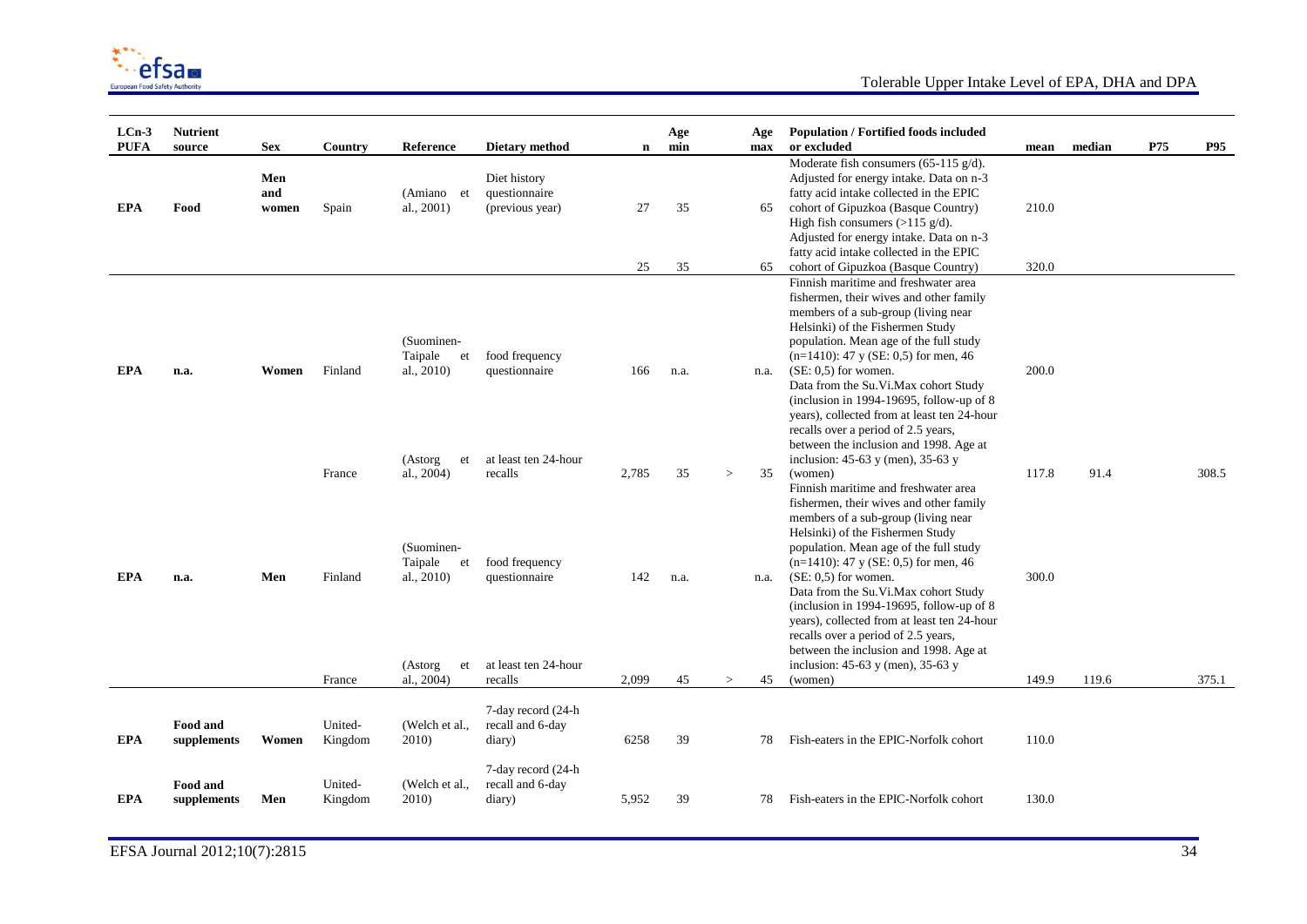| LCn-3 PUFA | Nutrient source | Sex | Country | Reference | Dietary method | n | Age min | | Age max | Population / Fortified foods included or excluded | mean | median | P75 | P95 |
|---|---|---|---|---|---|---|---|---|---|---|---|---|---|---|
| EPA | Food | Men and women | Spain | (Amiano et al., 2001) | Diet history questionnaire (previous year) | 27 | 35 | | 65 | Moderate fish consumers (65-115 g/d). Adjusted for energy intake. Data on n-3 fatty acid intake collected in the EPIC cohort of Gipuzkoa (Basque Country) | 210.0 | | | |
| | | | | | | 25 | 35 | | 65 | High fish consumers (>115 g/d). Adjusted for energy intake. Data on n-3 fatty acid intake collected in the EPIC cohort of Gipuzkoa (Basque Country) | 320.0 | | | |
| EPA | n.a. | Women | Finland | (Suominen-Taipale et al., 2010) | food frequency questionnaire | 166 | n.a. | | n.a. | Finnish maritime and freshwater area fishermen, their wives and other family members of a sub-group (living near Helsinki) of the Fishermen Study population. Mean age of the full study (n=1410): 47 y (SE: 0,5) for men, 46 (SE: 0,5) for women. | 200.0 | | | |
| | | | France | (Astorg et al., 2004) | at least ten 24-hour recalls | 2,785 | 35 | > | 35 | Data from the Su.Vi.Max cohort Study (inclusion in 1994-19695, follow-up of 8 years), collected from at least ten 24-hour recalls over a period of 2.5 years, between the inclusion and 1998. Age at inclusion: 45-63 y (men), 35-63 y (women) | 117.8 | 91.4 | | 308.5 |
| EPA | n.a. | Men | Finland | (Suominen-Taipale et al., 2010) | food frequency questionnaire | 142 | n.a. | | n.a. | Finnish maritime and freshwater area fishermen, their wives and other family members of a sub-group (living near Helsinki) of the Fishermen Study population. Mean age of the full study (n=1410): 47 y (SE: 0,5) for men, 46 (SE: 0,5) for women. | 300.0 | | | |
| | | | France | (Astorg et al., 2004) | at least ten 24-hour recalls | 2,099 | 45 | > | 45 | Data from the Su.Vi.Max cohort Study (inclusion in 1994-19695, follow-up of 8 years), collected from at least ten 24-hour recalls over a period of 2.5 years, between the inclusion and 1998. Age at inclusion: 45-63 y (men), 35-63 y (women) | 149.9 | 119.6 | | 375.1 |
| EPA | Food and supplements | Women | United-Kingdom | (Welch et al., 2010) | 7-day record (24-h recall and 6-day diary) | 6258 | 39 | | 78 | Fish-eaters in the EPIC-Norfolk cohort | 110.0 | | | |
| EPA | Food and supplements | Men | United-Kingdom | (Welch et al., 2010) | 7-day record (24-h recall and 6-day diary) | 5,952 | 39 | | 78 | Fish-eaters in the EPIC-Norfolk cohort | 130.0 | | | |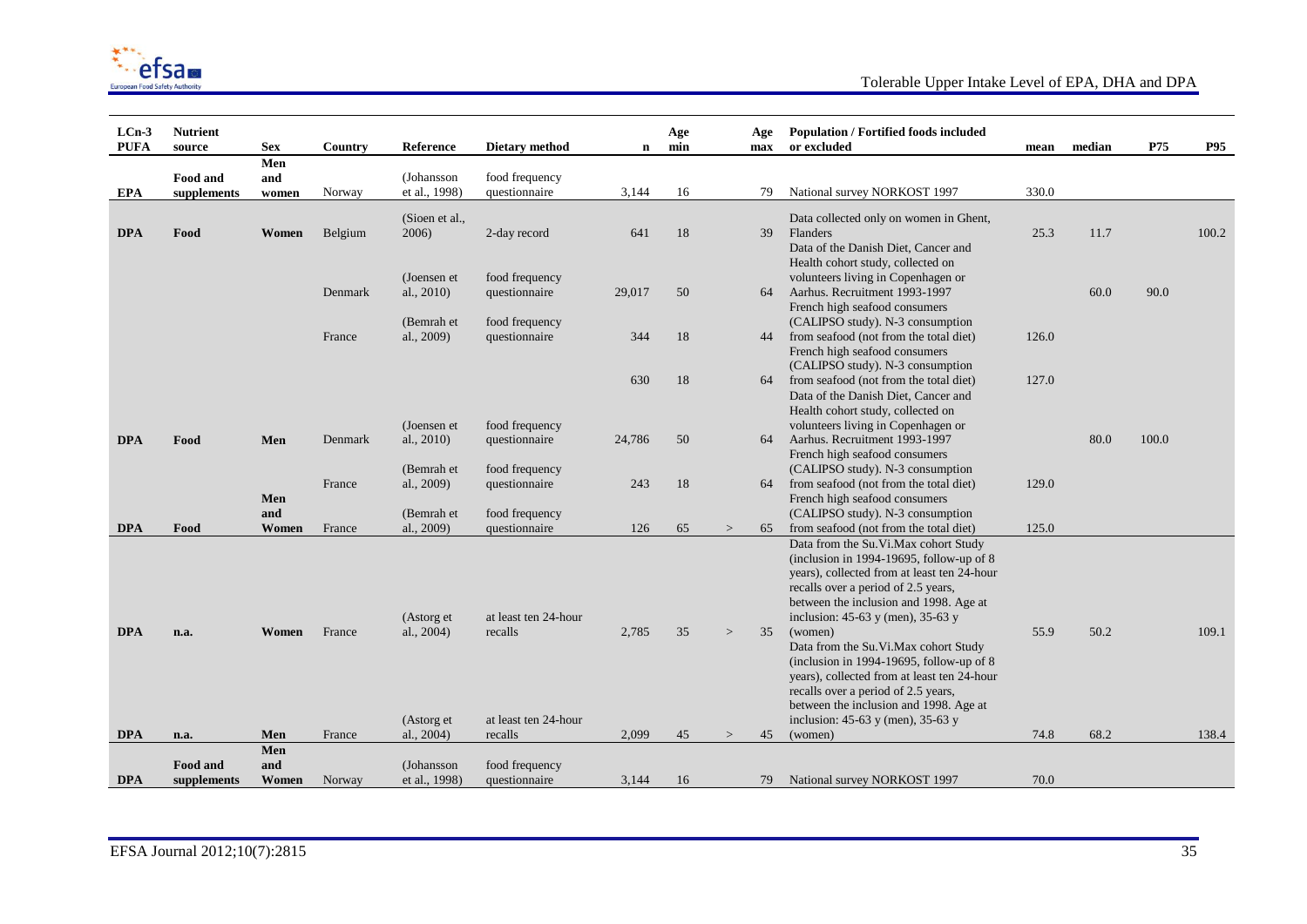| LCn-3 PUFA | Nutrient source | Sex | Country | Reference | Dietary method | n | Age min | | Age max | Population / Fortified foods included or excluded | mean | median | P75 | P95 |
|---|---|---|---|---|---|---|---|---|---|---|---|---|---|---|
| EPA | Food and supplements | Men and women | Norway | (Johansson et al., 1998) | food frequency questionnaire | 3,144 | 16 | | 79 | National survey NORKOST 1997 | 330.0 | | | |
| DPA | Food | Women | Belgium | (Sioen et al., 2006) | 2-day record | 641 | 18 | | 39 | Data collected only on women in Ghent, Flanders | 25.3 | 11.7 | | 100.2 |
| | | | Denmark | (Joensen et al., 2010) | food frequency questionnaire | 29,017 | 50 | | 64 | Data of the Danish Diet, Cancer and Health cohort study, collected on volunteers living in Copenhagen or Aarhus. Recruitment 1993-1997 | | 60.0 | 90.0 | |
| | | | France | (Bemrah et al., 2009) | food frequency questionnaire | 344 | 18 | | 44 | French high seafood consumers (CALIPSO study). N-3 consumption from seafood (not from the total diet) | 126.0 | | | |
| | | | | | | 630 | 18 | | 64 | French high seafood consumers (CALIPSO study). N-3 consumption from seafood (not from the total diet) | 127.0 | | | |
| DPA | Food | Men | Denmark | (Joensen et al., 2010) | food frequency questionnaire | 24,786 | 50 | | 64 | Data of the Danish Diet, Cancer and Health cohort study, collected on volunteers living in Copenhagen or Aarhus. Recruitment 1993-1997 | | 80.0 | 100.0 | |
| | | | France | (Bemrah et al., 2009) | food frequency questionnaire | 243 | 18 | | 64 | French high seafood consumers (CALIPSO study). N-3 consumption from seafood (not from the total diet) | 129.0 | | | |
| DPA | Food | Men and Women | France | (Bemrah et al., 2009) | food frequency questionnaire | 126 | 65 | > | 65 | French high seafood consumers (CALIPSO study). N-3 consumption from seafood (not from the total diet) | 125.0 | | | |
| DPA | n.a. | Women | France | (Astorg et al., 2004) | at least ten 24-hour recalls | 2,785 | 35 | > | 35 | Data from the Su.Vi.Max cohort Study (inclusion in 1994-19695, follow-up of 8 years), collected from at least ten 24-hour recalls over a period of 2.5 years, between the inclusion and 1998. Age at inclusion: 45-63 y (men), 35-63 y (women) | 55.9 | 50.2 | | 109.1 |
| DPA | n.a. | Men | France | (Astorg et al., 2004) | at least ten 24-hour recalls | 2,099 | 45 | > | 45 | Data from the Su.Vi.Max cohort Study (inclusion in 1994-19695, follow-up of 8 years), collected from at least ten 24-hour recalls over a period of 2.5 years, between the inclusion and 1998. Age at inclusion: 45-63 y (men), 35-63 y (women) | 74.8 | 68.2 | | 138.4 |
| DPA | Food and supplements | Men and Women | Norway | (Johansson et al., 1998) | food frequency questionnaire | 3,144 | 16 | | 79 | National survey NORKOST 1997 | 70.0 | | | |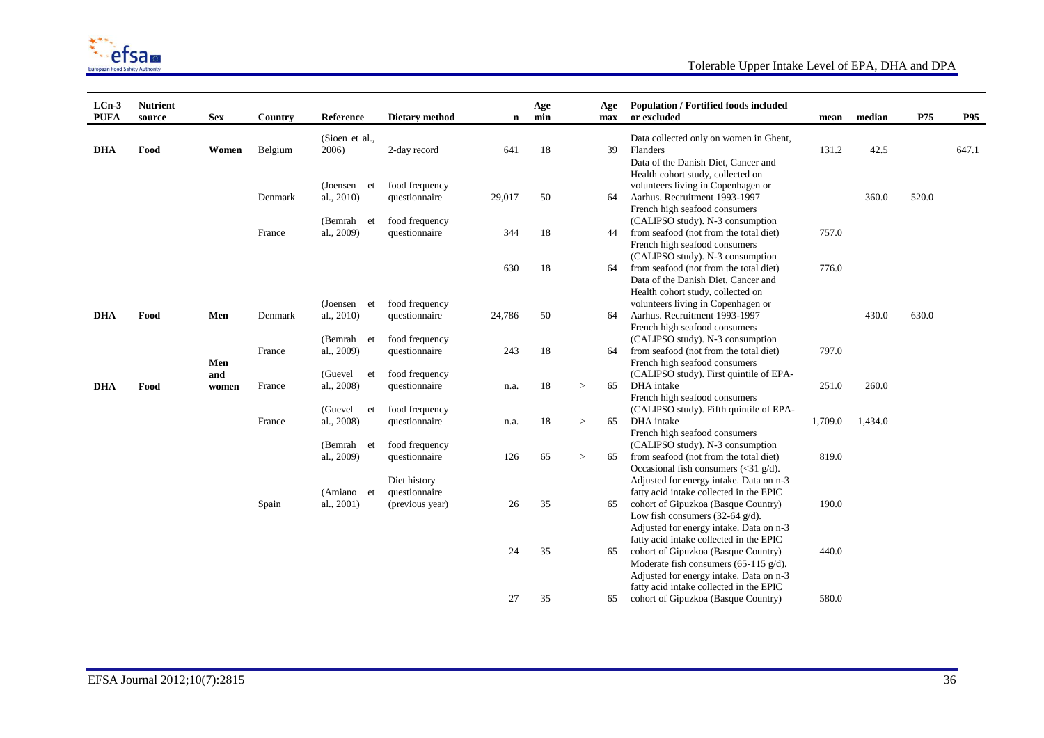| LCn-3 PUFA | Nutrient source | Sex | Country | Reference | Dietary method | n | Age min | | Age max | Population / Fortified foods included or excluded | mean | median | P75 | P95 |
|---|---|---|---|---|---|---|---|---|---|---|---|---|---|---|
| **DHA** | **Food** | **Women** | Belgium | (Sioen et al., 2006) | 2-day record | 641 | 18 | | 39 | Data collected only on women in Ghent, Flanders | 131.2 | 42.5 | | 647.1 |
| | | | Denmark | (Joensen et al., 2010) | food frequency questionnaire | 29,017 | 50 | | 64 | Data of the Danish Diet, Cancer and Health cohort study, collected on volunteers living in Copenhagen or Aarhus. Recruitment 1993-1997 | | 360.0 | 520.0 | |
| | | | France | (Bemrah et al., 2009) | food frequency questionnaire | 344 | 18 | | 44 | French high seafood consumers (CALIPSO study). N-3 consumption from seafood (not from the total diet) | 757.0 | | | |
| | | | | | | 630 | 18 | | 64 | French high seafood consumers (CALIPSO study). N-3 consumption from seafood (not from the total diet) | 776.0 | | | |
| **DHA** | **Food** | **Men** | Denmark | (Joensen et al., 2010) | food frequency questionnaire | 24,786 | 50 | | 64 | Data of the Danish Diet, Cancer and Health cohort study, collected on volunteers living in Copenhagen or Aarhus. Recruitment 1993-1997 | | 430.0 | 630.0 | |
| | | | France | (Bemrah et al., 2009) | food frequency questionnaire | 243 | 18 | | 64 | French high seafood consumers (CALIPSO study). N-3 consumption from seafood (not from the total diet) | 797.0 | | | |
| **DHA** | **Food** | **Men and women** | France | (Guevel et al., 2008) | food frequency questionnaire | n.a. | 18 | > | 65 | French high seafood consumers (CALIPSO study). First quintile of EPA-DHA intake | 251.0 | 260.0 | | |
| | | | France | (Guevel et al., 2008) | food frequency questionnaire | n.a. | 18 | > | 65 | French high seafood consumers (CALIPSO study). Fifth quintile of EPA-DHA intake | 1,709.0 | 1,434.0 | | |
| | | | | (Bemrah et al., 2009) | food frequency questionnaire | 126 | 65 | > | 65 | French high seafood consumers (CALIPSO study). N-3 consumption from seafood (not from the total diet) | 819.0 | | | |
| | | | Spain | (Amiano et al., 2001) | Diet history questionnaire (previous year) | 26 | 35 | | 65 | Occasional fish consumers (<31 g/d). Adjusted for energy intake. Data on n-3 fatty acid intake collected in the EPIC cohort of Gipuzkoa (Basque Country) | 190.0 | | | |
| | | | | | | 24 | 35 | | 65 | Low fish consumers (32-64 g/d). Adjusted for energy intake. Data on n-3 fatty acid intake collected in the EPIC cohort of Gipuzkoa (Basque Country) | 440.0 | | | |
| | | | | | | 27 | 35 | | 65 | Moderate fish consumers (65-115 g/d). Adjusted for energy intake. Data on n-3 fatty acid intake collected in the EPIC cohort of Gipuzkoa (Basque Country) | 580.0 | | | |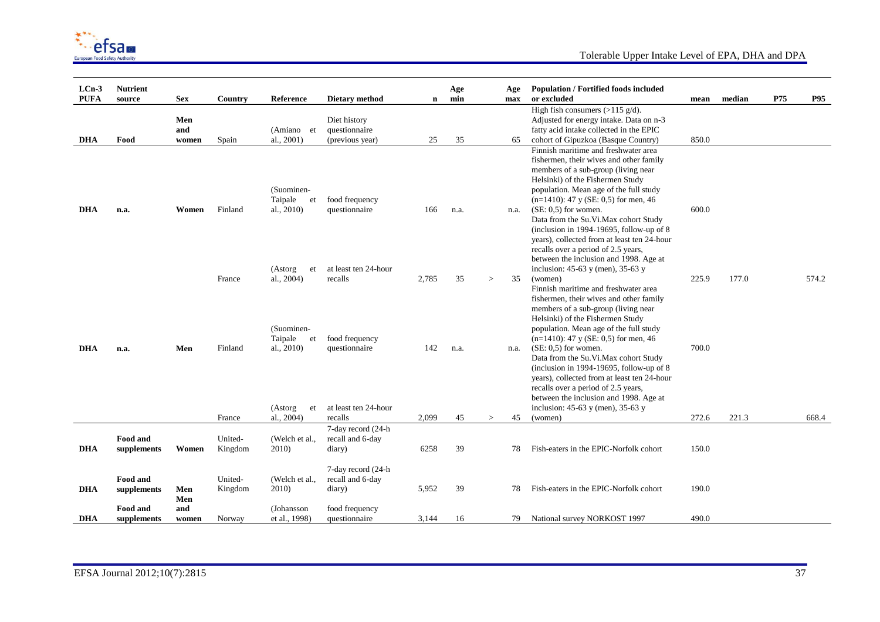| LCn-3 PUFA | Nutrient source | Sex | Country | Reference | Dietary method | n | Age min | | Age max | Population / Fortified foods included or excluded | mean | median | P75 | P95 |
|---|---|---|---|---|---|---|---|---|---|---|---|---|---|---|
| DHA | Food | Men and women | Spain | (Amiano et al., 2001) | Diet history questionnaire (previous year) | 25 | 35 | | 65 | High fish consumers (>115 g/d). Adjusted for energy intake. Data on n-3 fatty acid intake collected in the EPIC cohort of Gipuzkoa (Basque Country) | 850.0 | | | |
| DHA | n.a. | Women | Finland | (Suominen-Taipale et al., 2010) | food frequency questionnaire | 166 | n.a. | | n.a. | Finnish maritime and freshwater area fishermen, their wives and other family members of a sub-group (living near Helsinki) of the Fishermen Study population. Mean age of the full study (n=1410): 47 y (SE: 0,5) for men, 46 (SE: 0,5) for women. | 600.0 | | | |
| | | | France | (Astorg et al., 2004) | at least ten 24-hour recalls | 2,785 | 35 | > | 35 | Data from the Su.Vi.Max cohort Study (inclusion in 1994-19695, follow-up of 8 years), collected from at least ten 24-hour recalls over a period of 2.5 years, between the inclusion and 1998. Age at inclusion: 45-63 y (men), 35-63 y (women) | 225.9 | 177.0 | | 574.2 |
| DHA | n.a. | Men | Finland | (Suominen-Taipale et al., 2010) | food frequency questionnaire | 142 | n.a. | | n.a. | Finnish maritime and freshwater area fishermen, their wives and other family members of a sub-group (living near Helsinki) of the Fishermen Study population. Mean age of the full study (n=1410): 47 y (SE: 0,5) for men, 46 (SE: 0,5) for women. | 700.0 | | | |
| | | | France | (Astorg et al., 2004) | at least ten 24-hour recalls | 2,099 | 45 | > | 45 | Data from the Su.Vi.Max cohort Study (inclusion in 1994-19695, follow-up of 8 years), collected from at least ten 24-hour recalls over a period of 2.5 years, between the inclusion and 1998. Age at inclusion: 45-63 y (men), 35-63 y (women) | 272.6 | 221.3 | | 668.4 |
| DHA | Food and supplements | Women | United-Kingdom | (Welch et al., 2010) | 7-day record (24-h recall and 6-day diary) | 6258 | 39 | | 78 | Fish-eaters in the EPIC-Norfolk cohort | 150.0 | | | |
| DHA | Food and supplements | Men | United-Kingdom | (Welch et al., 2010) | 7-day record (24-h recall and 6-day diary) | 5,952 | 39 | | 78 | Fish-eaters in the EPIC-Norfolk cohort | 190.0 | | | |
| DHA | Food and supplements | Men and women | Norway | (Johansson et al., 1998) | food frequency questionnaire | 3,144 | 16 | | 79 | National survey NORKOST 1997 | 490.0 | | | |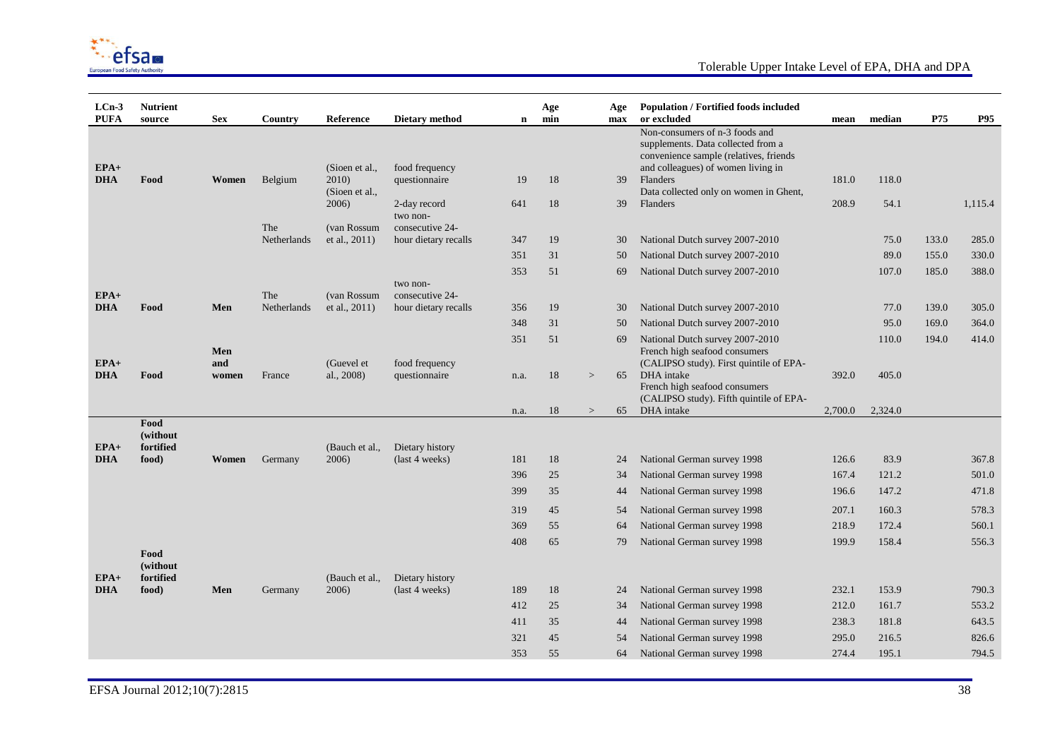| LCn-3 PUFA | Nutrient source | Sex | Country | Reference | Dietary method | n | Age min | | Age max | Population / Fortified foods included or excluded | mean | median | P75 | P95 |
|---|---|---|---|---|---|---|---|---|---|---|---|---|---|---|
| EPA+ DHA | Food | Women | Belgium | (Sioen et al., 2010) | food frequency questionnaire | 19 | 18 | | 39 | Non-consumers of n-3 foods and supplements. Data collected from a convenience sample (relatives, friends and colleagues) of women living in Flanders | 181.0 | 118.0 | | |
| | | | | (Sioen et al., 2006) | 2-day record | 641 | 18 | | 39 | Data collected only on women in Ghent, Flanders | 208.9 | 54.1 | | 1,115.4 |
| | | | The Netherlands | (van Rossum et al., 2011) | two non-consecutive 24-hour dietary recalls | 347 | 19 | | 30 | National Dutch survey 2007-2010 | | 75.0 | 133.0 | 285.0 |
| | | | | | | 351 | 31 | | 50 | National Dutch survey 2007-2010 | | 89.0 | 155.0 | 330.0 |
| | | | | | | 353 | 51 | | 69 | National Dutch survey 2007-2010 | | 107.0 | 185.0 | 388.0 |
| EPA+ DHA | Food | Men | The Netherlands | (van Rossum et al., 2011) | two non-consecutive 24-hour dietary recalls | 356 | 19 | | 30 | National Dutch survey 2007-2010 | | 77.0 | 139.0 | 305.0 |
| | | | | | | 348 | 31 | | 50 | National Dutch survey 2007-2010 | | 95.0 | 169.0 | 364.0 |
| | | | | | | 351 | 51 | | 69 | National Dutch survey 2007-2010 | | 110.0 | 194.0 | 414.0 |
| EPA+ DHA | Food | Men and women | France | (Guevel et al., 2008) | food frequency questionnaire | n.a. | 18 | > | 65 | French high seafood consumers (CALIPSO study). First quintile of EPA-DHA intake | 392.0 | 405.0 | | |
| | | | | | | n.a. | 18 | > | 65 | French high seafood consumers (CALIPSO study). Fifth quintile of EPA-DHA intake | 2,700.0 | 2,324.0 | | |
| EPA+ DHA | Food (without fortified food) | Women | Germany | (Bauch et al., 2006) | Dietary history (last 4 weeks) | 181 | 18 | | 24 | National German survey 1998 | 126.6 | 83.9 | | 367.8 |
| | | | | | | 396 | 25 | | 34 | National German survey 1998 | 167.4 | 121.2 | | 501.0 |
| | | | | | | 399 | 35 | | 44 | National German survey 1998 | 196.6 | 147.2 | | 471.8 |
| | | | | | | 319 | 45 | | 54 | National German survey 1998 | 207.1 | 160.3 | | 578.3 |
| | | | | | | 369 | 55 | | 64 | National German survey 1998 | 218.9 | 172.4 | | 560.1 |
| | | | | | | 408 | 65 | | 79 | National German survey 1998 | 199.9 | 158.4 | | 556.3 |
| EPA+ DHA | Food (without fortified food) | Men | Germany | (Bauch et al., 2006) | Dietary history (last 4 weeks) | 189 | 18 | | 24 | National German survey 1998 | 232.1 | 153.9 | | 790.3 |
| | | | | | | 412 | 25 | | 34 | National German survey 1998 | 212.0 | 161.7 | | 553.2 |
| | | | | | | 411 | 35 | | 44 | National German survey 1998 | 238.3 | 181.8 | | 643.5 |
| | | | | | | 321 | 45 | | 54 | National German survey 1998 | 295.0 | 216.5 | | 826.6 |
| | | | | | | 353 | 55 | | 64 | National German survey 1998 | 274.4 | 195.1 | | 794.5 |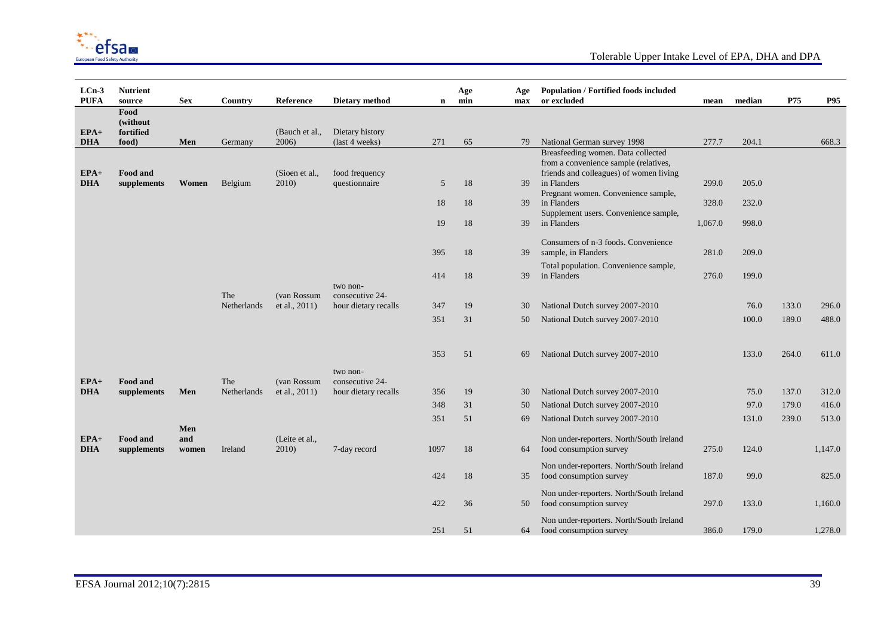| LCn-3 PUFA | Nutrient source | Sex | Country | Reference | Dietary method | n | Age min | Age max | Population / Fortified foods included or excluded | mean | median | P75 | P95 |
|---|---|---|---|---|---|---|---|---|---|---|---|---|---|
| EPA+ DHA | Food (without fortified food) | Men | Germany | (Bauch et al., 2006) | Dietary history (last 4 weeks) | 271 | 65 | 79 | National German survey 1998 | 277.7 | 204.1 | | 668.3 |
| EPA+ DHA | Food and supplements | Women | Belgium | (Sioen et al., 2010) | food frequency questionnaire | 5 | 18 | 39 | Breasfeeding women. Data collected from a convenience sample (relatives, friends and colleagues) of women living in Flanders | 299.0 | 205.0 | | |
| | | | | | | 18 | 18 | 39 | Pregnant women. Convenience sample, in Flanders | 328.0 | 232.0 | | |
| | | | | | | 19 | 18 | 39 | Supplement users. Convenience sample, in Flanders | 1,067.0 | 998.0 | | |
| | | | | | | 395 | 18 | 39 | Consumers of n-3 foods. Convenience sample, in Flanders | 281.0 | 209.0 | | |
| | | | | | | 414 | 18 | 39 | Total population. Convenience sample, in Flanders | 276.0 | 199.0 | | |
| | | | The Netherlands | (van Rossum et al., 2011) | two non-consecutive 24-hour dietary recalls | 347 | 19 | 30 | National Dutch survey 2007-2010 | | 76.0 | 133.0 | 296.0 |
| | | | | | | 351 | 31 | 50 | National Dutch survey 2007-2010 | | 100.0 | 189.0 | 488.0 |
| | | | | | | 353 | 51 | 69 | National Dutch survey 2007-2010 | | 133.0 | 264.0 | 611.0 |
| EPA+ DHA | Food and supplements | Men | The Netherlands | (van Rossum et al., 2011) | two non-consecutive 24-hour dietary recalls | 356 | 19 | 30 | National Dutch survey 2007-2010 | | 75.0 | 137.0 | 312.0 |
| | | | | | | 348 | 31 | 50 | National Dutch survey 2007-2010 | | 97.0 | 179.0 | 416.0 |
| | | | | | | 351 | 51 | 69 | National Dutch survey 2007-2010 | | 131.0 | 239.0 | 513.0 |
| EPA+ DHA | Food and supplements | Men and women | Ireland | (Leite et al., 2010) | 7-day record | 1097 | 18 | 64 | Non under-reporters. North/South Ireland food consumption survey | 275.0 | 124.0 | | 1,147.0 |
| | | | | | | 424 | 18 | 35 | Non under-reporters. North/South Ireland food consumption survey | 187.0 | 99.0 | | 825.0 |
| | | | | | | 422 | 36 | 50 | Non under-reporters. North/South Ireland food consumption survey | 297.0 | 133.0 | | 1,160.0 |
| | | | | | | 251 | 51 | 64 | Non under-reporters. North/South Ireland food consumption survey | 386.0 | 179.0 | | 1,278.0 |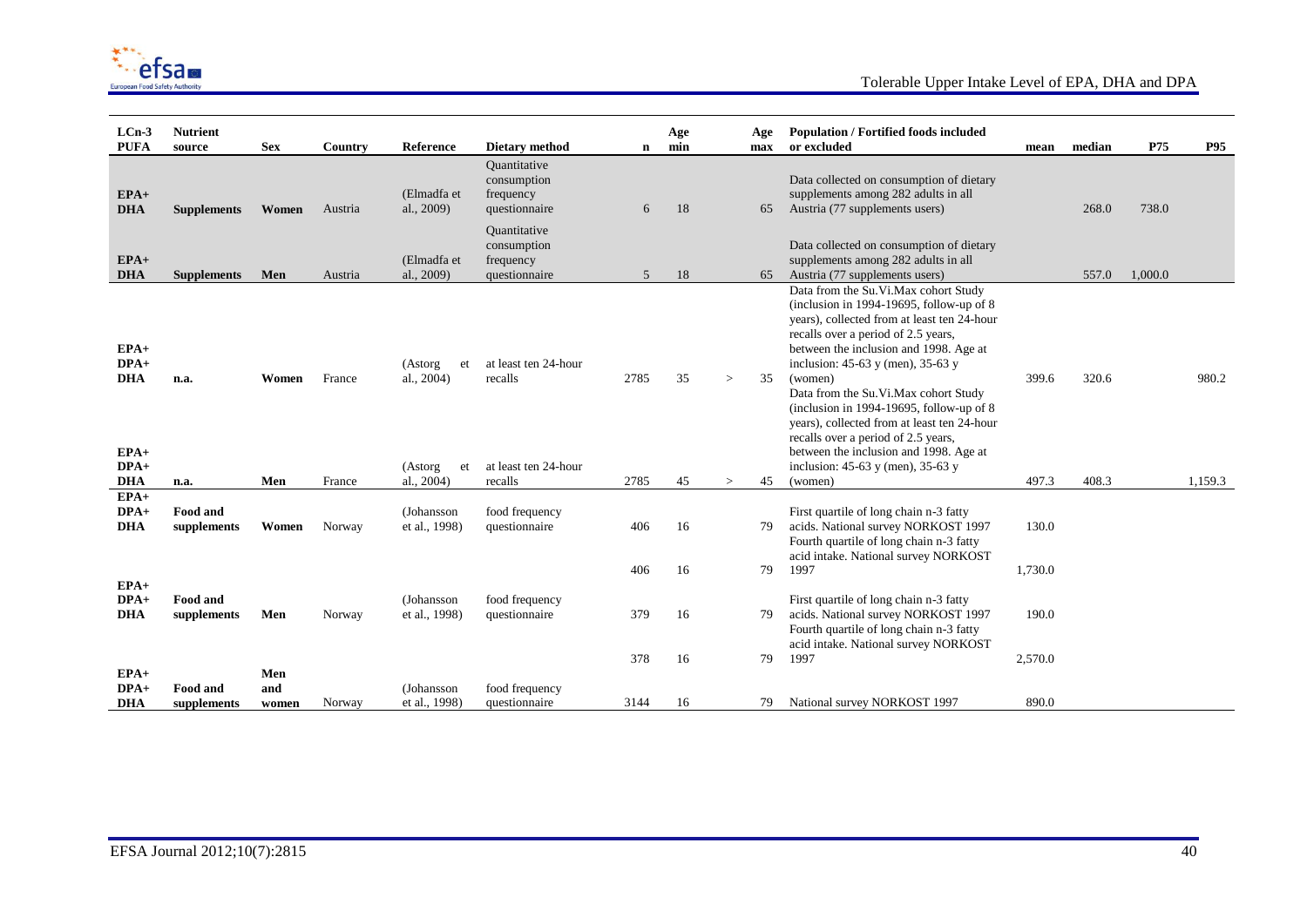| LCn-3 PUFA | Nutrient source | Sex | Country | Reference | Dietary method | n | Age min | | Age max | Population / Fortified foods included or excluded | mean | median | P75 | P95 |
|---|---|---|---|---|---|---|---|---|---|---|---|---|---|---|
| EPA+ DHA | Supplements | Women | Austria | (Elmadfa et al., 2009) | Quantitative consumption frequency questionnaire | 6 | 18 | | 65 | Data collected on consumption of dietary supplements among 282 adults in all Austria (77 supplements users) | | 268.0 | 738.0 | |
| EPA+ DHA | Supplements | Men | Austria | (Elmadfa et al., 2009) | Quantitative consumption frequency questionnaire | 5 | 18 | | 65 | Data collected on consumption of dietary supplements among 282 adults in all Austria (77 supplements users) | | 557.0 | 1,000.0 | |
| EPA+ DPA+ DHA | n.a. | Women | France | (Astorg et al., 2004) | at least ten 24-hour recalls | 2785 | 35 | > | 35 | Data from the Su.Vi.Max cohort Study (inclusion in 1994-19695, follow-up of 8 years), collected from at least ten 24-hour recalls over a period of 2.5 years, between the inclusion and 1998. Age at inclusion: 45-63 y (men), 35-63 y (women) | 399.6 | 320.6 | | 980.2 |
| EPA+ DPA+ DHA | n.a. | Men | France | (Astorg et al., 2004) | at least ten 24-hour recalls | 2785 | 45 | > | 45 | Data from the Su.Vi.Max cohort Study (inclusion in 1994-19695, follow-up of 8 years), collected from at least ten 24-hour recalls over a period of 2.5 years, between the inclusion and 1998. Age at inclusion: 45-63 y (men), 35-63 y (women) | 497.3 | 408.3 | | 1,159.3 |
| EPA+ DPA+ DHA | Food and supplements | Women | Norway | (Johansson et al., 1998) | food frequency questionnaire | 406 | 16 | | 79 | First quartile of long chain n-3 fatty acids. National survey NORKOST 1997 | 130.0 | | | |
| | | | | | | 406 | 16 | | 79 | Fourth quartile of long chain n-3 fatty acid intake. National survey NORKOST 1997 | 1,730.0 | | | |
| EPA+ DPA+ DHA | Food and supplements | Men | Norway | (Johansson et al., 1998) | food frequency questionnaire | 379 | 16 | | 79 | First quartile of long chain n-3 fatty acids. National survey NORKOST 1997 | 190.0 | | | |
| | | | | | | 378 | 16 | | 79 | Fourth quartile of long chain n-3 fatty acid intake. National survey NORKOST 1997 | 2,570.0 | | | |
| EPA+ DPA+ DHA | Food and supplements | Men and women | Norway | (Johansson et al., 1998) | food frequency questionnaire | 3144 | 16 | | 79 | National survey NORKOST 1997 | 890.0 | | | |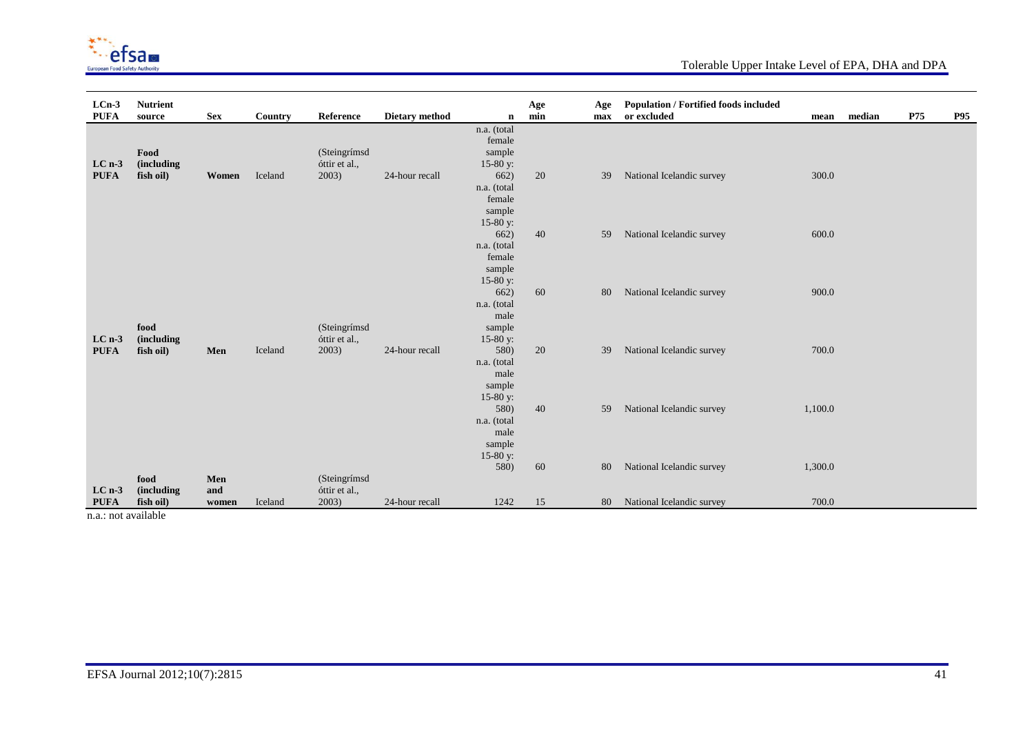| LCn-3 PUFA | Nutrient source | Sex | Country | Reference | Dietary method | n | Age min | Age max | Population / Fortified foods included or excluded | mean | median | P75 | P95 |
|---|---|---|---|---|---|---|---|---|---|---|---|---|---|
| LC n-3 PUFA | Food (including fish oil) | Women | Iceland | (Steingrímsdóttir et al., 2003) | 24-hour recall | n.a. (total female sample 15-80 y: 662) | 20 | 39 | National Icelandic survey | 300.0 | | | |
| | | | | | | n.a. (total female sample 15-80 y: 662) | 40 | 59 | National Icelandic survey | 600.0 | | | |
| | | | | | | n.a. (total female sample 15-80 y: 662) | 60 | 80 | National Icelandic survey | 900.0 | | | |
| LC n-3 PUFA | food (including fish oil) | Men | Iceland | (Steingrímsdóttir et al., 2003) | 24-hour recall | n.a. (total male sample 15-80 y: 580) | 20 | 39 | National Icelandic survey | 700.0 | | | |
| | | | | | | n.a. (total male sample 15-80 y: 580) | 40 | 59 | National Icelandic survey | 1,100.0 | | | |
| | | | | | | n.a. (total male sample 15-80 y: 580) | 60 | 80 | National Icelandic survey | 1,300.0 | | | |
| LC n-3 PUFA | food (including fish oil) | Men and women | Iceland | (Steingrímsdóttir et al., 2003) | 24-hour recall | 1242 | 15 | 80 | National Icelandic survey | 700.0 | | | |

n.a.: not available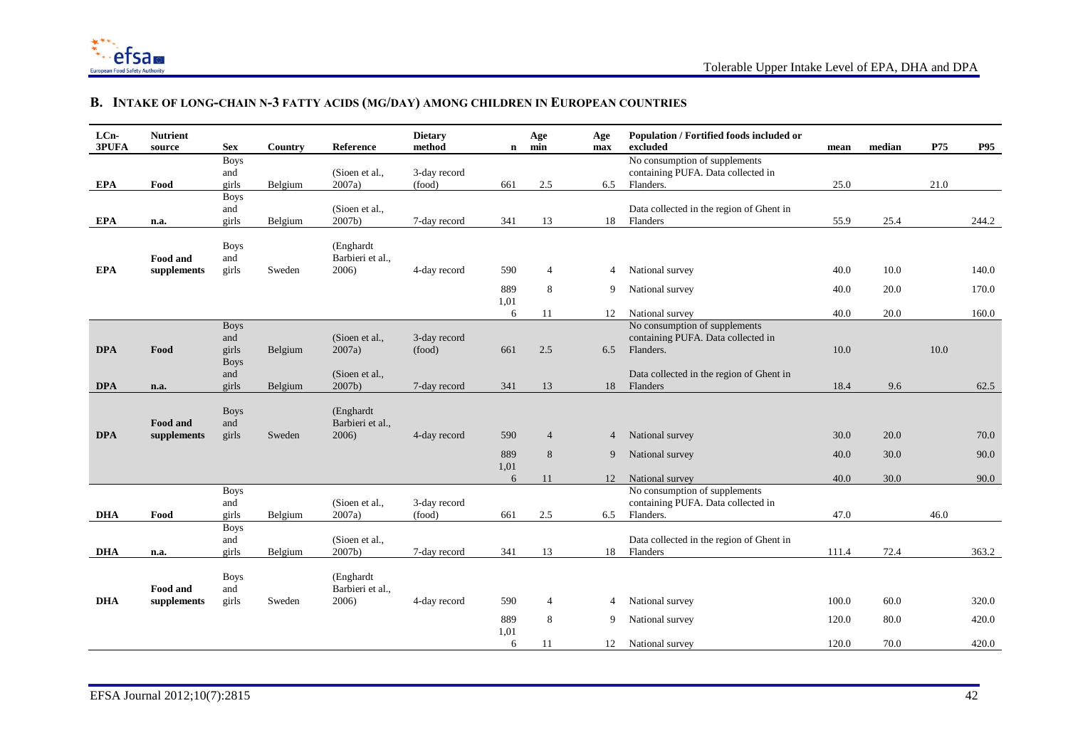## B. Intake of long-chain n-3 fatty acids (mg/day) among children in European countries

| LCn-3PUFA | Nutrient source | Sex | Country | Reference | Dietary method | n | Age min | Age max | Population / Fortified foods included or excluded | mean | median | P75 | P95 |
|---|---|---|---|---|---|---|---|---|---|---|---|---|---|
| EPA | Food | Boys and girls | Belgium | (Sioen et al., 2007a) | 3-day record (food) | 661 | 2.5 | 6.5 | No consumption of supplements containing PUFA. Data collected in Flanders. | 25.0 | | 21.0 | |
| EPA | n.a. | Boys and girls | Belgium | (Sioen et al., 2007b) | 7-day record | 341 | 13 | 18 | Data collected in the region of Ghent in Flanders | 55.9 | 25.4 | | 244.2 |
| EPA | Food and supplements | Boys and girls | Sweden | (Enghardt Barbieri et al., 2006) | 4-day record | 590 | 4 | 4 | National survey | 40.0 | 10.0 | | 140.0 |
| | | | | | | 889 | 8 | 9 | National survey | 40.0 | 20.0 | | 170.0 |
| | | | | | | 1,016 | 11 | 12 | National survey | 40.0 | 20.0 | | 160.0 |
| DPA | Food | Boys and girls | Belgium | (Sioen et al., 2007a) | 3-day record (food) | 661 | 2.5 | 6.5 | No consumption of supplements containing PUFA. Data collected in Flanders. | 10.0 | | 10.0 | |
| DPA | n.a. | Boys and girls | Belgium | (Sioen et al., 2007b) | 7-day record | 341 | 13 | 18 | Data collected in the region of Ghent in Flanders | 18.4 | 9.6 | | 62.5 |
| DPA | Food and supplements | Boys and girls | Sweden | (Enghardt Barbieri et al., 2006) | 4-day record | 590 | 4 | 4 | National survey | 30.0 | 20.0 | | 70.0 |
| | | | | | | 889 | 8 | 9 | National survey | 40.0 | 30.0 | | 90.0 |
| | | | | | | 1,016 | 11 | 12 | National survey | 40.0 | 30.0 | | 90.0 |
| DHA | Food | Boys and girls | Belgium | (Sioen et al., 2007a) | 3-day record (food) | 661 | 2.5 | 6.5 | No consumption of supplements containing PUFA. Data collected in Flanders. | 47.0 | | 46.0 | |
| DHA | n.a. | Boys and girls | Belgium | (Sioen et al., 2007b) | 7-day record | 341 | 13 | 18 | Data collected in the region of Ghent in Flanders | 111.4 | 72.4 | | 363.2 |
| DHA | Food and supplements | Boys and girls | Sweden | (Enghardt Barbieri et al., 2006) | 4-day record | 590 | 4 | 4 | National survey | 100.0 | 60.0 | | 320.0 |
| | | | | | | 889 | 8 | 9 | National survey | 120.0 | 80.0 | | 420.0 |
| | | | | | | 1,016 | 11 | 12 | National survey | 120.0 | 70.0 | | 420.0 |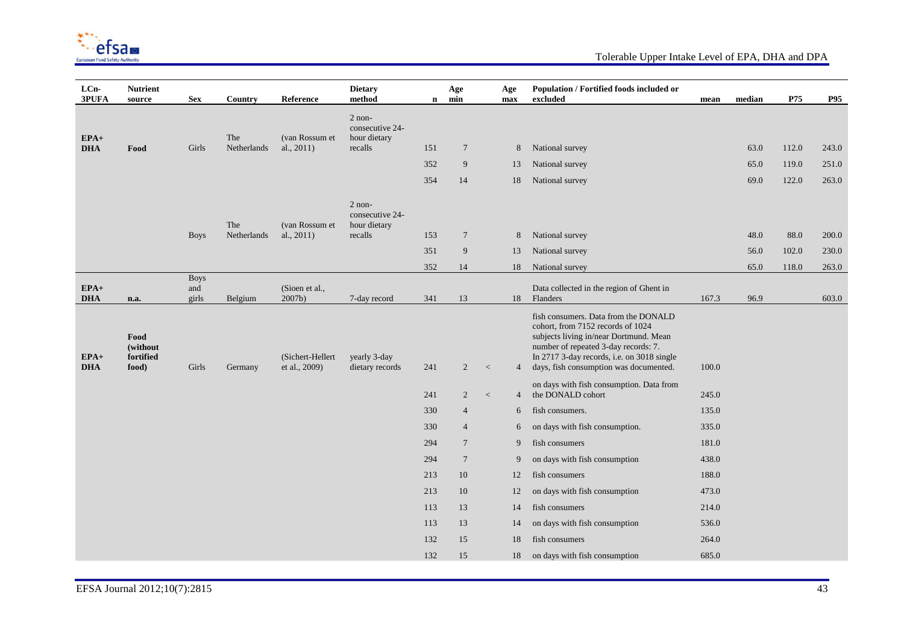| LCn-3PUFA | Nutrient source | Sex | Country | Reference | Dietary method | n | Age min | | Age max | Population / Fortified foods included or excluded | mean | median | P75 | P95 |
|---|---|---|---|---|---|---|---|---|---|---|---|---|---|---|
| **EPA+DHA** | **Food** | Girls | The Netherlands | (van Rossum et al., 2011) | 2 non-consecutive 24-hour dietary recalls | 151 | 7 | | 8 | National survey | | 63.0 | 112.0 | 243.0 |
| | | | | | | 352 | 9 | | 13 | National survey | | 65.0 | 119.0 | 251.0 |
| | | | | | | 354 | 14 | | 18 | National survey | | 69.0 | 122.0 | 263.0 |
| | | Boys | The Netherlands | (van Rossum et al., 2011) | 2 non-consecutive 24-hour dietary recalls | 153 | 7 | | 8 | National survey | | 48.0 | 88.0 | 200.0 |
| | | | | | | 351 | 9 | | 13 | National survey | | 56.0 | 102.0 | 230.0 |
| | | | | | | 352 | 14 | | 18 | National survey | | 65.0 | 118.0 | 263.0 |
| **EPA+DHA** | **n.a.** | Boys and girls | Belgium | (Sioen et al., 2007b) | 7-day record | 341 | 13 | | 18 | Data collected in the region of Ghent in Flanders | 167.3 | 96.9 | | 603.0 |
| **EPA+DHA** | **Food (without fortified food)** | Girls | Germany | (Sichert-Hellert et al., 2009) | yearly 3-day dietary records | 241 | 2 | < | 4 | fish consumers. Data from the DONALD cohort, from 7152 records of 1024 subjects living in/near Dortmund. Mean number of repeated 3-day records: 7. In 2717 3-day records, i.e. on 3018 single days, fish consumption was documented. | 100.0 | | | |
| | | | | | | 241 | 2 | < | 4 | on days with fish consumption. Data from the DONALD cohort | 245.0 | | | |
| | | | | | | 330 | 4 | | 6 | fish consumers. | 135.0 | | | |
| | | | | | | 330 | 4 | | 6 | on days with fish consumption. | 335.0 | | | |
| | | | | | | 294 | 7 | | 9 | fish consumers | 181.0 | | | |
| | | | | | | 294 | 7 | | 9 | on days with fish consumption | 438.0 | | | |
| | | | | | | 213 | 10 | | 12 | fish consumers | 188.0 | | | |
| | | | | | | 213 | 10 | | 12 | on days with fish consumption | 473.0 | | | |
| | | | | | | 113 | 13 | | 14 | fish consumers | 214.0 | | | |
| | | | | | | 113 | 13 | | 14 | on days with fish consumption | 536.0 | | | |
| | | | | | | 132 | 15 | | 18 | fish consumers | 264.0 | | | |
| | | | | | | 132 | 15 | | 18 | on days with fish consumption | 685.0 | | | |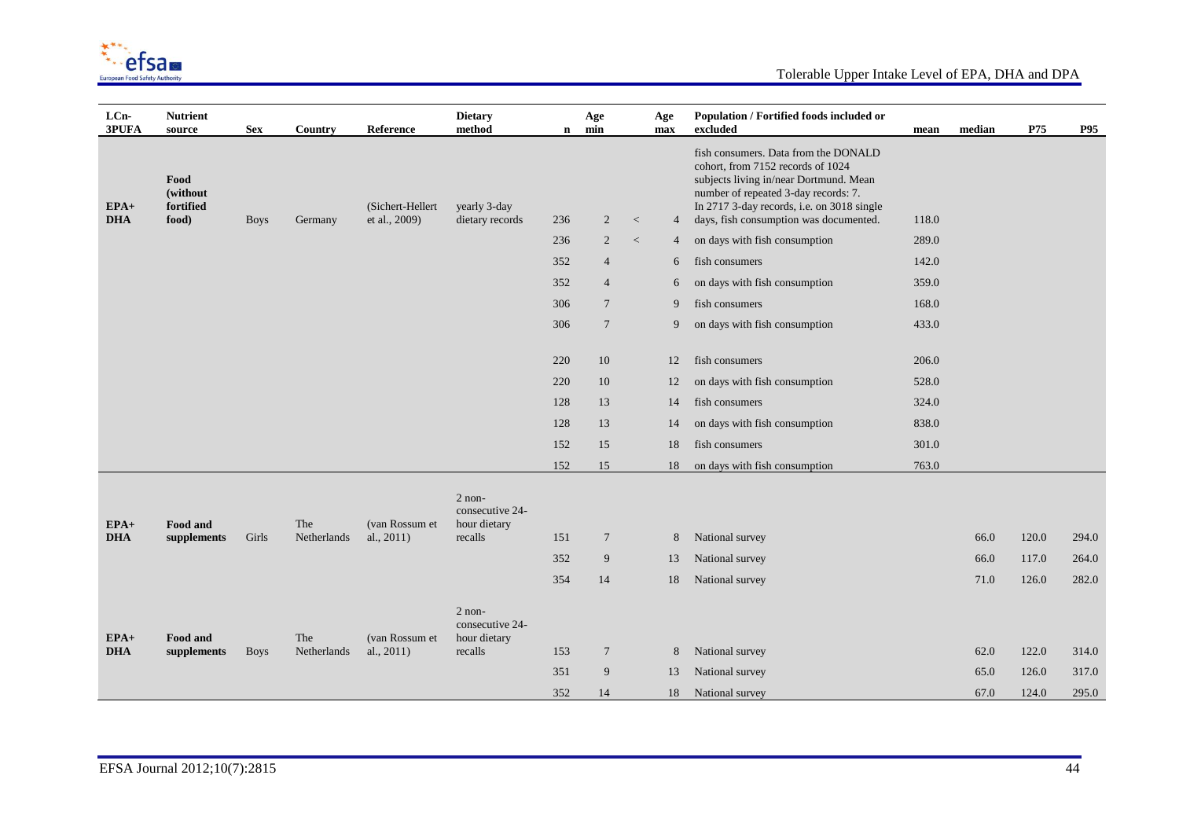| LCn-3PUFA | Nutrient source | Sex | Country | Reference | Dietary method | n | Age min | | Age max | Population / Fortified foods included or excluded | mean | median | P75 | P95 |
|---|---|---|---|---|---|---|---|---|---|---|---|---|---|---|
| EPA+DHA | Food (without fortified food) | Boys | Germany | (Sichert-Hellert et al., 2009) | yearly 3-day dietary records | 236 | 2 | < | 4 | fish consumers. Data from the DONALD cohort, from 7152 records of 1024 subjects living in/near Dortmund. Mean number of repeated 3-day records: 7. In 2717 3-day records, i.e. on 3018 single days, fish consumption was documented. | 118.0 | | | |
| | | | | | | 236 | 2 | < | 4 | on days with fish consumption | 289.0 | | | |
| | | | | | | 352 | 4 | | 6 | fish consumers | 142.0 | | | |
| | | | | | | 352 | 4 | | 6 | on days with fish consumption | 359.0 | | | |
| | | | | | | 306 | 7 | | 9 | fish consumers | 168.0 | | | |
| | | | | | | 306 | 7 | | 9 | on days with fish consumption | 433.0 | | | |
| | | | | | | 220 | 10 | | 12 | fish consumers | 206.0 | | | |
| | | | | | | 220 | 10 | | 12 | on days with fish consumption | 528.0 | | | |
| | | | | | | 128 | 13 | | 14 | fish consumers | 324.0 | | | |
| | | | | | | 128 | 13 | | 14 | on days with fish consumption | 838.0 | | | |
| | | | | | | 152 | 15 | | 18 | fish consumers | 301.0 | | | |
| | | | | | | 152 | 15 | | 18 | on days with fish consumption | 763.0 | | | |
| EPA+DHA | Food and supplements | Girls | The Netherlands | (van Rossum et al., 2011) | 2 non-consecutive 24-hour dietary recalls | 151 | 7 | | 8 | National survey | | 66.0 | 120.0 | 294.0 |
| | | | | | | 352 | 9 | | 13 | National survey | | 66.0 | 117.0 | 264.0 |
| | | | | | | 354 | 14 | | 18 | National survey | | 71.0 | 126.0 | 282.0 |
| EPA+DHA | Food and supplements | Boys | The Netherlands | (van Rossum et al., 2011) | 2 non-consecutive 24-hour dietary recalls | 153 | 7 | | 8 | National survey | | 62.0 | 122.0 | 314.0 |
| | | | | | | 351 | 9 | | 13 | National survey | | 65.0 | 126.0 | 317.0 |
| | | | | | | 352 | 14 | | 18 | National survey | | 67.0 | 124.0 | 295.0 |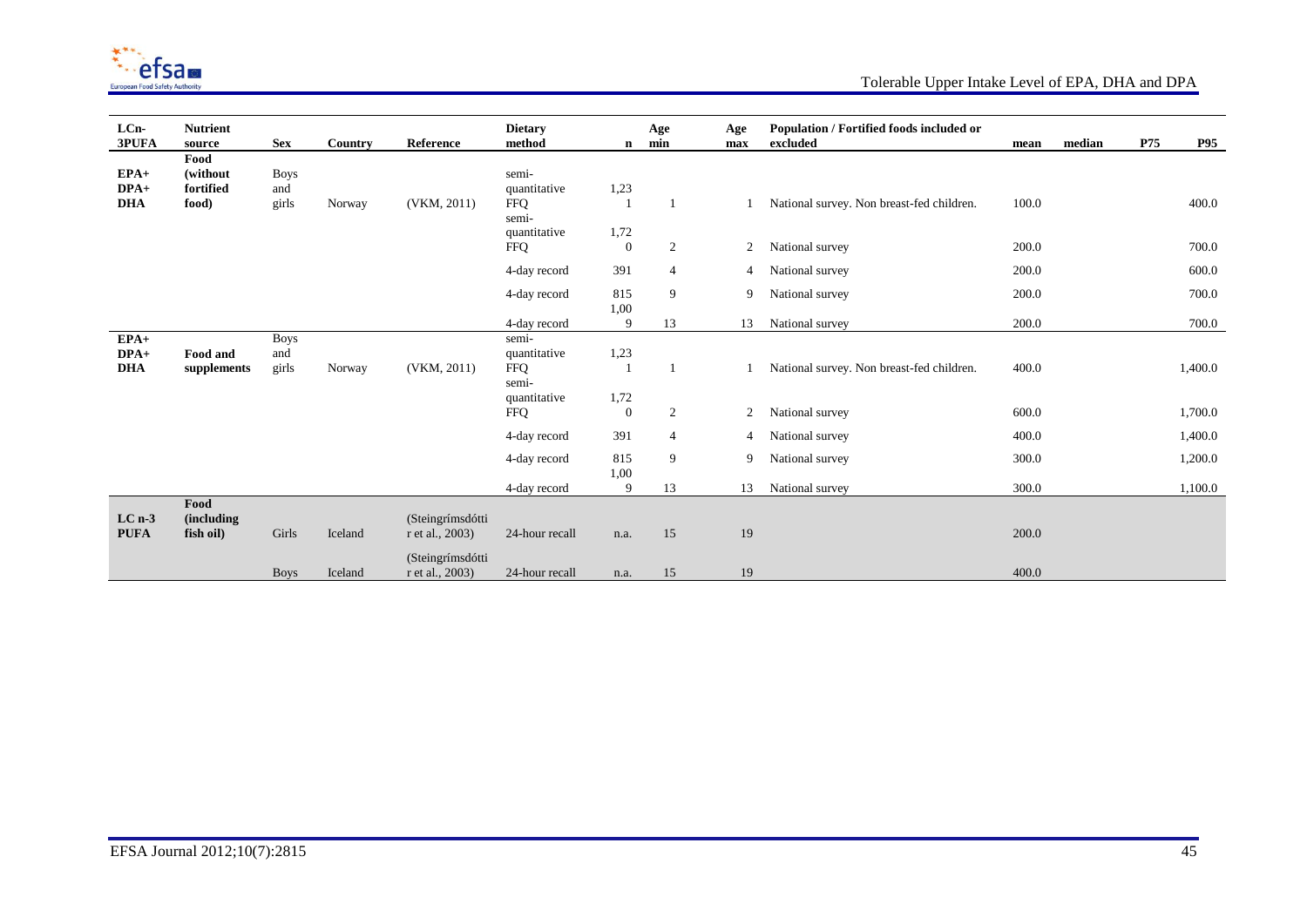| LCn-3PUFA | Nutrient source | Sex | Country | Reference | Dietary method | n | Age min | Age max | Population / Fortified foods included or excluded | mean | median | P75 | P95 |
|---|---|---|---|---|---|---|---|---|---|---|---|---|---|
| **EPA+ DPA+ DHA** | **Food (without fortified food)** | Boys and girls | Norway | (VKM, 2011) | semi-quantitative FFQ | 1,231 | 1 | 1 | National survey. Non breast-fed children. | 100.0 | | | 400.0 |
| | | | | | semi-quantitative FFQ | 1,720 | 2 | 2 | National survey | 200.0 | | | 700.0 |
| | | | | | 4-day record | 391 | 4 | 4 | National survey | 200.0 | | | 600.0 |
| | | | | | 4-day record | 815 | 9 | 9 | National survey | 200.0 | | | 700.0 |
| | | | | | 4-day record | 1,009 | 13 | 13 | National survey | 200.0 | | | 700.0 |
| **EPA+ DPA+ DHA** | **Food and supplements** | Boys and girls | Norway | (VKM, 2011) | semi-quantitative FFQ | 1,231 | 1 | 1 | National survey. Non breast-fed children. | 400.0 | | | 1,400.0 |
| | | | | | semi-quantitative FFQ | 1,720 | 2 | 2 | National survey | 600.0 | | | 1,700.0 |
| | | | | | 4-day record | 391 | 4 | 4 | National survey | 400.0 | | | 1,400.0 |
| | | | | | 4-day record | 815 | 9 | 9 | National survey | 300.0 | | | 1,200.0 |
| | | | | | 4-day record | 1,009 | 13 | 13 | National survey | 300.0 | | | 1,100.0 |
| **LC n-3 PUFA** | **Food (including fish oil)** | Girls | Iceland | (Steingrímsdóttir et al., 2003) | 24-hour recall | n.a. | 15 | 19 | | 200.0 | | | |
| | | Boys | Iceland | (Steingrímsdóttir et al., 2003) | 24-hour recall | n.a. | 15 | 19 | | 400.0 | | | |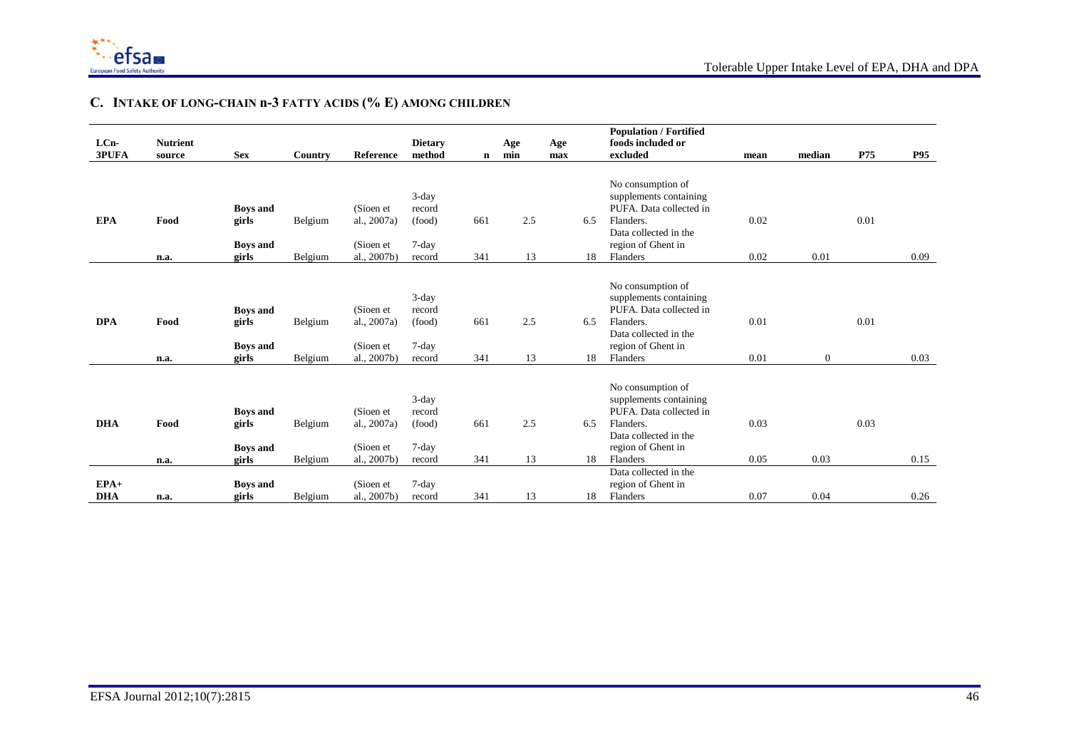## C. INTAKE OF LONG-CHAIN n-3 FATTY ACIDS (% E) AMONG CHILDREN

| LCn-3PUFA | Nutrient source | Sex | Country | Reference | Dietary method | n | Age min | Age max | Population / Fortified foods included or excluded | mean | median | P75 | P95 |
|---|---|---|---|---|---|---|---|---|---|---|---|---|---|
| EPA | Food | Boys and girls | Belgium | (Sioen et al., 2007a) | 3-day record (food) | 661 | 2.5 | 6.5 | No consumption of supplements containing PUFA. Data collected in Flanders. | 0.02 | | 0.01 | |
| | n.a. | Boys and girls | Belgium | (Sioen et al., 2007b) | 7-day record | 341 | 13 | 18 | Data collected in the region of Ghent in Flanders | 0.02 | 0.01 | | 0.09 |
| DPA | Food | Boys and girls | Belgium | (Sioen et al., 2007a) | 3-day record (food) | 661 | 2.5 | 6.5 | No consumption of supplements containing PUFA. Data collected in Flanders. | 0.01 | | 0.01 | |
| | n.a. | Boys and girls | Belgium | (Sioen et al., 2007b) | 7-day record | 341 | 13 | 18 | Data collected in the region of Ghent in Flanders | 0.01 | 0 | | 0.03 |
| DHA | Food | Boys and girls | Belgium | (Sioen et al., 2007a) | 3-day record (food) | 661 | 2.5 | 6.5 | No consumption of supplements containing PUFA. Data collected in Flanders. | 0.03 | | 0.03 | |
| | n.a. | Boys and girls | Belgium | (Sioen et al., 2007b) | 7-day record | 341 | 13 | 18 | Data collected in the region of Ghent in Flanders | 0.05 | 0.03 | | 0.15 |
| EPA+DHA | n.a. | Boys and girls | Belgium | (Sioen et al., 2007b) | 7-day record | 341 | 13 | 18 | Data collected in the region of Ghent in Flanders | 0.07 | 0.04 | | 0.26 |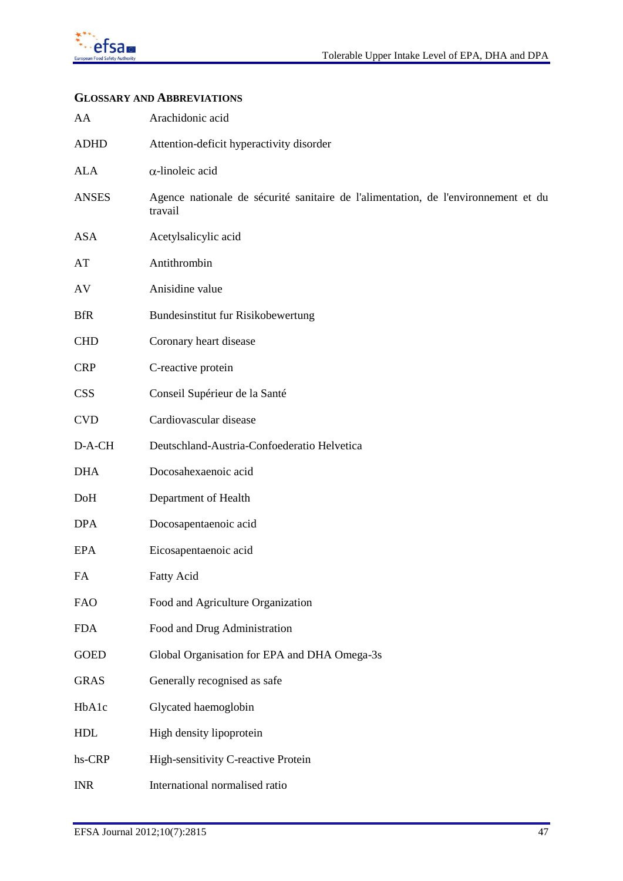## GLOSSARY AND ABBREVIATIONS

| | |
|---|---|
| AA | Arachidonic acid |
| ADHD | Attention-deficit hyperactivity disorder |
| ALA | α-linoleic acid |
| ANSES | Agence nationale de sécurité sanitaire de l'alimentation, de l'environnement et du travail |
| ASA | Acetylsalicylic acid |
| AT | Antithrombin |
| AV | Anisidine value |
| BfR | Bundesinstitut fur Risikobewertung |
| CHD | Coronary heart disease |
| CRP | C-reactive protein |
| CSS | Conseil Supérieur de la Santé |
| CVD | Cardiovascular disease |
| D-A-CH | Deutschland-Austria-Confoederatio Helvetica |
| DHA | Docosahexaenoic acid |
| DoH | Department of Health |
| DPA | Docosapentaenoic acid |
| EPA | Eicosapentaenoic acid |
| FA | Fatty Acid |
| FAO | Food and Agriculture Organization |
| FDA | Food and Drug Administration |
| GOED | Global Organisation for EPA and DHA Omega-3s |
| GRAS | Generally recognised as safe |
| HbA1c | Glycated haemoglobin |
| HDL | High density lipoprotein |
| hs-CRP | High-sensitivity C-reactive Protein |
| INR | International normalised ratio |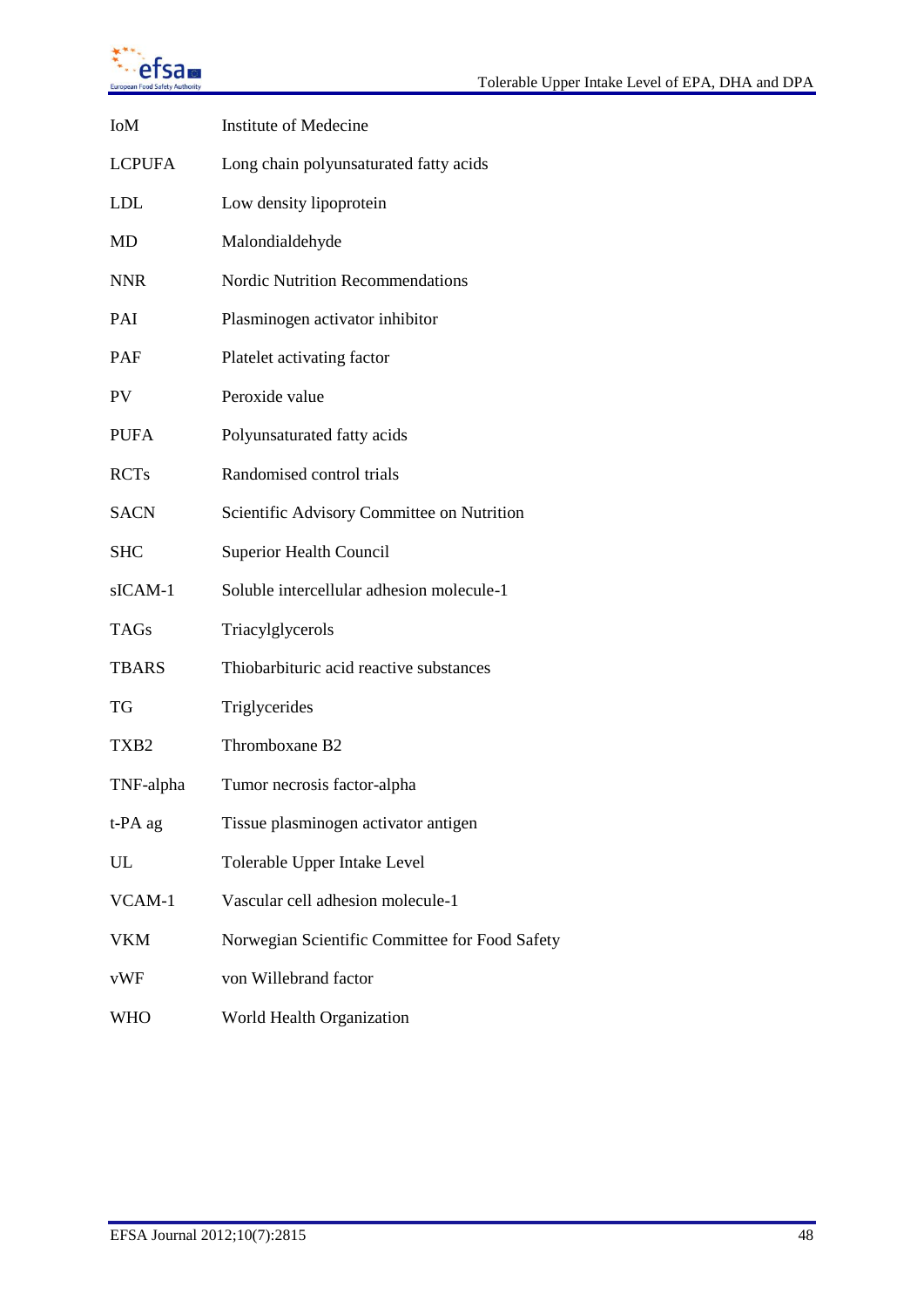| | |
|---|---|
| IoM | Institute of Medecine |
| LCPUFA | Long chain polyunsaturated fatty acids |
| LDL | Low density lipoprotein |
| MD | Malondialdehyde |
| NNR | Nordic Nutrition Recommendations |
| PAI | Plasminogen activator inhibitor |
| PAF | Platelet activating factor |
| PV | Peroxide value |
| PUFA | Polyunsaturated fatty acids |
| RCTs | Randomised control trials |
| SACN | Scientific Advisory Committee on Nutrition |
| SHC | Superior Health Council |
| sICAM-1 | Soluble intercellular adhesion molecule-1 |
| TAGs | Triacylglycerols |
| TBARS | Thiobarbituric acid reactive substances |
| TG | Triglycerides |
| TXB2 | Thromboxane B2 |
| TNF-alpha | Tumor necrosis factor-alpha |
| t-PA ag | Tissue plasminogen activator antigen |
| UL | Tolerable Upper Intake Level |
| VCAM-1 | Vascular cell adhesion molecule-1 |
| VKM | Norwegian Scientific Committee for Food Safety |
| vWF | von Willebrand factor |
| WHO | World Health Organization |